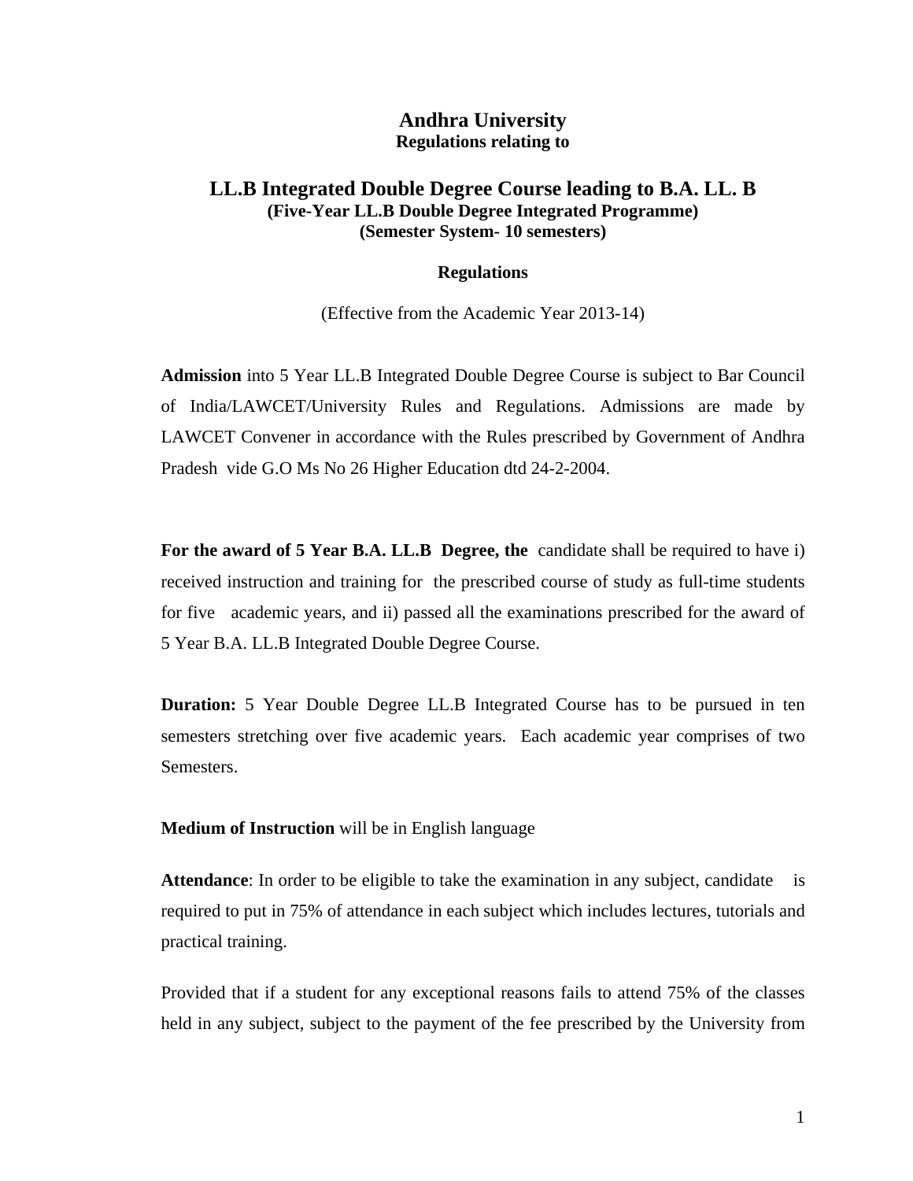# Andhra University

**Regulations relating to**

## LL.B Integrated Double Degree Course leading to B.A. LL. B

**(Five-Year LL.B Double Degree Integrated Programme)**
**(Semester System- 10 semesters)**

**Regulations**

(Effective from the Academic Year 2013-14)

**Admission** into 5 Year LL.B Integrated Double Degree Course is subject to Bar Council of India/LAWCET/University Rules and Regulations. Admissions are made by LAWCET Convener in accordance with the Rules prescribed by Government of Andhra Pradesh vide G.O Ms No 26 Higher Education dtd 24-2-2004.

**For the award of 5 Year B.A. LL.B Degree, the** candidate shall be required to have i) received instruction and training for the prescribed course of study as full-time students for five academic years, and ii) passed all the examinations prescribed for the award of 5 Year B.A. LL.B Integrated Double Degree Course.

**Duration:** 5 Year Double Degree LL.B Integrated Course has to be pursued in ten semesters stretching over five academic years. Each academic year comprises of two Semesters.

**Medium of Instruction** will be in English language

**Attendance**: In order to be eligible to take the examination in any subject, candidate is required to put in 75% of attendance in each subject which includes lectures, tutorials and practical training.

Provided that if a student for any exceptional reasons fails to attend 75% of the classes held in any subject, subject to the payment of the fee prescribed by the University from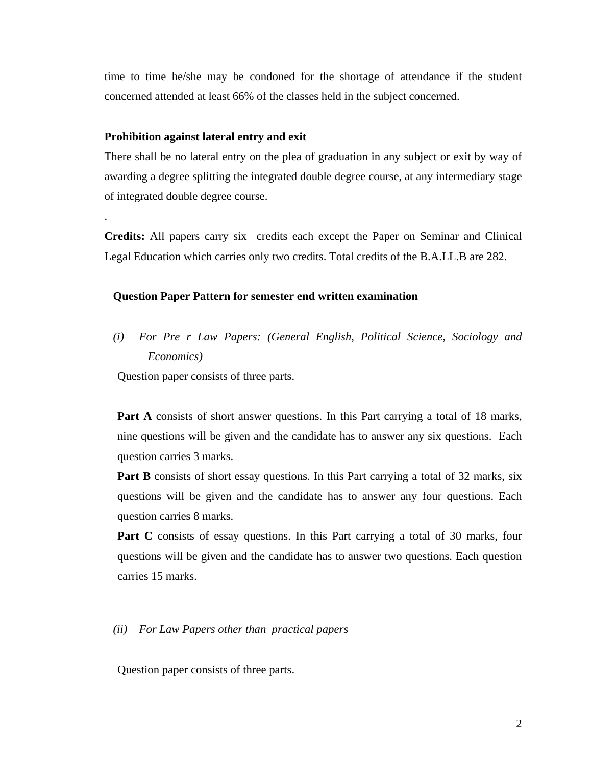time to time he/she may be condoned for the shortage of attendance if the student concerned attended at least 66% of the classes held in the subject concerned.

**Prohibition against lateral entry and exit**

There shall be no lateral entry on the plea of graduation in any subject or exit by way of awarding a degree splitting the integrated double degree course, at any intermediary stage of integrated double degree course.

.

**Credits:** All papers carry six credits each except the Paper on Seminar and Clinical Legal Education which carries only two credits. Total credits of the B.A.LL.B are 282.

**Question Paper Pattern for semester end written examination**

*(i) For Pre r Law Papers: (General English, Political Science, Sociology and Economics)*

Question paper consists of three parts.

**Part A** consists of short answer questions. In this Part carrying a total of 18 marks, nine questions will be given and the candidate has to answer any six questions. Each question carries 3 marks.

**Part B** consists of short essay questions. In this Part carrying a total of 32 marks, six questions will be given and the candidate has to answer any four questions. Each question carries 8 marks.

**Part C** consists of essay questions. In this Part carrying a total of 30 marks, four questions will be given and the candidate has to answer two questions. Each question carries 15 marks.

*(ii) For Law Papers other than practical papers*

Question paper consists of three parts.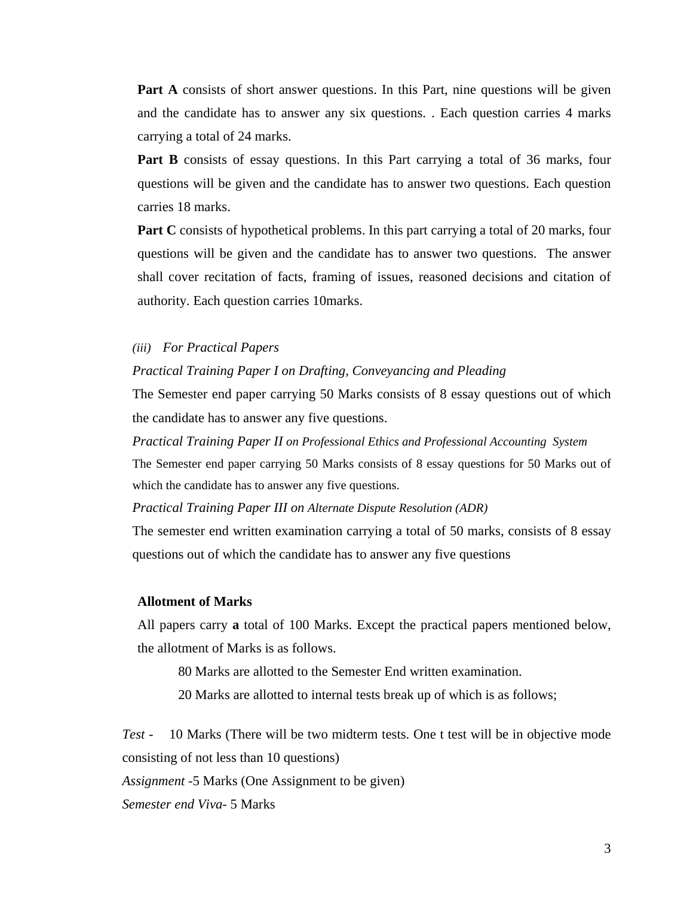**Part A** consists of short answer questions. In this Part, nine questions will be given and the candidate has to answer any six questions. . Each question carries 4 marks carrying a total of 24 marks.

**Part B** consists of essay questions. In this Part carrying a total of 36 marks, four questions will be given and the candidate has to answer two questions. Each question carries 18 marks.

**Part C** consists of hypothetical problems. In this part carrying a total of 20 marks, four questions will be given and the candidate has to answer two questions. The answer shall cover recitation of facts, framing of issues, reasoned decisions and citation of authority. Each question carries 10marks.

*(iii) For Practical Papers*

*Practical Training Paper I on Drafting, Conveyancing and Pleading*

The Semester end paper carrying 50 Marks consists of 8 essay questions out of which the candidate has to answer any five questions.

*Practical Training Paper II on Professional Ethics and Professional Accounting System*

The Semester end paper carrying 50 Marks consists of 8 essay questions for 50 Marks out of which the candidate has to answer any five questions.

*Practical Training Paper III on Alternate Dispute Resolution (ADR)*

The semester end written examination carrying a total of 50 marks, consists of 8 essay questions out of which the candidate has to answer any five questions

**Allotment of Marks**

All papers carry **a** total of 100 Marks. Except the practical papers mentioned below, the allotment of Marks is as follows.

80 Marks are allotted to the Semester End written examination.

20 Marks are allotted to internal tests break up of which is as follows;

*Test* - 10 Marks (There will be two midterm tests. One t test will be in objective mode consisting of not less than 10 questions)

*Assignment* -5 Marks (One Assignment to be given)

*Semester end Viva*- 5 Marks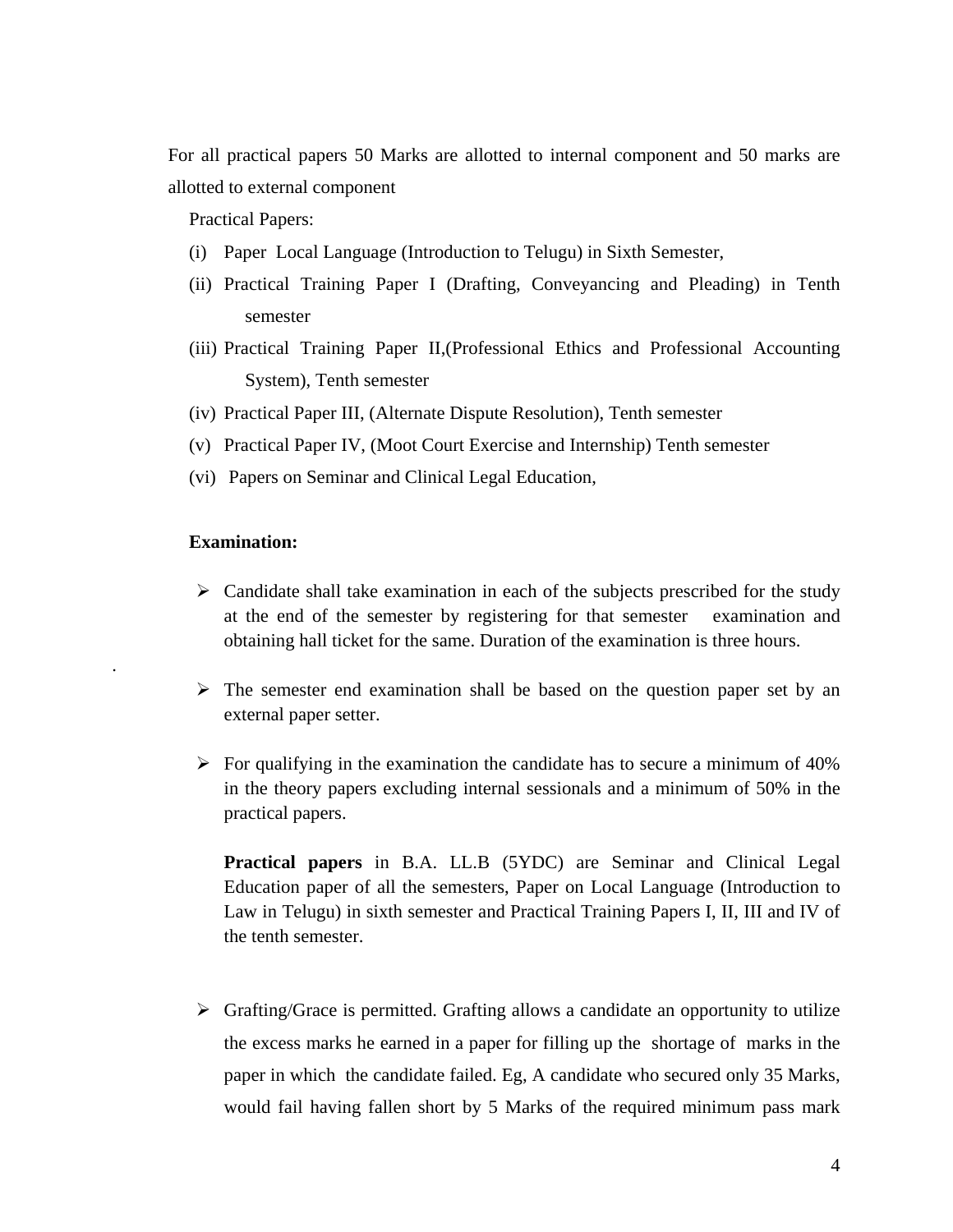For all practical papers 50 Marks are allotted to internal component and 50 marks are allotted to external component

Practical Papers:

(i) Paper Local Language (Introduction to Telugu) in Sixth Semester,

(ii) Practical Training Paper I (Drafting, Conveyancing and Pleading) in Tenth semester

(iii) Practical Training Paper II,(Professional Ethics and Professional Accounting System), Tenth semester

(iv) Practical Paper III, (Alternate Dispute Resolution), Tenth semester

(v) Practical Paper IV, (Moot Court Exercise and Internship) Tenth semester

(vi) Papers on Seminar and Clinical Legal Education,

**Examination:**

- Candidate shall take examination in each of the subjects prescribed for the study at the end of the semester by registering for that semester examination and obtaining hall ticket for the same. Duration of the examination is three hours.

- The semester end examination shall be based on the question paper set by an external paper setter.

- For qualifying in the examination the candidate has to secure a minimum of 40% in the theory papers excluding internal sessionals and a minimum of 50% in the practical papers.

  **Practical papers** in B.A. LL.B (5YDC) are Seminar and Clinical Legal Education paper of all the semesters, Paper on Local Language (Introduction to Law in Telugu) in sixth semester and Practical Training Papers I, II, III and IV of the tenth semester.

- Grafting/Grace is permitted. Grafting allows a candidate an opportunity to utilize the excess marks he earned in a paper for filling up the shortage of marks in the paper in which the candidate failed. Eg, A candidate who secured only 35 Marks, would fail having fallen short by 5 Marks of the required minimum pass mark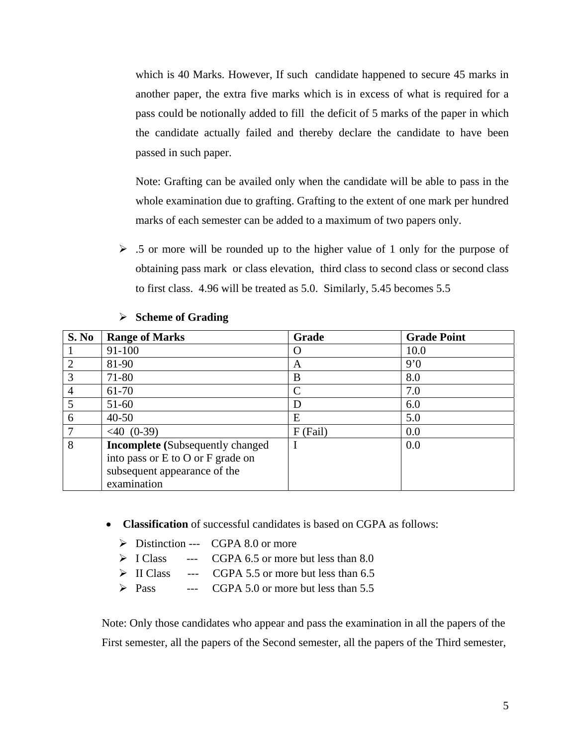which is 40 Marks. However, If such candidate happened to secure 45 marks in another paper, the extra five marks which is in excess of what is required for a pass could be notionally added to fill the deficit of 5 marks of the paper in which the candidate actually failed and thereby declare the candidate to have been passed in such paper.

Note: Grafting can be availed only when the candidate will be able to pass in the whole examination due to grafting. Grafting to the extent of one mark per hundred marks of each semester can be added to a maximum of two papers only.

- .5 or more will be rounded up to the higher value of 1 only for the purpose of obtaining pass mark or class elevation, third class to second class or second class to first class. 4.96 will be treated as 5.0. Similarly, 5.45 becomes 5.5

- **Scheme of Grading**

| S. No | Range of Marks | Grade | Grade Point |
|---|---|---|---|
| 1 | 91-100 | O | 10.0 |
| 2 | 81-90 | A | 9’0 |
| 3 | 71-80 | B | 8.0 |
| 4 | 61-70 | C | 7.0 |
| 5 | 51-60 | D | 6.0 |
| 6 | 40-50 | E | 5.0 |
| 7 | <40 (0-39) | F (Fail) | 0.0 |
| 8 | **Incomplete (**Subsequently changed into pass or E to O or F grade on subsequent appearance of the examination | I | 0.0 |

- **Classification** of successful candidates is based on CGPA as follows:
  - Distinction --- CGPA 8.0 or more
  - I Class --- CGPA 6.5 or more but less than 8.0
  - II Class --- CGPA 5.5 or more but less than 6.5
  - Pass --- CGPA 5.0 or more but less than 5.5

Note: Only those candidates who appear and pass the examination in all the papers of the First semester, all the papers of the Second semester, all the papers of the Third semester,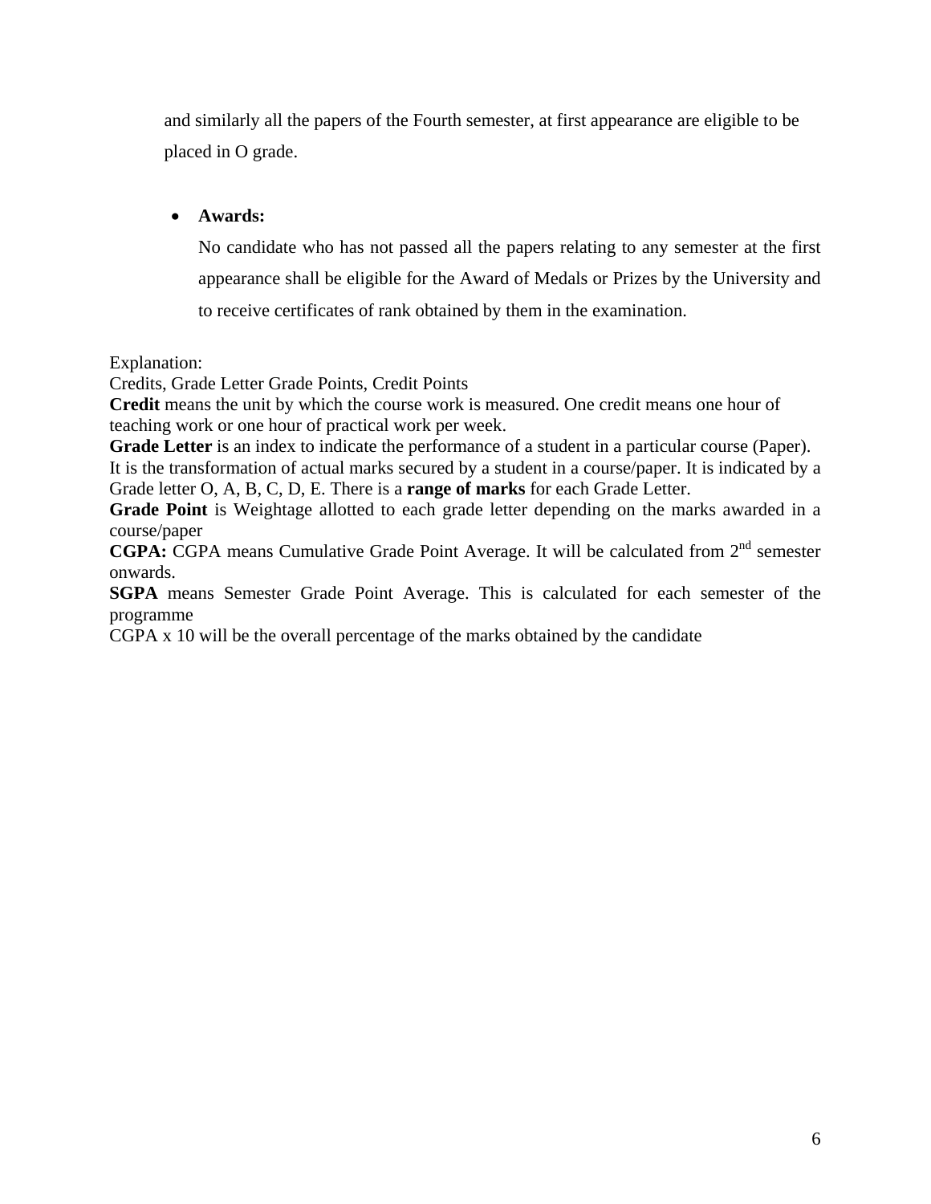and similarly all the papers of the Fourth semester, at first appearance are eligible to be placed in O grade.

- **Awards:**

  No candidate who has not passed all the papers relating to any semester at the first appearance shall be eligible for the Award of Medals or Prizes by the University and to receive certificates of rank obtained by them in the examination.

Explanation:
Credits, Grade Letter Grade Points, Credit Points

**Credit** means the unit by which the course work is measured. One credit means one hour of teaching work or one hour of practical work per week.

**Grade Letter** is an index to indicate the performance of a student in a particular course (Paper). It is the transformation of actual marks secured by a student in a course/paper. It is indicated by a Grade letter O, A, B, C, D, E. There is a **range of marks** for each Grade Letter.

**Grade Point** is Weightage allotted to each grade letter depending on the marks awarded in a course/paper

**CGPA:** CGPA means Cumulative Grade Point Average. It will be calculated from 2nd semester onwards.

**SGPA** means Semester Grade Point Average. This is calculated for each semester of the programme

CGPA x 10 will be the overall percentage of the marks obtained by the candidate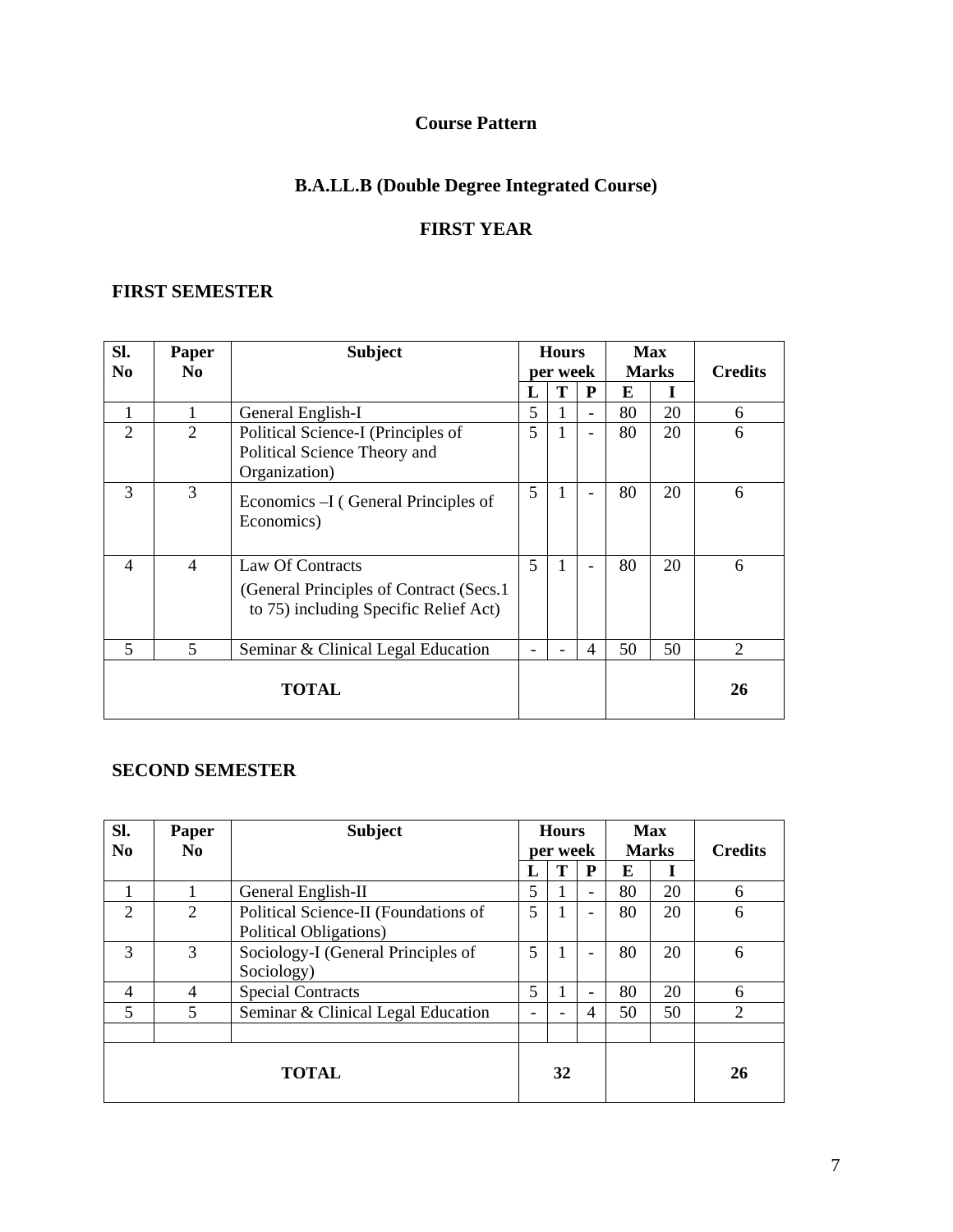## Course Pattern

## B.A.LL.B (Double Degree Integrated Course)

## FIRST YEAR

### FIRST SEMESTER

| Sl. No | Paper No | Subject | Hours per week | | | Max Marks | | Credits |
|---|---|---|---|---|---|---|---|---|
| | | | L | T | P | E | I | |
| 1 | 1 | General English-I | 5 | 1 | - | 80 | 20 | 6 |
| 2 | 2 | Political Science-I (Principles of Political Science Theory and Organization) | 5 | 1 | - | 80 | 20 | 6 |
| 3 | 3 | Economics –I ( General Principles of Economics) | 5 | 1 | - | 80 | 20 | 6 |
| 4 | 4 | Law Of Contracts (General Principles of Contract (Secs.1 to 75) including Specific Relief Act) | 5 | 1 | - | 80 | 20 | 6 |
| 5 | 5 | Seminar & Clinical Legal Education | - | - | 4 | 50 | 50 | 2 |
| **TOTAL** | | | | | | | | **26** |

### SECOND SEMESTER

| Sl. No | Paper No | Subject | Hours per week | | | Max Marks | | Credits |
|---|---|---|---|---|---|---|---|---|
| | | | L | T | P | E | I | |
| 1 | 1 | General English-II | 5 | 1 | - | 80 | 20 | 6 |
| 2 | 2 | Political Science-II (Foundations of Political Obligations) | 5 | 1 | - | 80 | 20 | 6 |
| 3 | 3 | Sociology-I (General Principles of Sociology) | 5 | 1 | - | 80 | 20 | 6 |
| 4 | 4 | Special Contracts | 5 | 1 | - | 80 | 20 | 6 |
| 5 | 5 | Seminar & Clinical Legal Education | - | - | 4 | 50 | 50 | 2 |
| | | | | | | | | |
| **TOTAL** | | | **32** | | | | | **26** |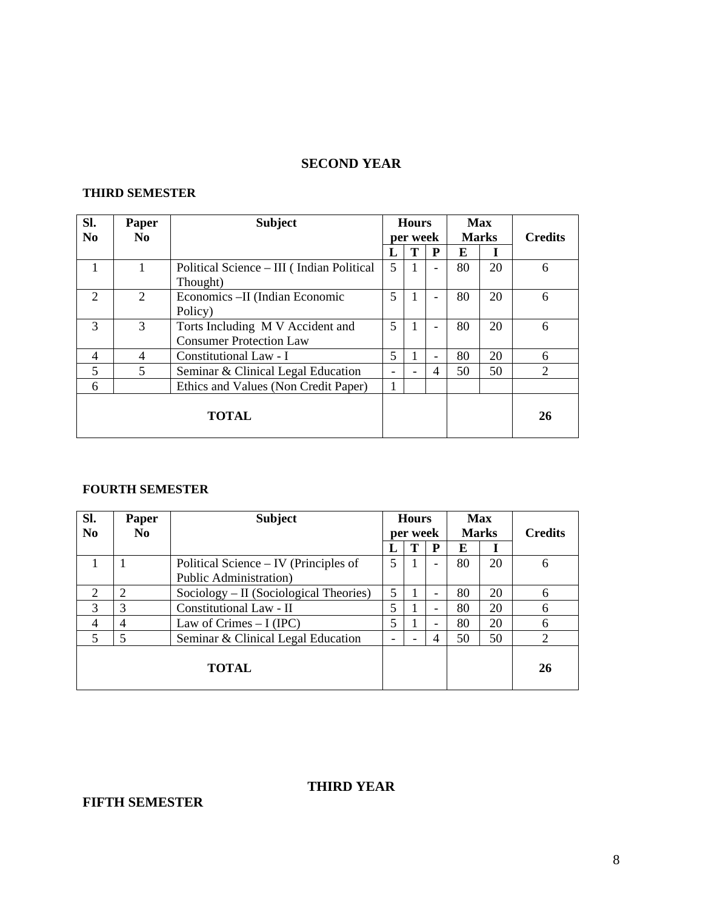## SECOND YEAR

### THIRD SEMESTER

| Sl. No | Paper No | Subject | Hours per week | | | Max Marks | | Credits |
|---|---|---|---|---|---|---|---|---|
| | | | L | T | P | E | I | |
| 1 | 1 | Political Science – III ( Indian Political Thought) | 5 | 1 | - | 80 | 20 | 6 |
| 2 | 2 | Economics –II (Indian Economic Policy) | 5 | 1 | - | 80 | 20 | 6 |
| 3 | 3 | Torts Including M V Accident and Consumer Protection Law | 5 | 1 | - | 80 | 20 | 6 |
| 4 | 4 | Constitutional Law - I | 5 | 1 | - | 80 | 20 | 6 |
| 5 | 5 | Seminar & Clinical Legal Education | - | - | 4 | 50 | 50 | 2 |
| 6 | | Ethics and Values (Non Credit Paper) | 1 | | | | | |
| **TOTAL** | | | | | | | | **26** |

### FOURTH SEMESTER

| Sl. No | Paper No | Subject | Hours per week | | | Max Marks | | Credits |
|---|---|---|---|---|---|---|---|---|
| | | | L | T | P | E | I | |
| 1 | 1 | Political Science – IV (Principles of Public Administration) | 5 | 1 | - | 80 | 20 | 6 |
| 2 | 2 | Sociology – II (Sociological Theories) | 5 | 1 | - | 80 | 20 | 6 |
| 3 | 3 | Constitutional Law - II | 5 | 1 | - | 80 | 20 | 6 |
| 4 | 4 | Law of Crimes – I (IPC) | 5 | 1 | - | 80 | 20 | 6 |
| 5 | 5 | Seminar & Clinical Legal Education | - | - | 4 | 50 | 50 | 2 |
| **TOTAL** | | | | | | | | **26** |

## THIRD YEAR

### FIFTH SEMESTER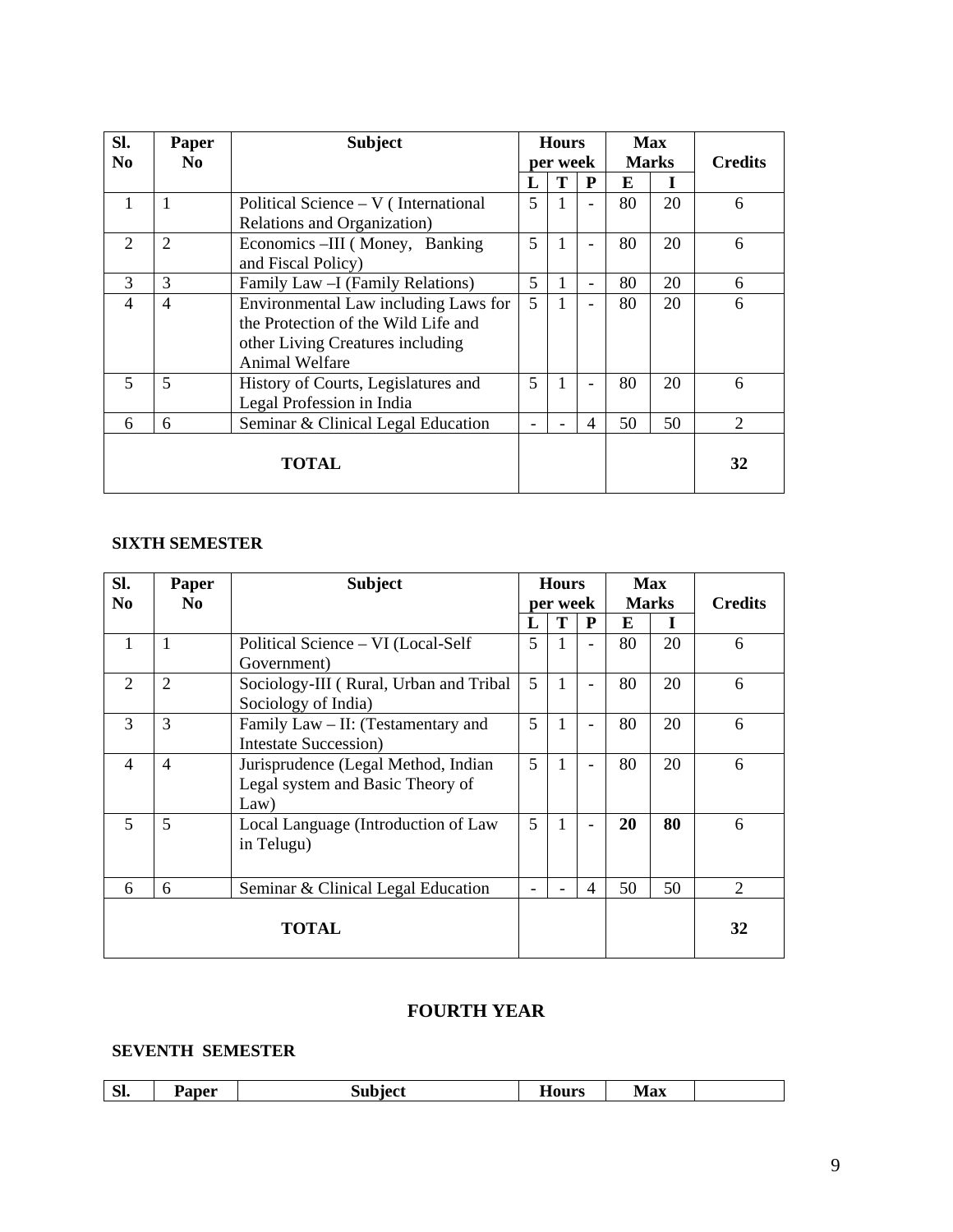| Sl. No | Paper No | Subject | Hours per week | | | Max Marks | | Credits |
|---|---|---|---|---|---|---|---|---|
| | | | L | T | P | E | I | |
| 1 | 1 | Political Science – V ( International Relations and Organization) | 5 | 1 | - | 80 | 20 | 6 |
| 2 | 2 | Economics –III ( Money, Banking and Fiscal Policy) | 5 | 1 | - | 80 | 20 | 6 |
| 3 | 3 | Family Law –I (Family Relations) | 5 | 1 | - | 80 | 20 | 6 |
| 4 | 4 | Environmental Law including Laws for the Protection of the Wild Life and other Living Creatures including Animal Welfare | 5 | 1 | - | 80 | 20 | 6 |
| 5 | 5 | History of Courts, Legislatures and Legal Profession in India | 5 | 1 | - | 80 | 20 | 6 |
| 6 | 6 | Seminar & Clinical Legal Education | - | - | 4 | 50 | 50 | 2 |
| | | **TOTAL** | | | | | | **32** |

**SIXTH SEMESTER**

| Sl. No | Paper No | Subject | Hours per week | | | Max Marks | | Credits |
|---|---|---|---|---|---|---|---|---|
| | | | L | T | P | E | I | |
| 1 | 1 | Political Science – VI (Local-Self Government) | 5 | 1 | - | 80 | 20 | 6 |
| 2 | 2 | Sociology-III ( Rural, Urban and Tribal Sociology of India) | 5 | 1 | - | 80 | 20 | 6 |
| 3 | 3 | Family Law – II: (Testamentary and Intestate Succession) | 5 | 1 | - | 80 | 20 | 6 |
| 4 | 4 | Jurisprudence (Legal Method, Indian Legal system and Basic Theory of Law) | 5 | 1 | - | 80 | 20 | 6 |
| 5 | 5 | Local Language (Introduction of Law in Telugu) | 5 | 1 | - | **20** | **80** | 6 |
| 6 | 6 | Seminar & Clinical Legal Education | - | - | 4 | 50 | 50 | 2 |
| | | **TOTAL** | | | | | | **32** |

## FOURTH YEAR

**SEVENTH SEMESTER**

| Sl. | Paper | Subject | Hours | Max | |
|---|---|---|---|---|---|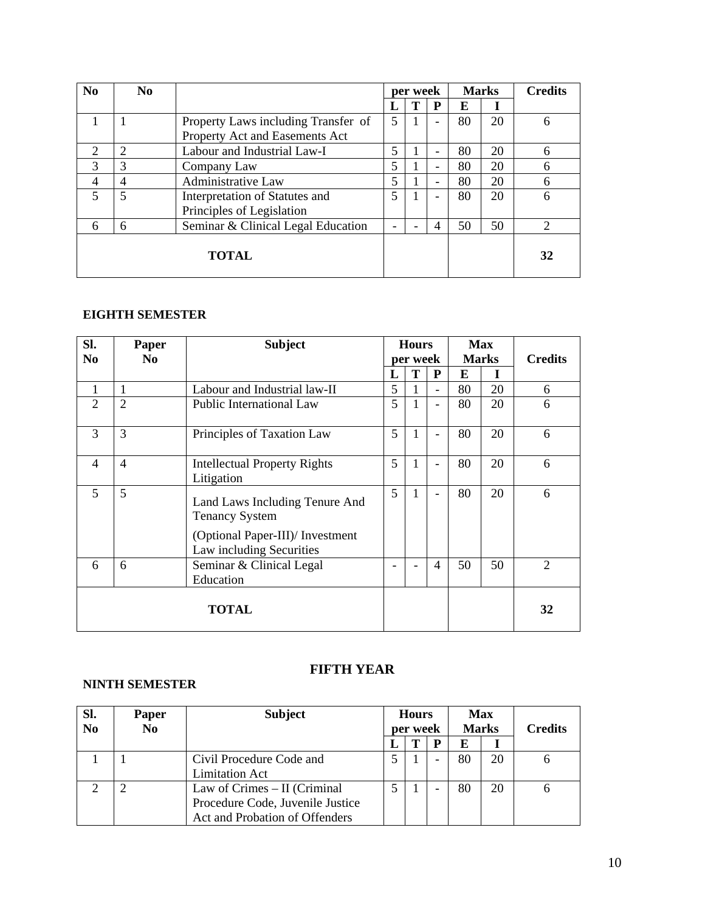| No | No | | per week | | | Marks | | Credits |
|---|---|---|---|---|---|---|---|---|
| | | | L | T | P | E | I | |
| 1 | 1 | Property Laws including Transfer of Property Act and Easements Act | 5 | 1 | - | 80 | 20 | 6 |
| 2 | 2 | Labour and Industrial Law-I | 5 | 1 | - | 80 | 20 | 6 |
| 3 | 3 | Company Law | 5 | 1 | - | 80 | 20 | 6 |
| 4 | 4 | Administrative Law | 5 | 1 | - | 80 | 20 | 6 |
| 5 | 5 | Interpretation of Statutes and Principles of Legislation | 5 | 1 | - | 80 | 20 | 6 |
| 6 | 6 | Seminar & Clinical Legal Education | - | - | 4 | 50 | 50 | 2 |
| **TOTAL** | | | | | | | | **32** |

**EIGHTH SEMESTER**

| Sl. No | Paper No | Subject | Hours per week | | | Max Marks | | Credits |
|---|---|---|---|---|---|---|---|---|
| | | | L | T | P | E | I | |
| 1 | 1 | Labour and Industrial law-II | 5 | 1 | - | 80 | 20 | 6 |
| 2 | 2 | Public International Law | 5 | 1 | - | 80 | 20 | 6 |
| 3 | 3 | Principles of Taxation Law | 5 | 1 | - | 80 | 20 | 6 |
| 4 | 4 | Intellectual Property Rights Litigation | 5 | 1 | - | 80 | 20 | 6 |
| 5 | 5 | Land Laws Including Tenure And Tenancy System (Optional Paper-III)/ Investment Law including Securities | 5 | 1 | - | 80 | 20 | 6 |
| 6 | 6 | Seminar & Clinical Legal Education | - | - | 4 | 50 | 50 | 2 |
| **TOTAL** | | | | | | | | **32** |

## FIFTH YEAR

**NINTH SEMESTER**

| Sl. No | Paper No | Subject | Hours per week | | | Max Marks | | Credits |
|---|---|---|---|---|---|---|---|---|
| | | | L | T | P | E | I | |
| 1 | 1 | Civil Procedure Code and Limitation Act | 5 | 1 | - | 80 | 20 | 6 |
| 2 | 2 | Law of Crimes – II (Criminal Procedure Code, Juvenile Justice Act and Probation of Offenders | 5 | 1 | - | 80 | 20 | 6 |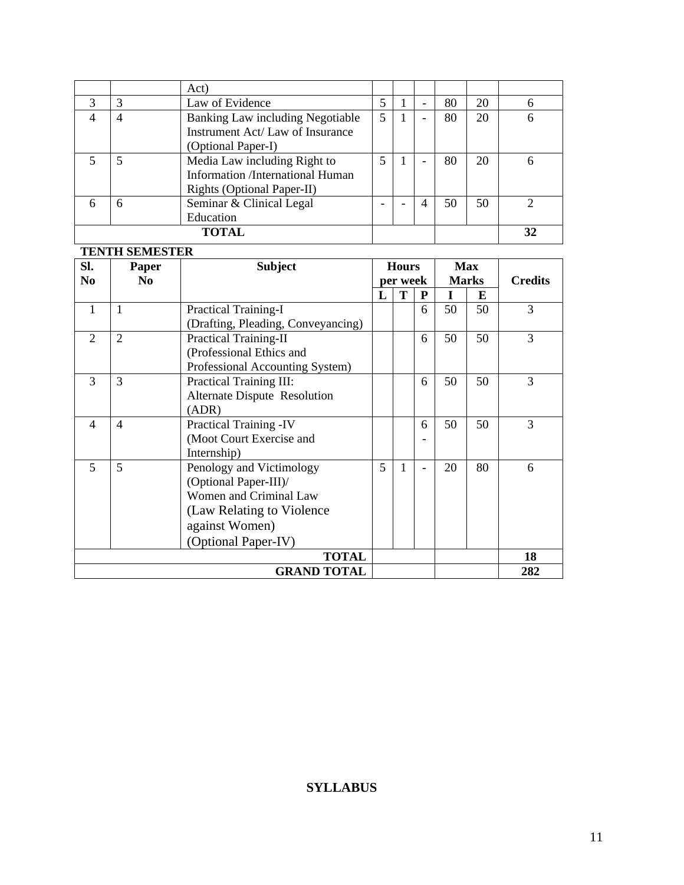| | | Act) | | | | | | |
|---|---|---|---|---|---|---|---|---|
| 3 | 3 | Law of Evidence | 5 | 1 | - | 80 | 20 | 6 |
| 4 | 4 | Banking Law including Negotiable Instrument Act/ Law of Insurance (Optional Paper-I) | 5 | 1 | - | 80 | 20 | 6 |
| 5 | 5 | Media Law including Right to Information /International Human Rights (Optional Paper-II) | 5 | 1 | - | 80 | 20 | 6 |
| 6 | 6 | Seminar & Clinical Legal Education | - | - | 4 | 50 | 50 | 2 |
| **TOTAL** | | | | | | | | **32** |

**TENTH SEMESTER**

| Sl. No | Paper No | Subject | Hours per week | | | Max Marks | | Credits |
|---|---|---|---|---|---|---|---|---|
| | | | L | T | P | I | E | |
| 1 | 1 | Practical Training-I (Drafting, Pleading, Conveyancing) | | | 6 | 50 | 50 | 3 |
| 2 | 2 | Practical Training-II (Professional Ethics and Professional Accounting System) | | | 6 | 50 | 50 | 3 |
| 3 | 3 | Practical Training III: Alternate Dispute Resolution (ADR) | | | 6 | 50 | 50 | 3 |
| 4 | 4 | Practical Training -IV (Moot Court Exercise and Internship) | | | 6 - | 50 | 50 | 3 |
| 5 | 5 | Penology and Victimology (Optional Paper-III)/ Women and Criminal Law (Law Relating to Violence against Women) (Optional Paper-IV) | 5 | 1 | - | 20 | 80 | 6 |
| **TOTAL** | | | | | | | | **18** |
| **GRAND TOTAL** | | | | | | | | **282** |

**SYLLABUS**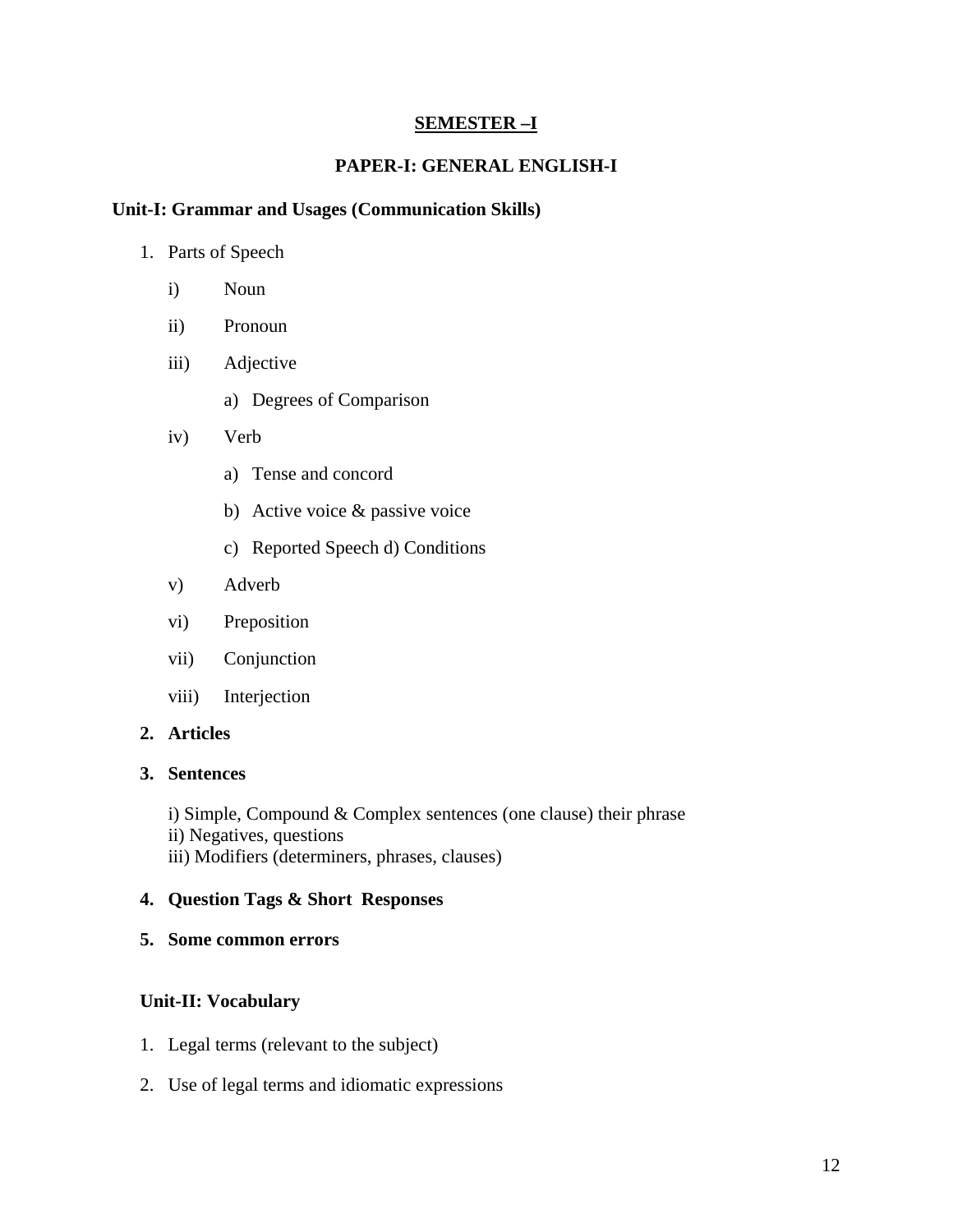# SEMESTER –I

## PAPER-I: GENERAL ENGLISH-I

### Unit-I: Grammar and Usages (Communication Skills)

1. Parts of Speech
   - i) Noun
   - ii) Pronoun
   - iii) Adjective
     - a) Degrees of Comparison
   - iv) Verb
     - a) Tense and concord
     - b) Active voice & passive voice
     - c) Reported Speech d) Conditions
   - v) Adverb
   - vi) Preposition
   - vii) Conjunction
   - viii) Interjection
2. **Articles**
3. **Sentences**

   i) Simple, Compound & Complex sentences (one clause) their phrase
   ii) Negatives, questions
   iii) Modifiers (determiners, phrases, clauses)
4. **Question Tags & Short Responses**
5. **Some common errors**

### Unit-II: Vocabulary

1. Legal terms (relevant to the subject)
2. Use of legal terms and idiomatic expressions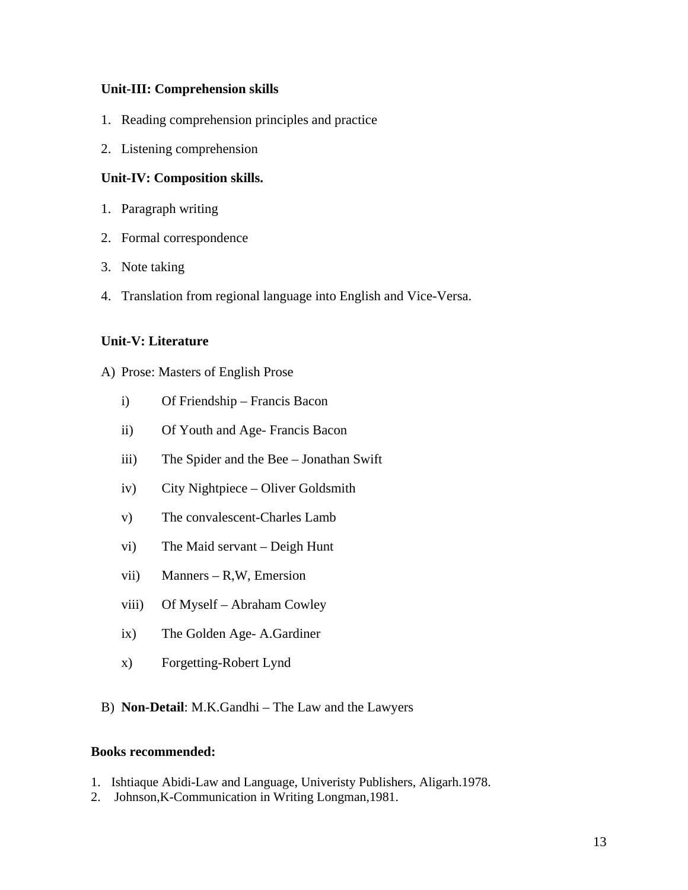**Unit-III: Comprehension skills**

1. Reading comprehension principles and practice
2. Listening comprehension

**Unit-IV: Composition skills.**

1. Paragraph writing
2. Formal correspondence
3. Note taking
4. Translation from regional language into English and Vice-Versa.

**Unit-V: Literature**

A) Prose: Masters of English Prose

   i) Of Friendship – Francis Bacon
   ii) Of Youth and Age- Francis Bacon
   iii) The Spider and the Bee – Jonathan Swift
   iv) City Nightpiece – Oliver Goldsmith
   v) The convalescent-Charles Lamb
   vi) The Maid servant – Deigh Hunt
   vii) Manners – R,W, Emersion
   viii) Of Myself – Abraham Cowley
   ix) The Golden Age- A.Gardiner
   x) Forgetting-Robert Lynd

B) **Non-Detail**: M.K.Gandhi – The Law and the Lawyers

**Books recommended:**

1. Ishtiaque Abidi-Law and Language, Univeristy Publishers, Aligarh.1978.
2. Johnson,K-Communication in Writing Longman,1981.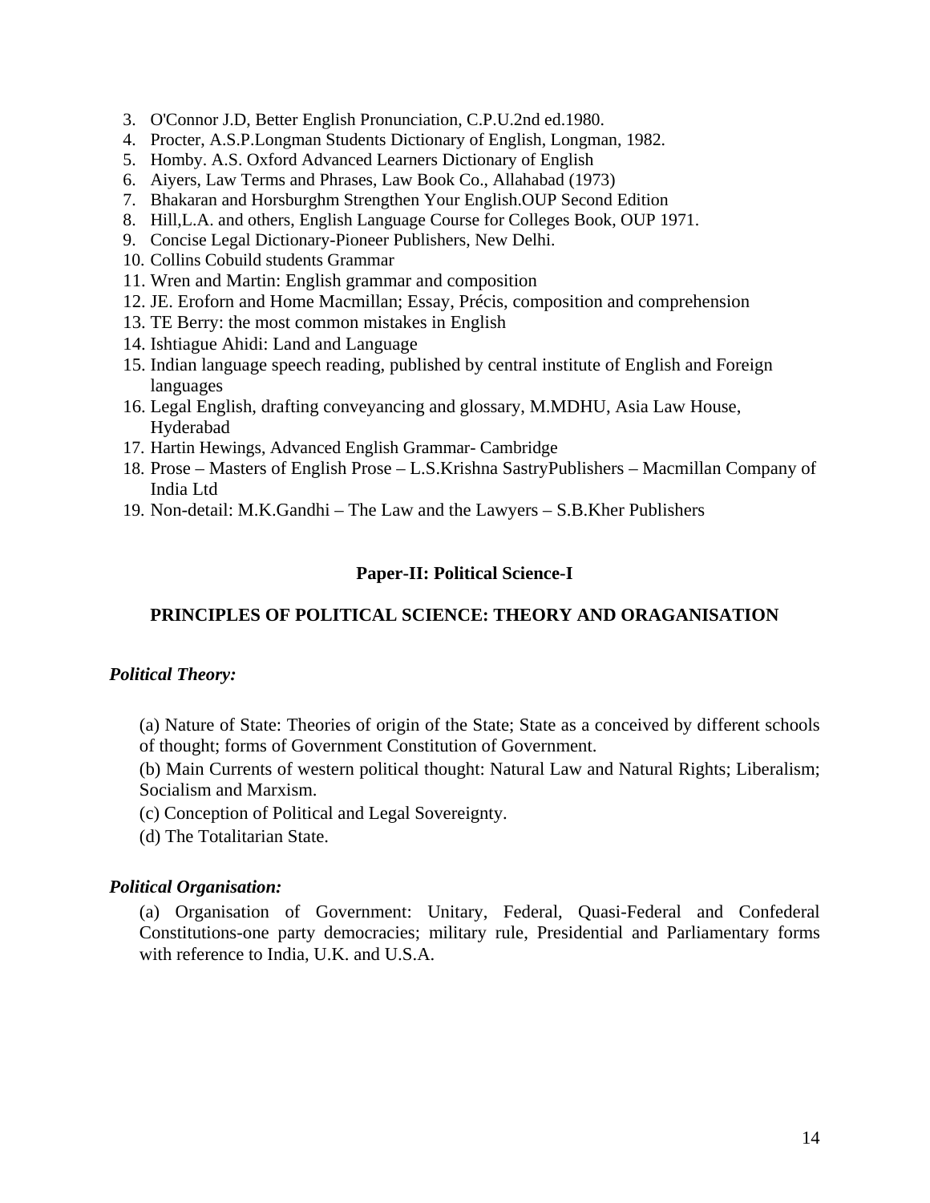3. O'Connor J.D, Better English Pronunciation, C.P.U.2nd ed.1980.
4. Procter, A.S.P.Longman Students Dictionary of English, Longman, 1982.
5. Homby. A.S. Oxford Advanced Learners Dictionary of English
6. Aiyers, Law Terms and Phrases, Law Book Co., Allahabad (1973)
7. Bhakaran and Horsburghm Strengthen Your English.OUP Second Edition
8. Hill,L.A. and others, English Language Course for Colleges Book, OUP 1971.
9. Concise Legal Dictionary-Pioneer Publishers, New Delhi.
10. Collins Cobuild students Grammar
11. Wren and Martin: English grammar and composition
12. JE. Eroforn and Home Macmillan; Essay, Précis, composition and comprehension
13. TE Berry: the most common mistakes in English
14. Ishtiague Ahidi: Land and Language
15. Indian language speech reading, published by central institute of English and Foreign languages
16. Legal English, drafting conveyancing and glossary, M.MDHU, Asia Law House, Hyderabad
17. Hartin Hewings, Advanced English Grammar- Cambridge
18. Prose – Masters of English Prose – L.S.Krishna SastryPublishers – Macmillan Company of India Ltd
19. Non-detail: M.K.Gandhi – The Law and the Lawyers – S.B.Kher Publishers

## Paper-II: Political Science-I

## PRINCIPLES OF POLITICAL SCIENCE: THEORY AND ORAGANISATION

***Political Theory:***

(a) Nature of State: Theories of origin of the State; State as a conceived by different schools of thought; forms of Government Constitution of Government.

(b) Main Currents of western political thought: Natural Law and Natural Rights; Liberalism; Socialism and Marxism.

(c) Conception of Political and Legal Sovereignty.

(d) The Totalitarian State.

***Political Organisation:***

(a) Organisation of Government: Unitary, Federal, Quasi-Federal and Confederal Constitutions-one party democracies; military rule, Presidential and Parliamentary forms with reference to India, U.K. and U.S.A.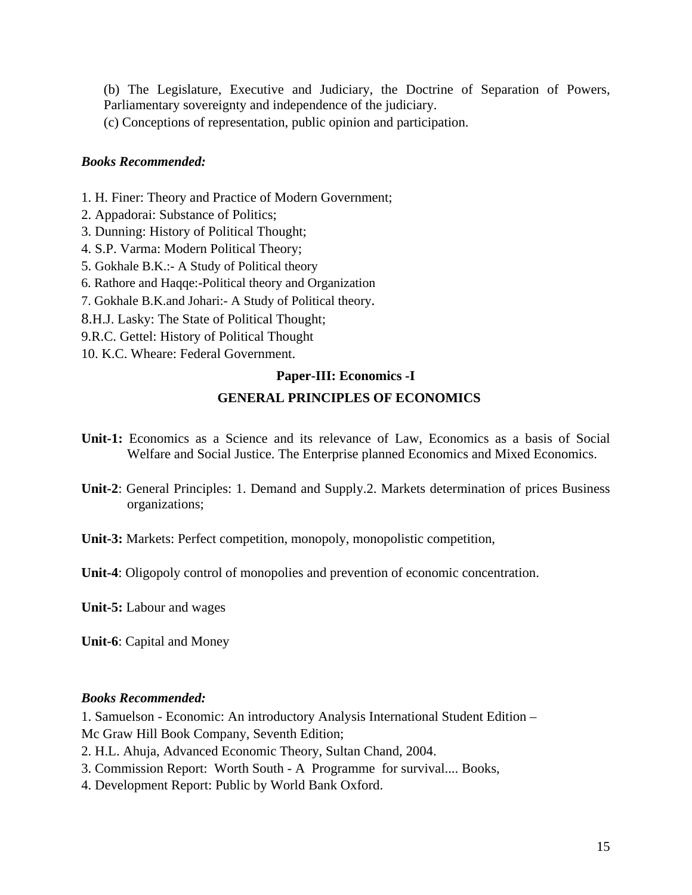(b) The Legislature, Executive and Judiciary, the Doctrine of Separation of Powers, Parliamentary sovereignty and independence of the judiciary.

(c) Conceptions of representation, public opinion and participation.

***Books Recommended:***

1. H. Finer: Theory and Practice of Modern Government;
2. Appadorai: Substance of Politics;
3. Dunning: History of Political Thought;
4. S.P. Varma: Modern Political Theory;
5. Gokhale B.K.:- A Study of Political theory
6. Rathore and Haqqe:-Political theory and Organization
7. Gokhale B.K.and Johari:- A Study of Political theory.
8. H.J. Lasky: The State of Political Thought;
9. R.C. Gettel: History of Political Thought
10. K.C. Wheare: Federal Government.

## Paper-III: Economics -I

## GENERAL PRINCIPLES OF ECONOMICS

**Unit-1:** Economics as a Science and its relevance of Law, Economics as a basis of Social Welfare and Social Justice. The Enterprise planned Economics and Mixed Economics.

**Unit-2**: General Principles: 1. Demand and Supply.2. Markets determination of prices Business organizations;

**Unit-3:** Markets: Perfect competition, monopoly, monopolistic competition,

**Unit-4**: Oligopoly control of monopolies and prevention of economic concentration.

**Unit-5:** Labour and wages

**Unit-6**: Capital and Money

***Books Recommended:***

1. Samuelson - Economic: An introductory Analysis International Student Edition – Mc Graw Hill Book Company, Seventh Edition;
2. H.L. Ahuja, Advanced Economic Theory, Sultan Chand, 2004.
3. Commission Report: Worth South - A Programme for survival.... Books,
4. Development Report: Public by World Bank Oxford.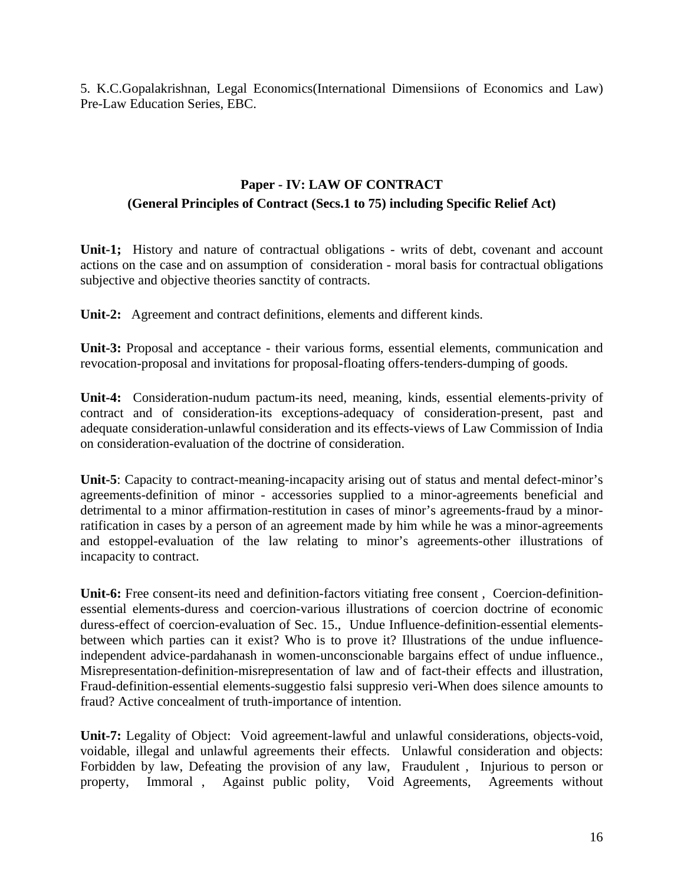5. K.C.Gopalakrishnan, Legal Economics(International Dimensiions of Economics and Law) Pre-Law Education Series, EBC.

## Paper - IV: LAW OF CONTRACT
### (General Principles of Contract (Secs.1 to 75) including Specific Relief Act)

**Unit-1;** History and nature of contractual obligations - writs of debt, covenant and account actions on the case and on assumption of consideration - moral basis for contractual obligations subjective and objective theories sanctity of contracts.

**Unit-2:** Agreement and contract definitions, elements and different kinds.

**Unit-3:** Proposal and acceptance - their various forms, essential elements, communication and revocation-proposal and invitations for proposal-floating offers-tenders-dumping of goods.

**Unit-4:** Consideration-nudum pactum-its need, meaning, kinds, essential elements-privity of contract and of consideration-its exceptions-adequacy of consideration-present, past and adequate consideration-unlawful consideration and its effects-views of Law Commission of India on consideration-evaluation of the doctrine of consideration.

**Unit-5**: Capacity to contract-meaning-incapacity arising out of status and mental defect-minor's agreements-definition of minor - accessories supplied to a minor-agreements beneficial and detrimental to a minor affirmation-restitution in cases of minor's agreements-fraud by a minor-ratification in cases by a person of an agreement made by him while he was a minor-agreements and estoppel-evaluation of the law relating to minor's agreements-other illustrations of incapacity to contract.

**Unit-6:** Free consent-its need and definition-factors vitiating free consent , Coercion-definition-essential elements-duress and coercion-various illustrations of coercion doctrine of economic duress-effect of coercion-evaluation of Sec. 15., Undue Influence-definition-essential elements-between which parties can it exist? Who is to prove it? Illustrations of the undue influence-independent advice-pardahanash in women-unconscionable bargains effect of undue influence., Misrepresentation-definition-misrepresentation of law and of fact-their effects and illustration, Fraud-definition-essential elements-suggestio falsi suppresio veri-When does silence amounts to fraud? Active concealment of truth-importance of intention.

**Unit-7:** Legality of Object: Void agreement-lawful and unlawful considerations, objects-void, voidable, illegal and unlawful agreements their effects. Unlawful consideration and objects: Forbidden by law, Defeating the provision of any law, Fraudulent , Injurious to person or property, Immoral , Against public polity, Void Agreements, Agreements without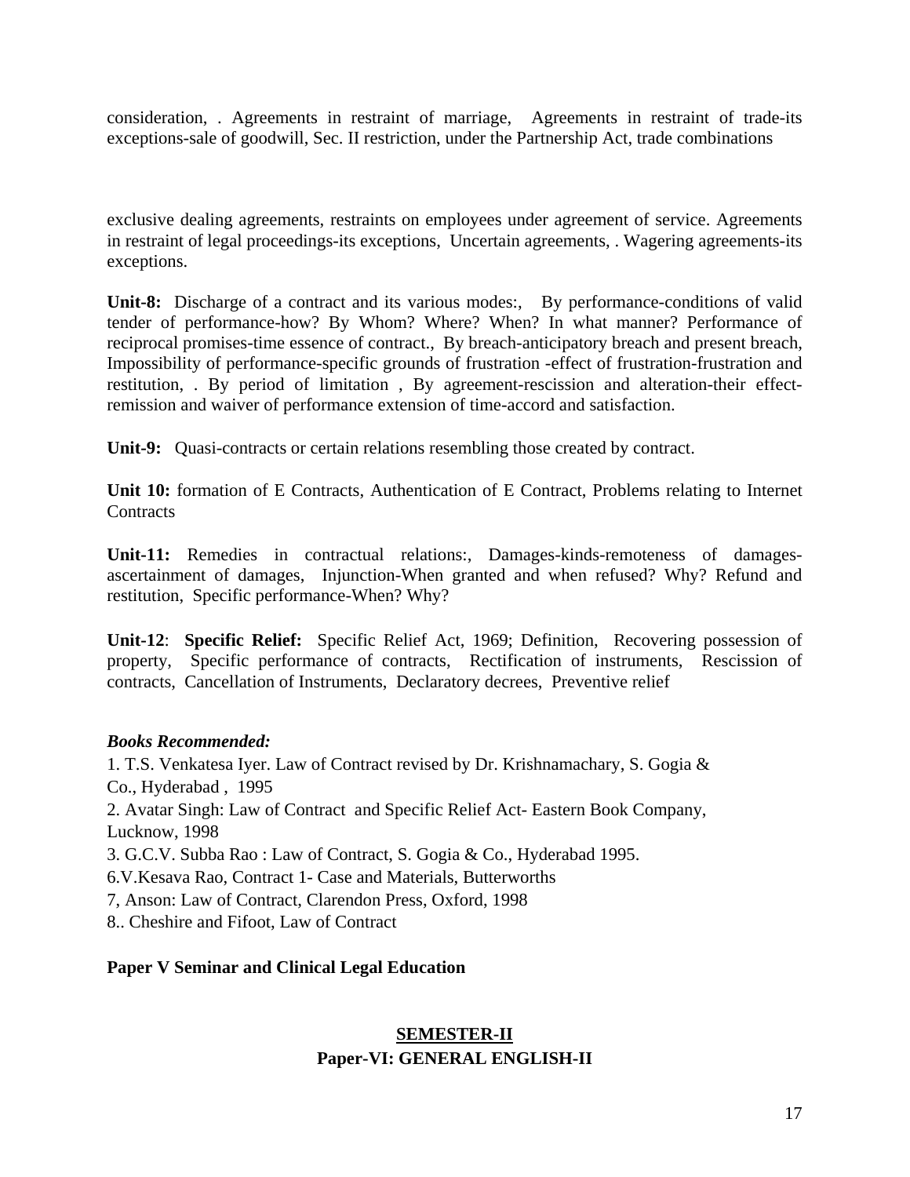consideration, . Agreements in restraint of marriage, Agreements in restraint of trade-its exceptions-sale of goodwill, Sec. II restriction, under the Partnership Act, trade combinations

exclusive dealing agreements, restraints on employees under agreement of service. Agreements in restraint of legal proceedings-its exceptions, Uncertain agreements, . Wagering agreements-its exceptions.

**Unit-8:** Discharge of a contract and its various modes:, By performance-conditions of valid tender of performance-how? By Whom? Where? When? In what manner? Performance of reciprocal promises-time essence of contract., By breach-anticipatory breach and present breach, Impossibility of performance-specific grounds of frustration -effect of frustration-frustration and restitution, . By period of limitation , By agreement-rescission and alteration-their effect-remission and waiver of performance extension of time-accord and satisfaction.

**Unit-9:** Quasi-contracts or certain relations resembling those created by contract.

**Unit 10:** formation of E Contracts, Authentication of E Contract, Problems relating to Internet Contracts

**Unit-11:** Remedies in contractual relations:, Damages-kinds-remoteness of damages-ascertainment of damages, Injunction-When granted and when refused? Why? Refund and restitution, Specific performance-When? Why?

**Unit-12**: **Specific Relief:** Specific Relief Act, 1969; Definition, Recovering possession of property, Specific performance of contracts, Rectification of instruments, Rescission of contracts, Cancellation of Instruments, Declaratory decrees, Preventive relief

***Books Recommended:***

1. T.S. Venkatesa Iyer. Law of Contract revised by Dr. Krishnamachary, S. Gogia & Co., Hyderabad , 1995
2. Avatar Singh: Law of Contract and Specific Relief Act- Eastern Book Company, Lucknow, 1998
3. G.C.V. Subba Rao : Law of Contract, S. Gogia & Co., Hyderabad 1995.

6.V.Kesava Rao, Contract 1- Case and Materials, Butterworths

7, Anson: Law of Contract, Clarendon Press, Oxford, 1998

8.. Cheshire and Fifoot, Law of Contract

**Paper V Seminar and Clinical Legal Education**

## SEMESTER-II

## Paper-VI: GENERAL ENGLISH-II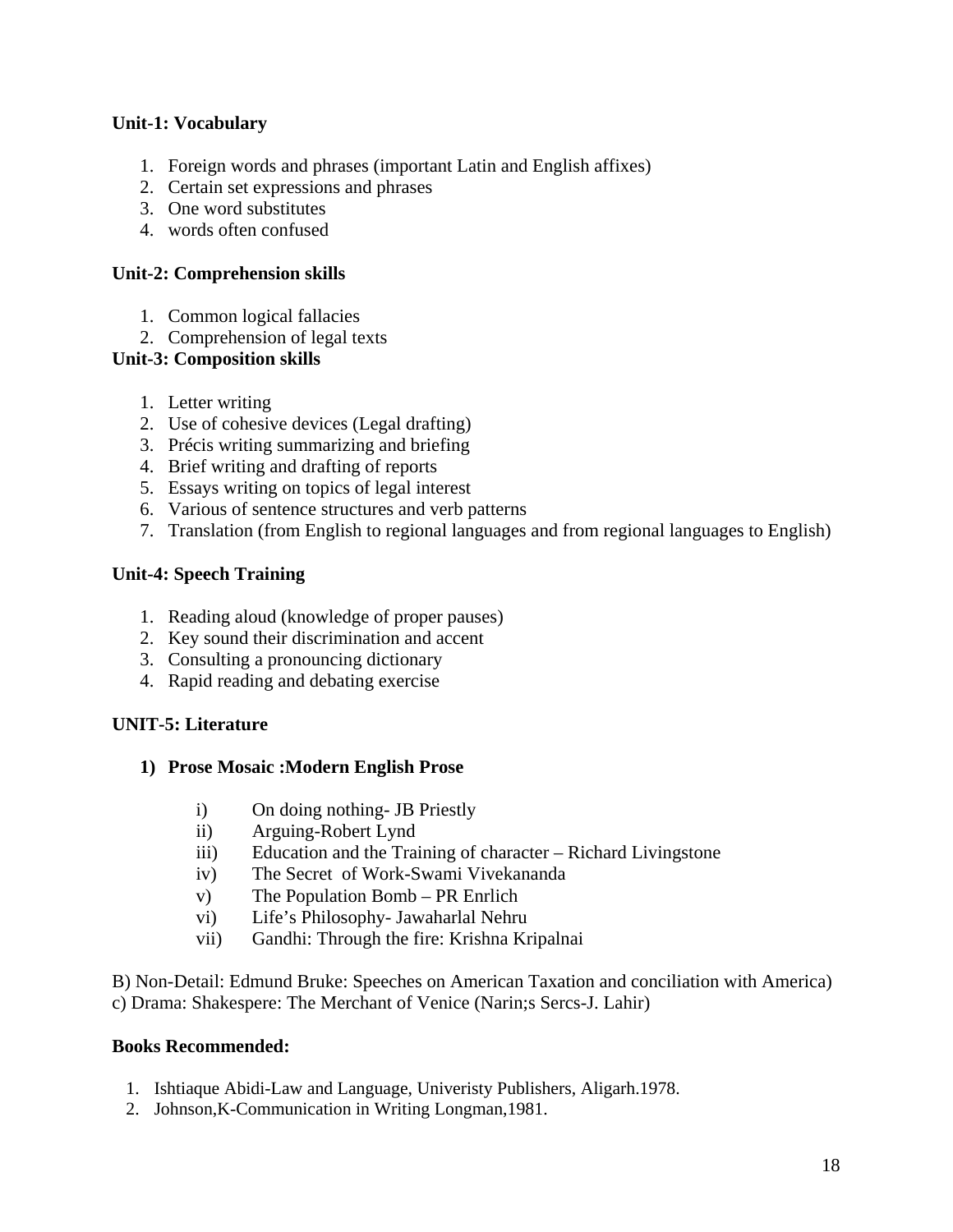**Unit-1: Vocabulary**

1. Foreign words and phrases (important Latin and English affixes)
2. Certain set expressions and phrases
3. One word substitutes
4. words often confused

**Unit-2: Comprehension skills**

1. Common logical fallacies
2. Comprehension of legal texts

**Unit-3: Composition skills**

1. Letter writing
2. Use of cohesive devices (Legal drafting)
3. Précis writing summarizing and briefing
4. Brief writing and drafting of reports
5. Essays writing on topics of legal interest
6. Various of sentence structures and verb patterns
7. Translation (from English to regional languages and from regional languages to English)

**Unit-4: Speech Training**

1. Reading aloud (knowledge of proper pauses)
2. Key sound their discrimination and accent
3. Consulting a pronouncing dictionary
4. Rapid reading and debating exercise

**UNIT-5: Literature**

**1) Prose Mosaic :Modern English Prose**

i) On doing nothing- JB Priestly
ii) Arguing-Robert Lynd
iii) Education and the Training of character – Richard Livingstone
iv) The Secret of Work-Swami Vivekananda
v) The Population Bomb – PR Enrlich
vi) Life's Philosophy- Jawaharlal Nehru
vii) Gandhi: Through the fire: Krishna Kripalnai

B) Non-Detail: Edmund Bruke: Speeches on American Taxation and conciliation with America)
c) Drama: Shakespere: The Merchant of Venice (Narin;s Sercs-J. Lahir)

**Books Recommended:**

1. Ishtiaque Abidi-Law and Language, Univeristy Publishers, Aligarh.1978.
2. Johnson,K-Communication in Writing Longman,1981.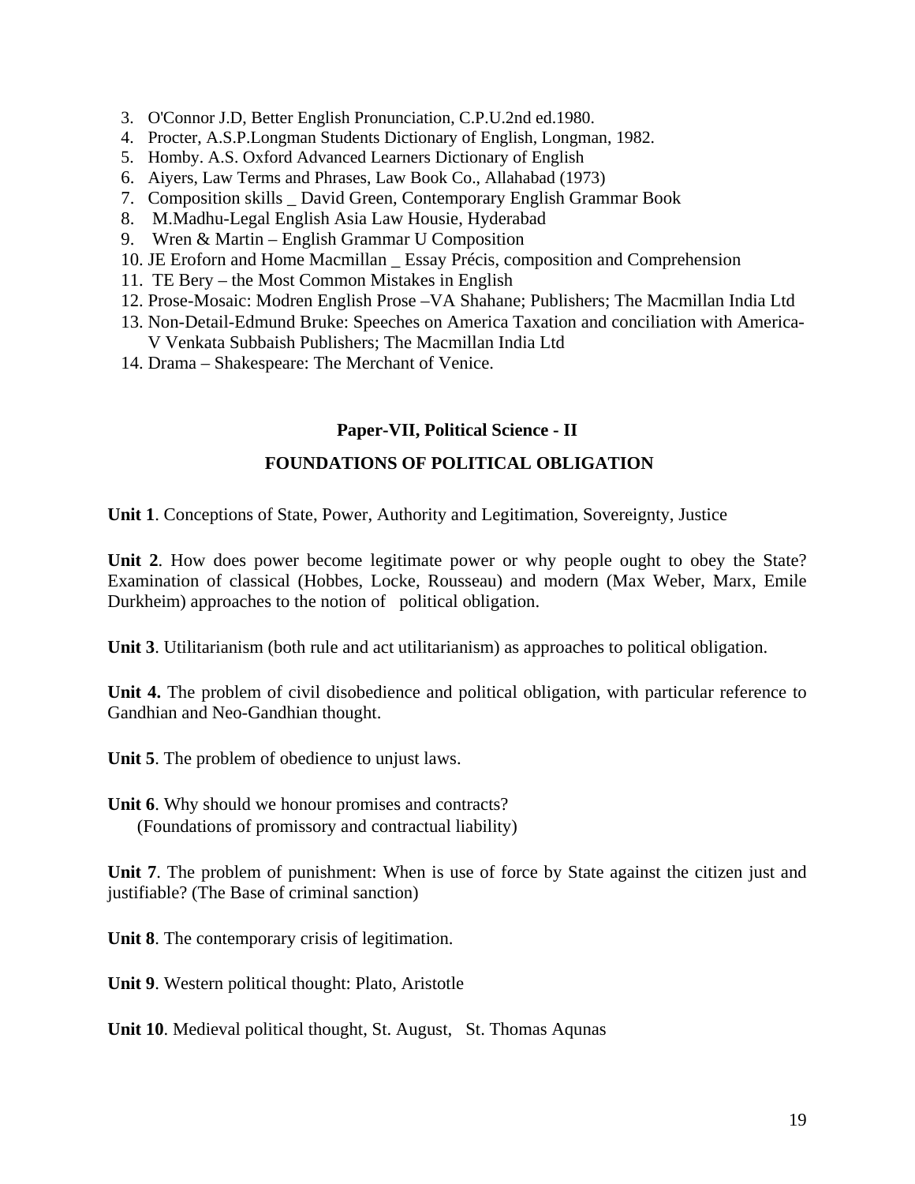3. O'Connor J.D, Better English Pronunciation, C.P.U.2nd ed.1980.
4. Procter, A.S.P.Longman Students Dictionary of English, Longman, 1982.
5. Homby. A.S. Oxford Advanced Learners Dictionary of English
6. Aiyers, Law Terms and Phrases, Law Book Co., Allahabad (1973)
7. Composition skills _ David Green, Contemporary English Grammar Book
8. M.Madhu-Legal English Asia Law Housie, Hyderabad
9. Wren & Martin – English Grammar U Composition
10. JE Eroforn and Home Macmillan _ Essay Précis, composition and Comprehension
11. TE Bery – the Most Common Mistakes in English
12. Prose-Mosaic: Modren English Prose –VA Shahane; Publishers; The Macmillan India Ltd
13. Non-Detail-Edmund Bruke: Speeches on America Taxation and conciliation with America- V Venkata Subbaish Publishers; The Macmillan India Ltd
14. Drama – Shakespeare: The Merchant of Venice.

## Paper-VII, Political Science - II

## FOUNDATIONS OF POLITICAL OBLIGATION

**Unit 1**. Conceptions of State, Power, Authority and Legitimation, Sovereignty, Justice

**Unit 2**. How does power become legitimate power or why people ought to obey the State? Examination of classical (Hobbes, Locke, Rousseau) and modern (Max Weber, Marx, Emile Durkheim) approaches to the notion of political obligation.

**Unit 3**. Utilitarianism (both rule and act utilitarianism) as approaches to political obligation.

**Unit 4.** The problem of civil disobedience and political obligation, with particular reference to Gandhian and Neo-Gandhian thought.

**Unit 5**. The problem of obedience to unjust laws.

**Unit 6**. Why should we honour promises and contracts?
(Foundations of promissory and contractual liability)

**Unit 7**. The problem of punishment: When is use of force by State against the citizen just and justifiable? (The Base of criminal sanction)

**Unit 8**. The contemporary crisis of legitimation.

**Unit 9**. Western political thought: Plato, Aristotle

**Unit 10**. Medieval political thought, St. August, St. Thomas Aqunas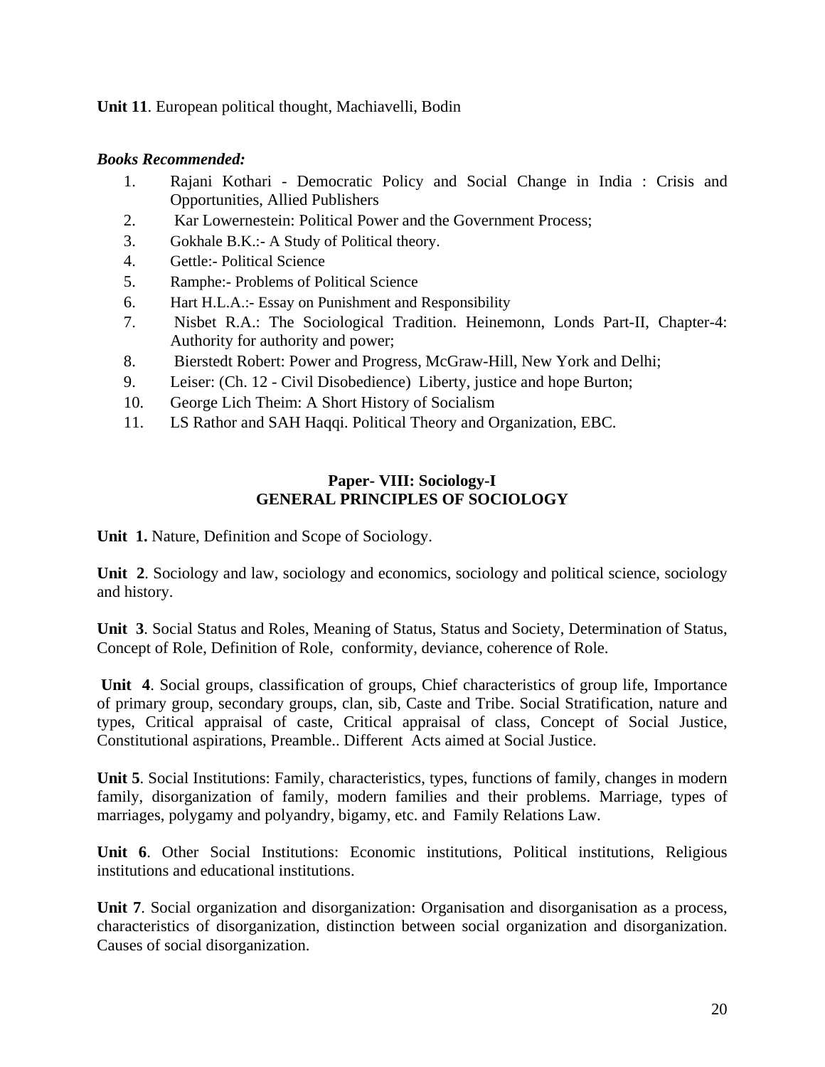**Unit 11**. European political thought, Machiavelli, Bodin

***Books Recommended:***

1. Rajani Kothari - Democratic Policy and Social Change in India : Crisis and Opportunities, Allied Publishers
2. Kar Lowernestein: Political Power and the Government Process;
3. Gokhale B.K.:- A Study of Political theory.
4. Gettle:- Political Science
5. Ramphe:- Problems of Political Science
6. Hart H.L.A.:- Essay on Punishment and Responsibility
7. Nisbet R.A.: The Sociological Tradition. Heinemonn, Londs Part-II, Chapter-4: Authority for authority and power;
8. Bierstedt Robert: Power and Progress, McGraw-Hill, New York and Delhi;
9. Leiser: (Ch. 12 - Civil Disobedience) Liberty, justice and hope Burton;
10. George Lich Theim: A Short History of Socialism
11. LS Rathor and SAH Haqqi. Political Theory and Organization, EBC.

## Paper- VIII: Sociology-I
## GENERAL PRINCIPLES OF SOCIOLOGY

**Unit 1.** Nature, Definition and Scope of Sociology.

**Unit 2**. Sociology and law, sociology and economics, sociology and political science, sociology and history.

**Unit 3**. Social Status and Roles, Meaning of Status, Status and Society, Determination of Status, Concept of Role, Definition of Role, conformity, deviance, coherence of Role.

**Unit 4**. Social groups, classification of groups, Chief characteristics of group life, Importance of primary group, secondary groups, clan, sib, Caste and Tribe. Social Stratification, nature and types, Critical appraisal of caste, Critical appraisal of class, Concept of Social Justice, Constitutional aspirations, Preamble.. Different Acts aimed at Social Justice.

**Unit 5**. Social Institutions: Family, characteristics, types, functions of family, changes in modern family, disorganization of family, modern families and their problems. Marriage, types of marriages, polygamy and polyandry, bigamy, etc. and Family Relations Law.

**Unit 6**. Other Social Institutions: Economic institutions, Political institutions, Religious institutions and educational institutions.

**Unit 7**. Social organization and disorganization: Organisation and disorganisation as a process, characteristics of disorganization, distinction between social organization and disorganization. Causes of social disorganization.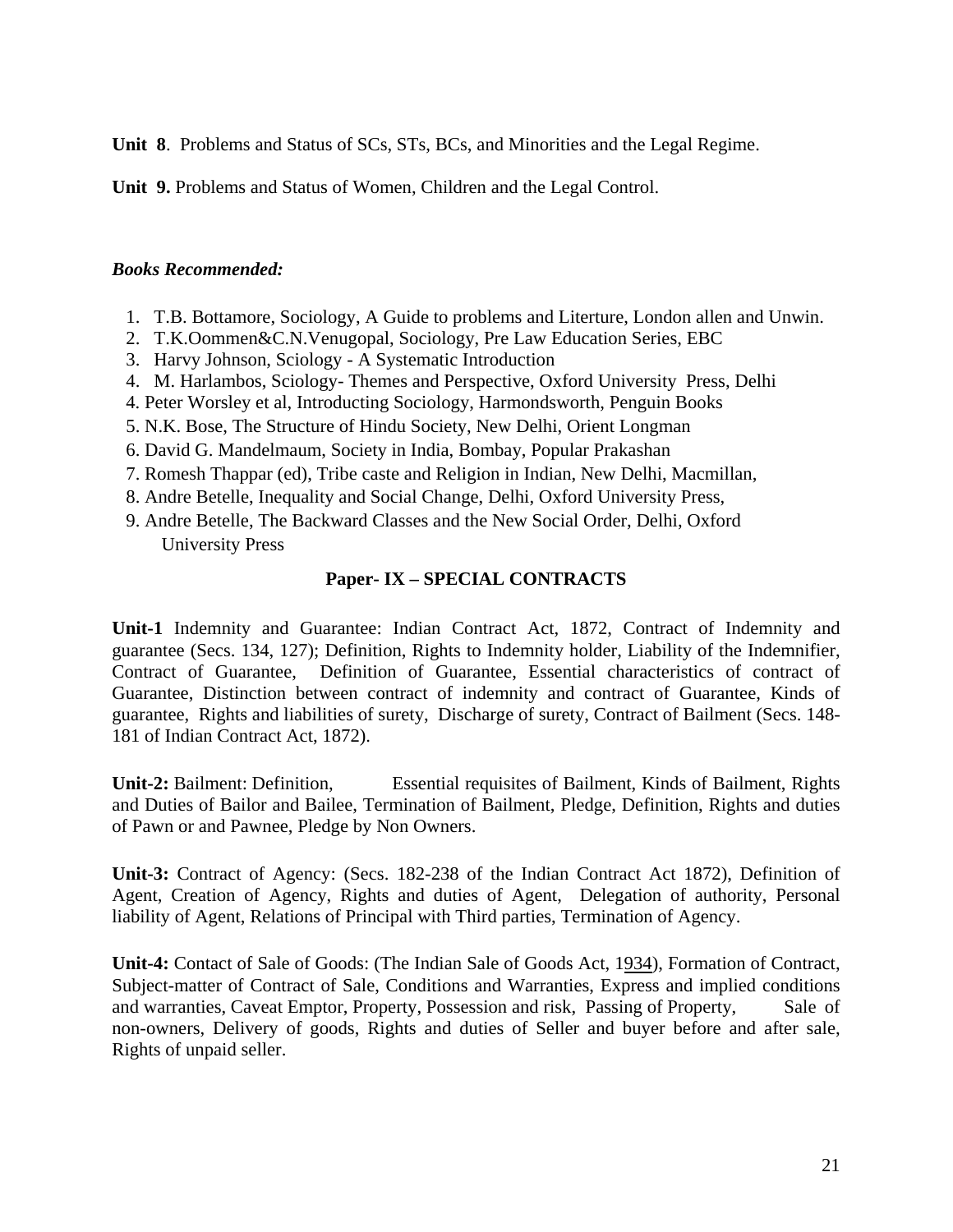**Unit 8**. Problems and Status of SCs, STs, BCs, and Minorities and the Legal Regime.

**Unit 9.** Problems and Status of Women, Children and the Legal Control.

***Books Recommended:***

1. T.B. Bottamore, Sociology, A Guide to problems and Literture, London allen and Unwin.
2. T.K.Oommen&C.N.Venugopal, Sociology, Pre Law Education Series, EBC
3. Harvy Johnson, Sciology - A Systematic Introduction
4. M. Harlambos, Sciology- Themes and Perspective, Oxford University Press, Delhi

4. Peter Worsley et al, Introducting Sociology, Harmondsworth, Penguin Books
5. N.K. Bose, The Structure of Hindu Society, New Delhi, Orient Longman
6. David G. Mandelmaum, Society in India, Bombay, Popular Prakashan
7. Romesh Thappar (ed), Tribe caste and Religion in Indian, New Delhi, Macmillan,
8. Andre Betelle, Inequality and Social Change, Delhi, Oxford University Press,
9. Andre Betelle, The Backward Classes and the New Social Order, Delhi, Oxford University Press

## Paper- IX – SPECIAL CONTRACTS

**Unit-1** Indemnity and Guarantee: Indian Contract Act, 1872, Contract of Indemnity and guarantee (Secs. 134, 127); Definition, Rights to Indemnity holder, Liability of the Indemnifier, Contract of Guarantee, Definition of Guarantee, Essential characteristics of contract of Guarantee, Distinction between contract of indemnity and contract of Guarantee, Kinds of guarantee, Rights and liabilities of surety, Discharge of surety, Contract of Bailment (Secs. 148-181 of Indian Contract Act, 1872).

**Unit-2:** Bailment: Definition, Essential requisites of Bailment, Kinds of Bailment, Rights and Duties of Bailor and Bailee, Termination of Bailment, Pledge, Definition, Rights and duties of Pawn or and Pawnee, Pledge by Non Owners.

**Unit-3:** Contract of Agency: (Secs. 182-238 of the Indian Contract Act 1872), Definition of Agent, Creation of Agency, Rights and duties of Agent, Delegation of authority, Personal liability of Agent, Relations of Principal with Third parties, Termination of Agency.

**Unit-4:** Contact of Sale of Goods: (The Indian Sale of Goods Act, 1934), Formation of Contract, Subject-matter of Contract of Sale, Conditions and Warranties, Express and implied conditions and warranties, Caveat Emptor, Property, Possession and risk, Passing of Property, Sale of non-owners, Delivery of goods, Rights and duties of Seller and buyer before and after sale, Rights of unpaid seller.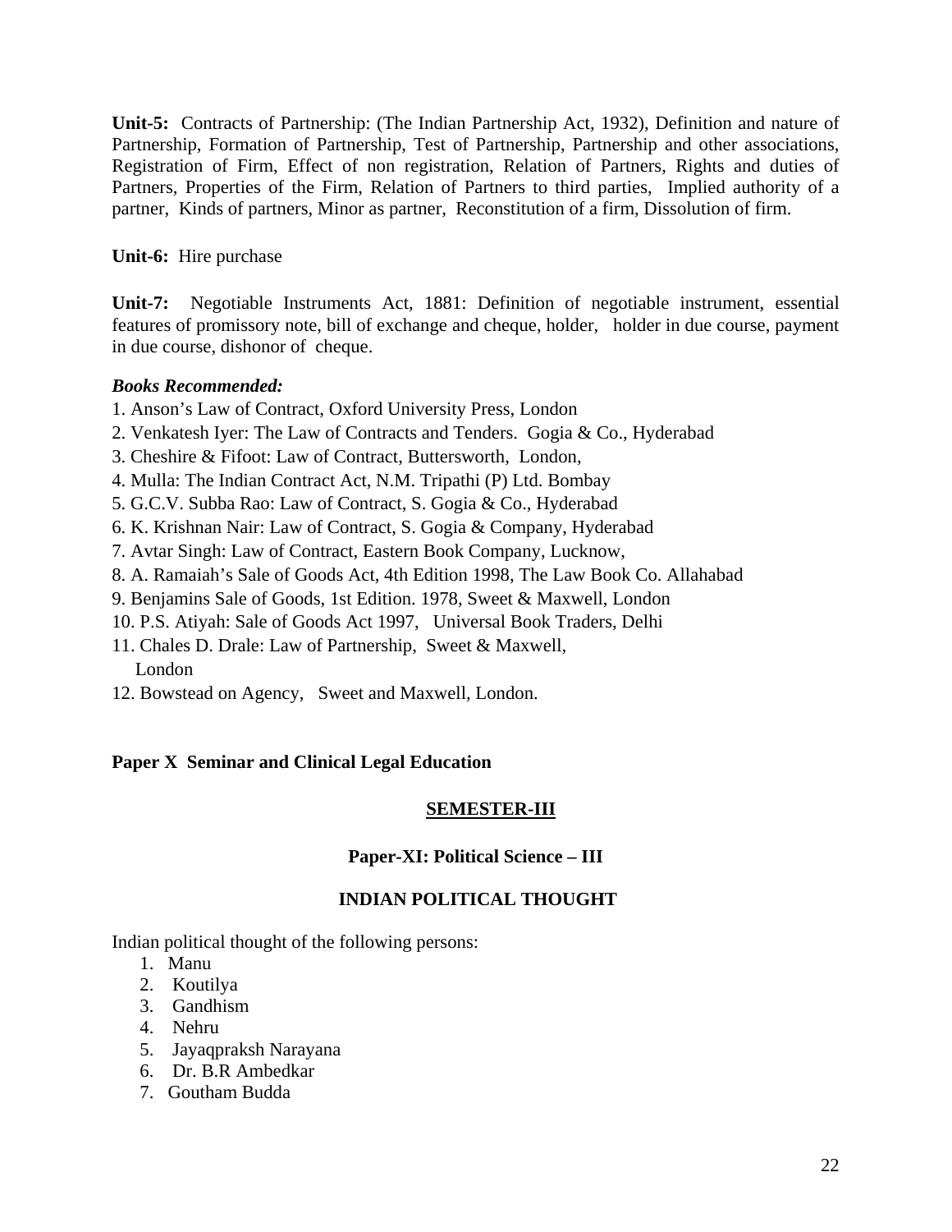**Unit-5:** Contracts of Partnership: (The Indian Partnership Act, 1932), Definition and nature of Partnership, Formation of Partnership, Test of Partnership, Partnership and other associations, Registration of Firm, Effect of non registration, Relation of Partners, Rights and duties of Partners, Properties of the Firm, Relation of Partners to third parties, Implied authority of a partner, Kinds of partners, Minor as partner, Reconstitution of a firm, Dissolution of firm.

**Unit-6:** Hire purchase

**Unit-7:** Negotiable Instruments Act, 1881: Definition of negotiable instrument, essential features of promissory note, bill of exchange and cheque, holder, holder in due course, payment in due course, dishonor of cheque.

***Books Recommended:***

1. Anson's Law of Contract, Oxford University Press, London
2. Venkatesh Iyer: The Law of Contracts and Tenders. Gogia & Co., Hyderabad
3. Cheshire & Fifoot: Law of Contract, Buttersworth, London,
4. Mulla: The Indian Contract Act, N.M. Tripathi (P) Ltd. Bombay
5. G.C.V. Subba Rao: Law of Contract, S. Gogia & Co., Hyderabad
6. K. Krishnan Nair: Law of Contract, S. Gogia & Company, Hyderabad
7. Avtar Singh: Law of Contract, Eastern Book Company, Lucknow,
8. A. Ramaiah's Sale of Goods Act, 4th Edition 1998, The Law Book Co. Allahabad
9. Benjamins Sale of Goods, 1st Edition. 1978, Sweet & Maxwell, London
10. P.S. Atiyah: Sale of Goods Act 1997, Universal Book Traders, Delhi
11. Chales D. Drale: Law of Partnership, Sweet & Maxwell, London
12. Bowstead on Agency, Sweet and Maxwell, London.

**Paper X Seminar and Clinical Legal Education**

## SEMESTER-III

### Paper-XI: Political Science – III

### INDIAN POLITICAL THOUGHT

Indian political thought of the following persons:

1. Manu
2. Koutilya
3. Gandhism
4. Nehru
5. Jayaqpraksh Narayana
6. Dr. B.R Ambedkar
7. Goutham Budda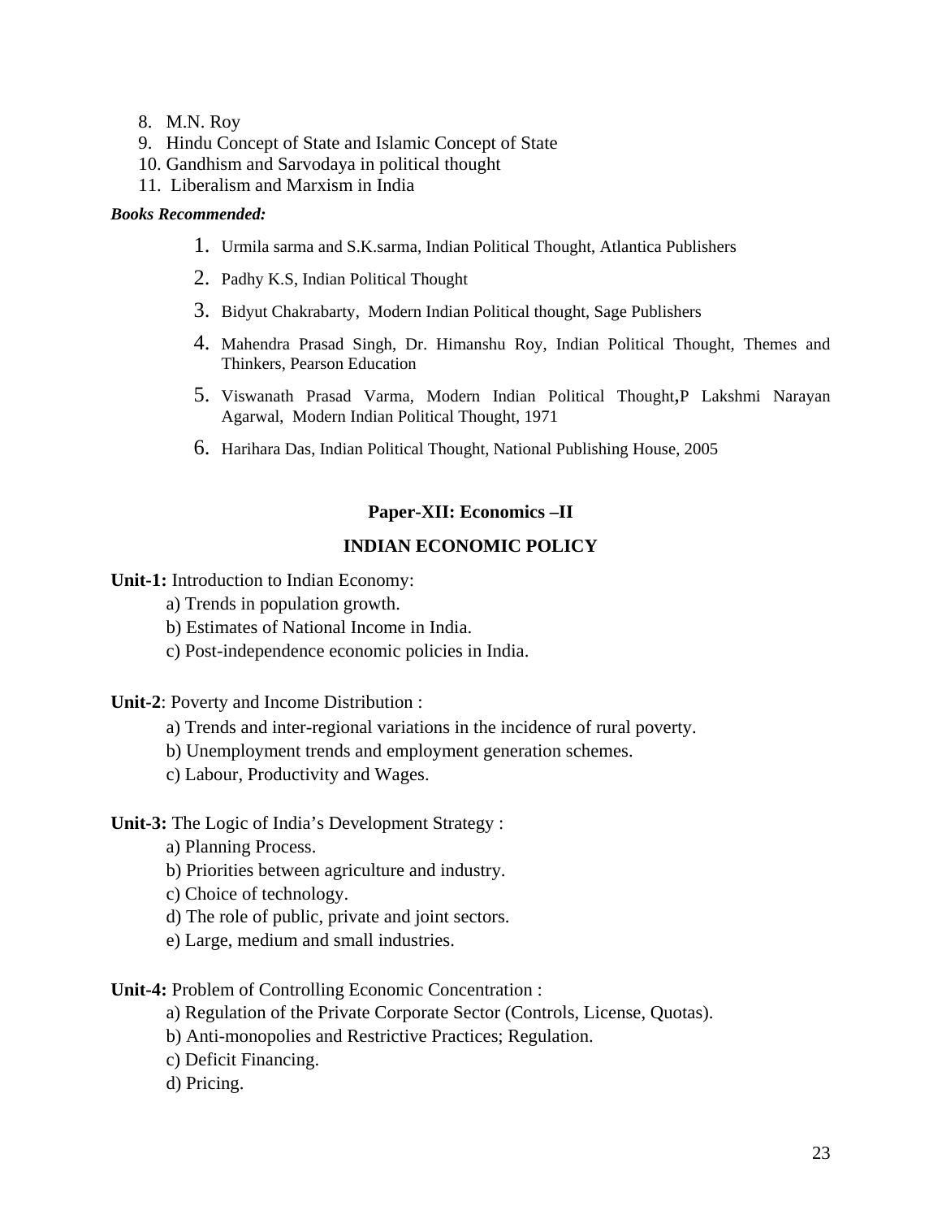8. M.N. Roy
9. Hindu Concept of State and Islamic Concept of State
10. Gandhism and Sarvodaya in political thought
11. Liberalism and Marxism in India

***Books Recommended:***

1. Urmila sarma and S.K.sarma, Indian Political Thought, Atlantica Publishers
2. Padhy K.S, Indian Political Thought
3. Bidyut Chakrabarty, Modern Indian Political thought, Sage Publishers
4. Mahendra Prasad Singh, Dr. Himanshu Roy, Indian Political Thought, Themes and Thinkers, Pearson Education
5. Viswanath Prasad Varma, Modern Indian Political Thought,P Lakshmi Narayan Agarwal, Modern Indian Political Thought, 1971
6. Harihara Das, Indian Political Thought, National Publishing House, 2005

## Paper-XII: Economics –II

## INDIAN ECONOMIC POLICY

**Unit-1:** Introduction to Indian Economy:

a) Trends in population growth.
b) Estimates of National Income in India.
c) Post-independence economic policies in India.

**Unit-2**: Poverty and Income Distribution :

a) Trends and inter-regional variations in the incidence of rural poverty.
b) Unemployment trends and employment generation schemes.
c) Labour, Productivity and Wages.

**Unit-3:** The Logic of India's Development Strategy :

a) Planning Process.
b) Priorities between agriculture and industry.
c) Choice of technology.
d) The role of public, private and joint sectors.
e) Large, medium and small industries.

**Unit-4:** Problem of Controlling Economic Concentration :

a) Regulation of the Private Corporate Sector (Controls, License, Quotas).
b) Anti-monopolies and Restrictive Practices; Regulation.
c) Deficit Financing.
d) Pricing.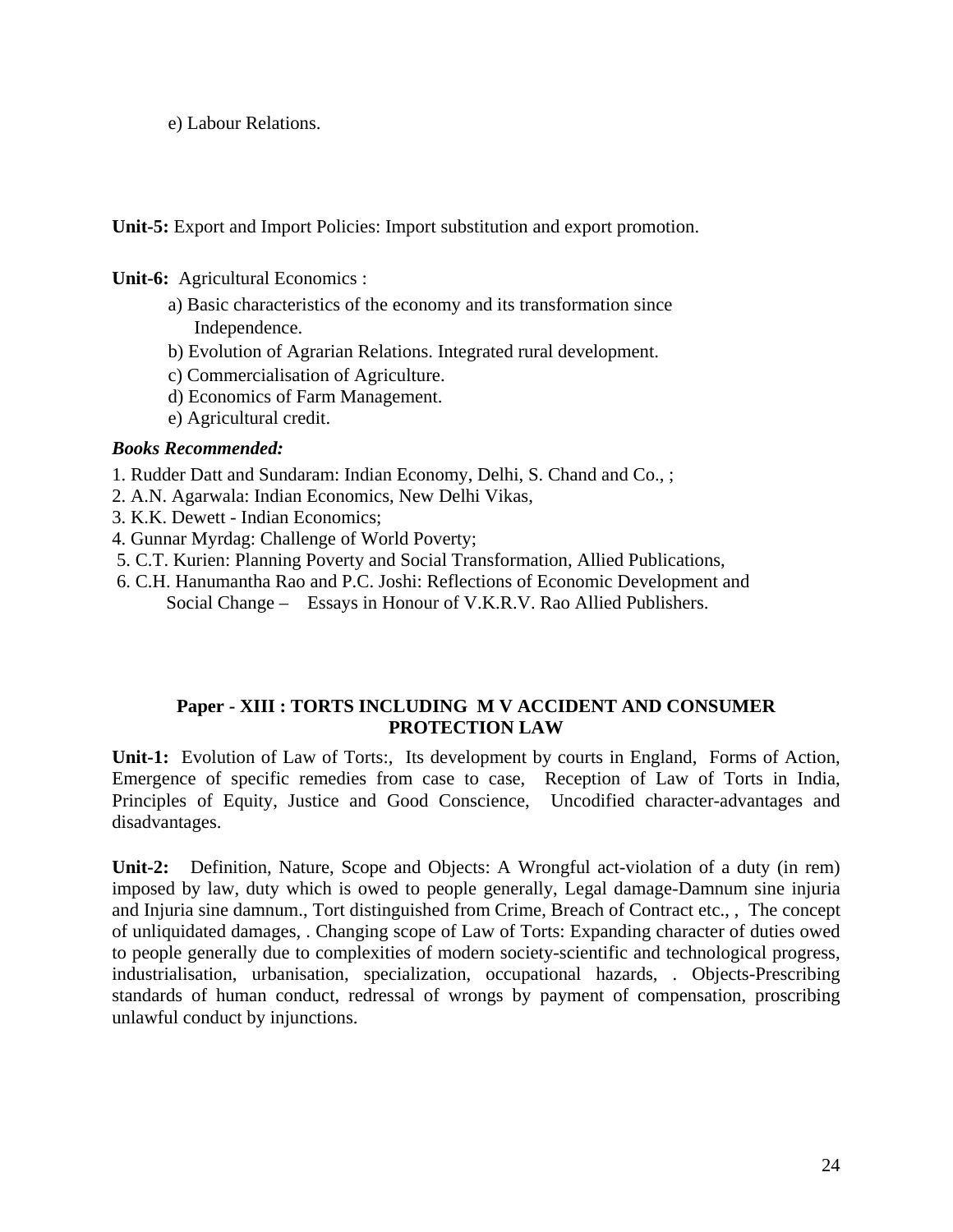e) Labour Relations.

**Unit-5:** Export and Import Policies: Import substitution and export promotion.

**Unit-6:** Agricultural Economics :

a) Basic characteristics of the economy and its transformation since Independence.

b) Evolution of Agrarian Relations. Integrated rural development.

c) Commercialisation of Agriculture.

d) Economics of Farm Management.

e) Agricultural credit.

***Books Recommended:***

1. Rudder Datt and Sundaram: Indian Economy, Delhi, S. Chand and Co., ;
2. A.N. Agarwala: Indian Economics, New Delhi Vikas,
3. K.K. Dewett - Indian Economics;
4. Gunnar Myrdag: Challenge of World Poverty;
5. C.T. Kurien: Planning Poverty and Social Transformation, Allied Publications,
6. C.H. Hanumantha Rao and P.C. Joshi: Reflections of Economic Development and Social Change – Essays in Honour of V.K.R.V. Rao Allied Publishers.

## Paper - XIII : TORTS INCLUDING M V ACCIDENT AND CONSUMER PROTECTION LAW

**Unit-1:** Evolution of Law of Torts:, Its development by courts in England, Forms of Action, Emergence of specific remedies from case to case, Reception of Law of Torts in India, Principles of Equity, Justice and Good Conscience, Uncodified character-advantages and disadvantages.

**Unit-2:** Definition, Nature, Scope and Objects: A Wrongful act-violation of a duty (in rem) imposed by law, duty which is owed to people generally, Legal damage-Damnum sine injuria and Injuria sine damnum., Tort distinguished from Crime, Breach of Contract etc., , The concept of unliquidated damages, . Changing scope of Law of Torts: Expanding character of duties owed to people generally due to complexities of modern society-scientific and technological progress, industrialisation, urbanisation, specialization, occupational hazards, . Objects-Prescribing standards of human conduct, redressal of wrongs by payment of compensation, proscribing unlawful conduct by injunctions.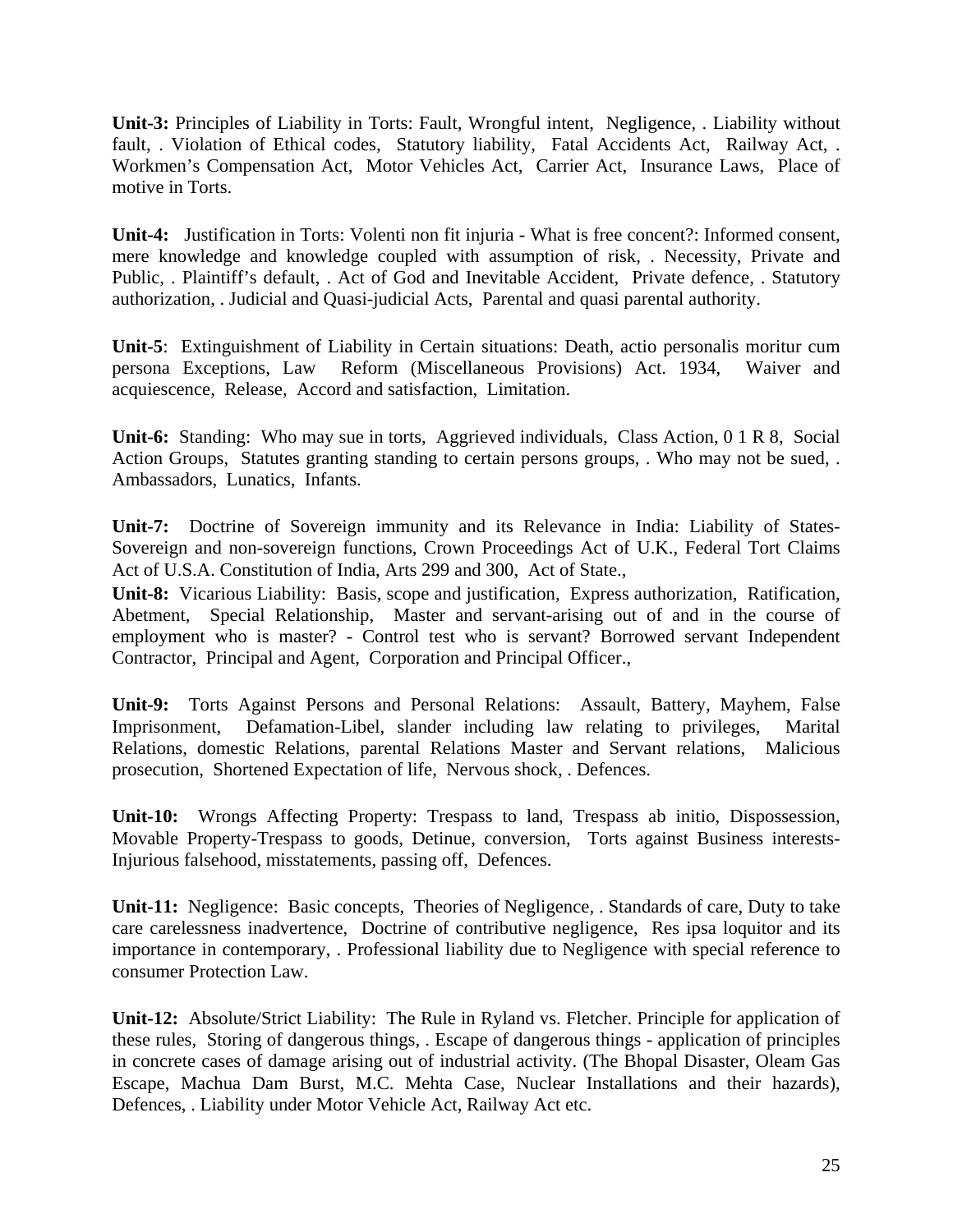**Unit-3:** Principles of Liability in Torts: Fault, Wrongful intent, Negligence, . Liability without fault, . Violation of Ethical codes, Statutory liability, Fatal Accidents Act, Railway Act, . Workmen's Compensation Act, Motor Vehicles Act, Carrier Act, Insurance Laws, Place of motive in Torts.

**Unit-4:** Justification in Torts: Volenti non fit injuria - What is free concent?: Informed consent, mere knowledge and knowledge coupled with assumption of risk, . Necessity, Private and Public, . Plaintiff's default, . Act of God and Inevitable Accident, Private defence, . Statutory authorization, . Judicial and Quasi-judicial Acts, Parental and quasi parental authority.

**Unit-5**: Extinguishment of Liability in Certain situations: Death, actio personalis moritur cum persona Exceptions, Law Reform (Miscellaneous Provisions) Act. 1934, Waiver and acquiescence, Release, Accord and satisfaction, Limitation.

**Unit-6:** Standing: Who may sue in torts, Aggrieved individuals, Class Action, 0 1 R 8, Social Action Groups, Statutes granting standing to certain persons groups, . Who may not be sued, . Ambassadors, Lunatics, Infants.

**Unit-7:** Doctrine of Sovereign immunity and its Relevance in India: Liability of States-Sovereign and non-sovereign functions, Crown Proceedings Act of U.K., Federal Tort Claims Act of U.S.A. Constitution of India, Arts 299 and 300, Act of State.,

**Unit-8:** Vicarious Liability: Basis, scope and justification, Express authorization, Ratification, Abetment, Special Relationship, Master and servant-arising out of and in the course of employment who is master? - Control test who is servant? Borrowed servant Independent Contractor, Principal and Agent, Corporation and Principal Officer.,

**Unit-9:** Torts Against Persons and Personal Relations: Assault, Battery, Mayhem, False Imprisonment, Defamation-Libel, slander including law relating to privileges, Marital Relations, domestic Relations, parental Relations Master and Servant relations, Malicious prosecution, Shortened Expectation of life, Nervous shock, . Defences.

**Unit-10:** Wrongs Affecting Property: Trespass to land, Trespass ab initio, Dispossession, Movable Property-Trespass to goods, Detinue, conversion, Torts against Business interests-Injurious falsehood, misstatements, passing off, Defences.

**Unit-11:** Negligence: Basic concepts, Theories of Negligence, . Standards of care, Duty to take care carelessness inadvertence, Doctrine of contributive negligence, Res ipsa loquitor and its importance in contemporary, . Professional liability due to Negligence with special reference to consumer Protection Law.

**Unit-12:** Absolute/Strict Liability: The Rule in Ryland vs. Fletcher. Principle for application of these rules, Storing of dangerous things, . Escape of dangerous things - application of principles in concrete cases of damage arising out of industrial activity. (The Bhopal Disaster, Oleam Gas Escape, Machua Dam Burst, M.C. Mehta Case, Nuclear Installations and their hazards), Defences, . Liability under Motor Vehicle Act, Railway Act etc.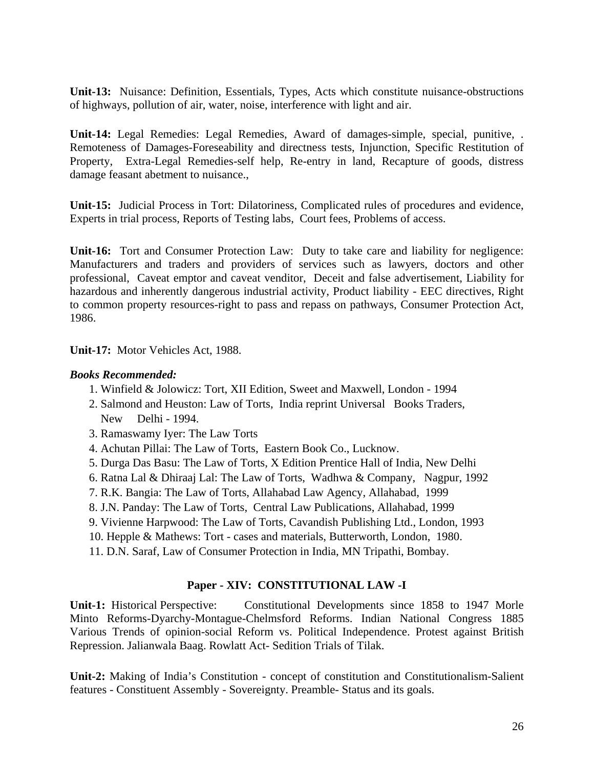**Unit-13:** Nuisance: Definition, Essentials, Types, Acts which constitute nuisance-obstructions of highways, pollution of air, water, noise, interference with light and air.

**Unit-14:** Legal Remedies: Legal Remedies, Award of damages-simple, special, punitive, . Remoteness of Damages-Foreseability and directness tests, Injunction, Specific Restitution of Property, Extra-Legal Remedies-self help, Re-entry in land, Recapture of goods, distress damage feasant abetment to nuisance.,

**Unit-15:** Judicial Process in Tort: Dilatoriness, Complicated rules of procedures and evidence, Experts in trial process, Reports of Testing labs, Court fees, Problems of access.

**Unit-16:** Tort and Consumer Protection Law: Duty to take care and liability for negligence: Manufacturers and traders and providers of services such as lawyers, doctors and other professional, Caveat emptor and caveat venditor, Deceit and false advertisement, Liability for hazardous and inherently dangerous industrial activity, Product liability - EEC directives, Right to common property resources-right to pass and repass on pathways, Consumer Protection Act, 1986.

**Unit-17:** Motor Vehicles Act, 1988.

***Books Recommended:***

1. Winfield & Jolowicz: Tort, XII Edition, Sweet and Maxwell, London - 1994
2. Salmond and Heuston: Law of Torts, India reprint Universal Books Traders, New Delhi - 1994.
3. Ramaswamy Iyer: The Law Torts
4. Achutan Pillai: The Law of Torts, Eastern Book Co., Lucknow.
5. Durga Das Basu: The Law of Torts, X Edition Prentice Hall of India, New Delhi
6. Ratna Lal & Dhiraaj Lal: The Law of Torts, Wadhwa & Company, Nagpur, 1992
7. R.K. Bangia: The Law of Torts, Allahabad Law Agency, Allahabad, 1999
8. J.N. Panday: The Law of Torts, Central Law Publications, Allahabad, 1999
9. Vivienne Harpwood: The Law of Torts, Cavandish Publishing Ltd., London, 1993
10. Hepple & Mathews: Tort - cases and materials, Butterworth, London, 1980.
11. D.N. Saraf, Law of Consumer Protection in India, MN Tripathi, Bombay.

## Paper - XIV: CONSTITUTIONAL LAW -I

**Unit-1:** Historical Perspective: Constitutional Developments since 1858 to 1947 Morle Minto Reforms-Dyarchy-Montague-Chelmsford Reforms. Indian National Congress 1885 Various Trends of opinion-social Reform vs. Political Independence. Protest against British Repression. Jalianwala Baag. Rowlatt Act- Sedition Trials of Tilak.

**Unit-2:** Making of India's Constitution - concept of constitution and Constitutionalism-Salient features - Constituent Assembly - Sovereignty. Preamble- Status and its goals.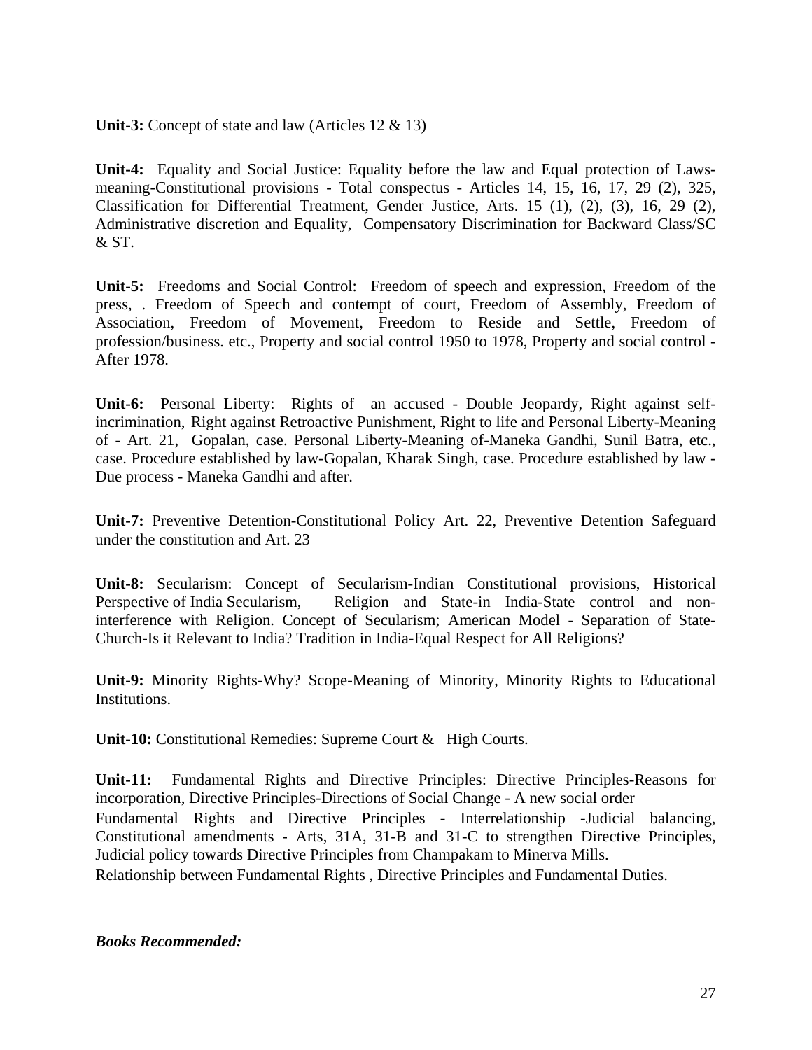**Unit-3:** Concept of state and law (Articles 12 & 13)

**Unit-4:** Equality and Social Justice: Equality before the law and Equal protection of Laws-meaning-Constitutional provisions - Total conspectus - Articles 14, 15, 16, 17, 29 (2), 325, Classification for Differential Treatment, Gender Justice, Arts. 15 (1), (2), (3), 16, 29 (2), Administrative discretion and Equality, Compensatory Discrimination for Backward Class/SC & ST.

**Unit-5:** Freedoms and Social Control: Freedom of speech and expression, Freedom of the press, . Freedom of Speech and contempt of court, Freedom of Assembly, Freedom of Association, Freedom of Movement, Freedom to Reside and Settle, Freedom of profession/business. etc., Property and social control 1950 to 1978, Property and social control - After 1978.

**Unit-6:** Personal Liberty: Rights of an accused - Double Jeopardy, Right against self-incrimination, Right against Retroactive Punishment, Right to life and Personal Liberty-Meaning of - Art. 21, Gopalan, case. Personal Liberty-Meaning of-Maneka Gandhi, Sunil Batra, etc., case. Procedure established by law-Gopalan, Kharak Singh, case. Procedure established by law - Due process - Maneka Gandhi and after.

**Unit-7:** Preventive Detention-Constitutional Policy Art. 22, Preventive Detention Safeguard under the constitution and Art. 23

**Unit-8:** Secularism: Concept of Secularism-Indian Constitutional provisions, Historical Perspective of India Secularism, Religion and State-in India-State control and non-interference with Religion. Concept of Secularism; American Model - Separation of State-Church-Is it Relevant to India? Tradition in India-Equal Respect for All Religions?

**Unit-9:** Minority Rights-Why? Scope-Meaning of Minority, Minority Rights to Educational Institutions.

**Unit-10:** Constitutional Remedies: Supreme Court & High Courts.

**Unit-11:** Fundamental Rights and Directive Principles: Directive Principles-Reasons for incorporation, Directive Principles-Directions of Social Change - A new social order

Fundamental Rights and Directive Principles - Interrelationship -Judicial balancing, Constitutional amendments - Arts, 31A, 31-B and 31-C to strengthen Directive Principles, Judicial policy towards Directive Principles from Champakam to Minerva Mills.

Relationship between Fundamental Rights , Directive Principles and Fundamental Duties.

***Books Recommended:***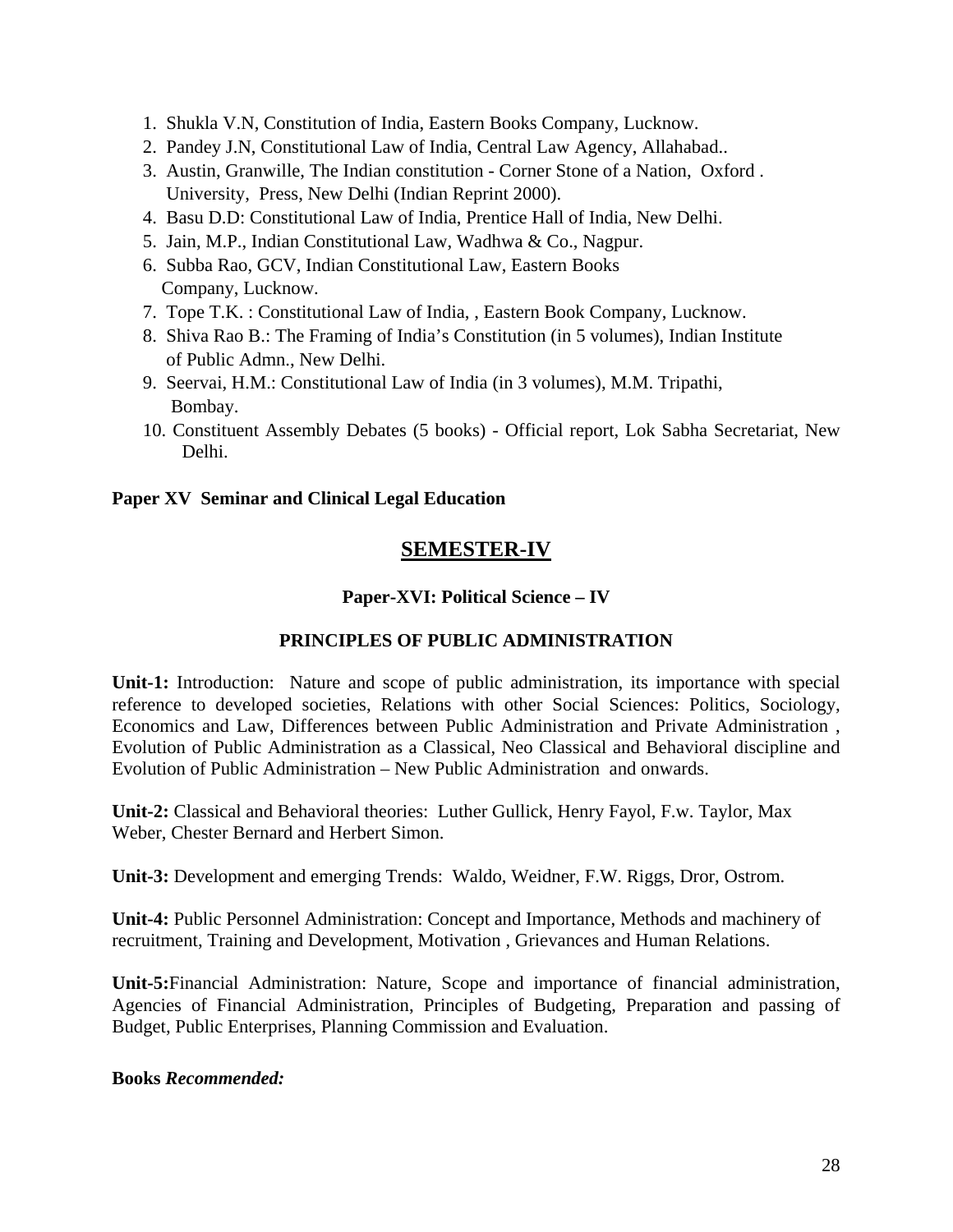1. Shukla V.N, Constitution of India, Eastern Books Company, Lucknow.
2. Pandey J.N, Constitutional Law of India, Central Law Agency, Allahabad..
3. Austin, Granwille, The Indian constitution - Corner Stone of a Nation, Oxford . University, Press, New Delhi (Indian Reprint 2000).
4. Basu D.D: Constitutional Law of India, Prentice Hall of India, New Delhi.
5. Jain, M.P., Indian Constitutional Law, Wadhwa & Co., Nagpur.
6. Subba Rao, GCV, Indian Constitutional Law, Eastern Books Company, Lucknow.
7. Tope T.K. : Constitutional Law of India, , Eastern Book Company, Lucknow.
8. Shiva Rao B.: The Framing of India's Constitution (in 5 volumes), Indian Institute of Public Admn., New Delhi.
9. Seervai, H.M.: Constitutional Law of India (in 3 volumes), M.M. Tripathi, Bombay.
10. Constituent Assembly Debates (5 books) - Official report, Lok Sabha Secretariat, New Delhi.

**Paper XV Seminar and Clinical Legal Education**

## SEMESTER-IV

### Paper-XVI: Political Science – IV

### PRINCIPLES OF PUBLIC ADMINISTRATION

**Unit-1:** Introduction: Nature and scope of public administration, its importance with special reference to developed societies, Relations with other Social Sciences: Politics, Sociology, Economics and Law, Differences between Public Administration and Private Administration , Evolution of Public Administration as a Classical, Neo Classical and Behavioral discipline and Evolution of Public Administration – New Public Administration and onwards.

**Unit-2:** Classical and Behavioral theories: Luther Gullick, Henry Fayol, F.w. Taylor, Max Weber, Chester Bernard and Herbert Simon.

**Unit-3:** Development and emerging Trends: Waldo, Weidner, F.W. Riggs, Dror, Ostrom.

**Unit-4:** Public Personnel Administration: Concept and Importance, Methods and machinery of recruitment, Training and Development, Motivation , Grievances and Human Relations.

**Unit-5:**Financial Administration: Nature, Scope and importance of financial administration, Agencies of Financial Administration, Principles of Budgeting, Preparation and passing of Budget, Public Enterprises, Planning Commission and Evaluation.

**Books *Recommended:***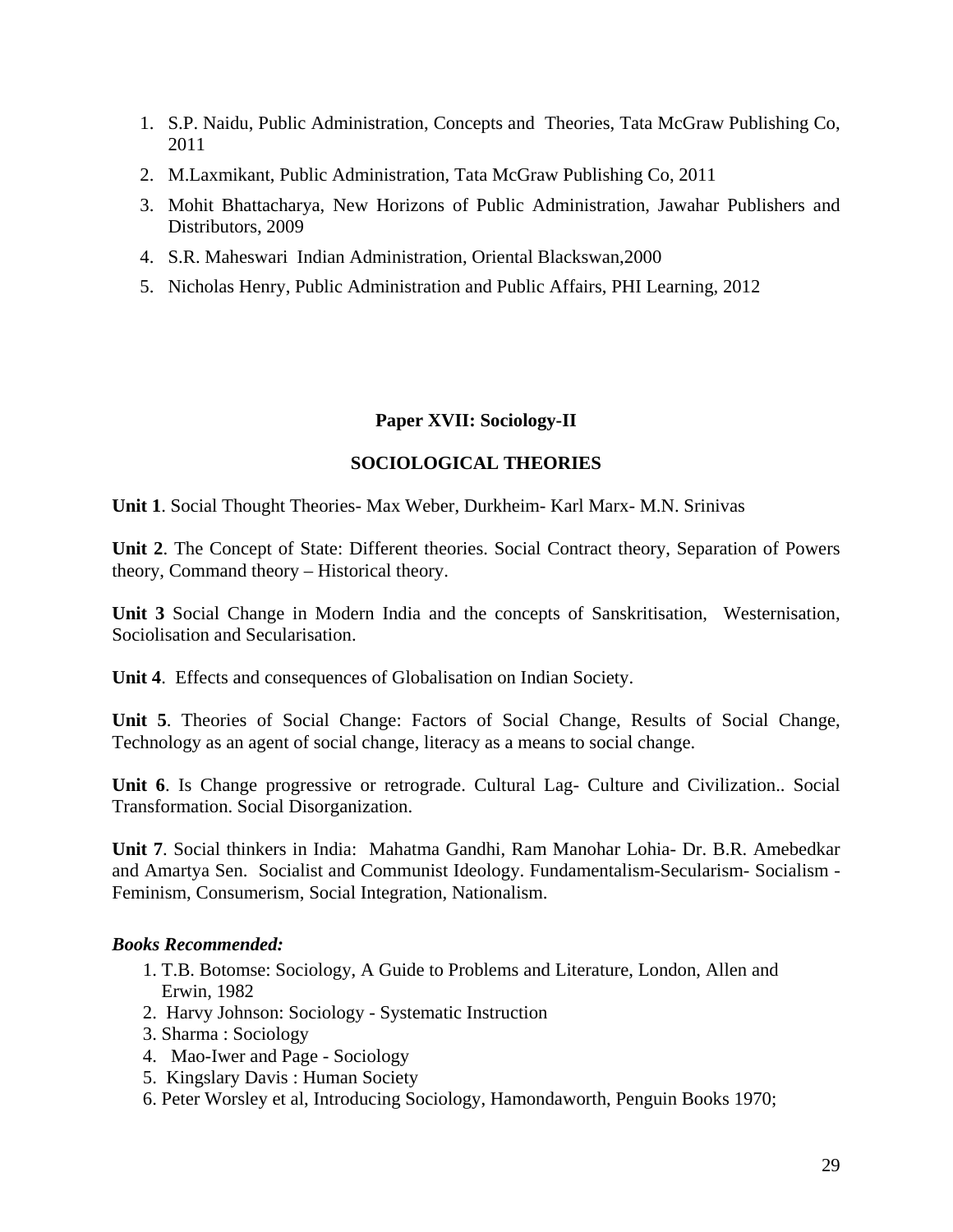1. S.P. Naidu, Public Administration, Concepts and Theories, Tata McGraw Publishing Co, 2011
2. M.Laxmikant, Public Administration, Tata McGraw Publishing Co, 2011
3. Mohit Bhattacharya, New Horizons of Public Administration, Jawahar Publishers and Distributors, 2009
4. S.R. Maheswari Indian Administration, Oriental Blackswan,2000
5. Nicholas Henry, Public Administration and Public Affairs, PHI Learning, 2012

## Paper XVII: Sociology-II

## SOCIOLOGICAL THEORIES

**Unit 1**. Social Thought Theories- Max Weber, Durkheim- Karl Marx- M.N. Srinivas

**Unit 2**. The Concept of State: Different theories. Social Contract theory, Separation of Powers theory, Command theory – Historical theory.

**Unit 3** Social Change in Modern India and the concepts of Sanskritisation, Westernisation, Sociolisation and Secularisation.

**Unit 4**. Effects and consequences of Globalisation on Indian Society.

**Unit 5**. Theories of Social Change: Factors of Social Change, Results of Social Change, Technology as an agent of social change, literacy as a means to social change.

**Unit 6**. Is Change progressive or retrograde. Cultural Lag- Culture and Civilization.. Social Transformation. Social Disorganization.

**Unit 7**. Social thinkers in India: Mahatma Gandhi, Ram Manohar Lohia- Dr. B.R. Amebedkar and Amartya Sen. Socialist and Communist Ideology. Fundamentalism-Secularism- Socialism - Feminism, Consumerism, Social Integration, Nationalism.

***Books Recommended:***

1. T.B. Botomse: Sociology, A Guide to Problems and Literature, London, Allen and Erwin, 1982
2. Harvy Johnson: Sociology - Systematic Instruction
3. Sharma : Sociology
4. Mao-Iwer and Page - Sociology
5. Kingslary Davis : Human Society
6. Peter Worsley et al, Introducing Sociology, Hamondaworth, Penguin Books 1970;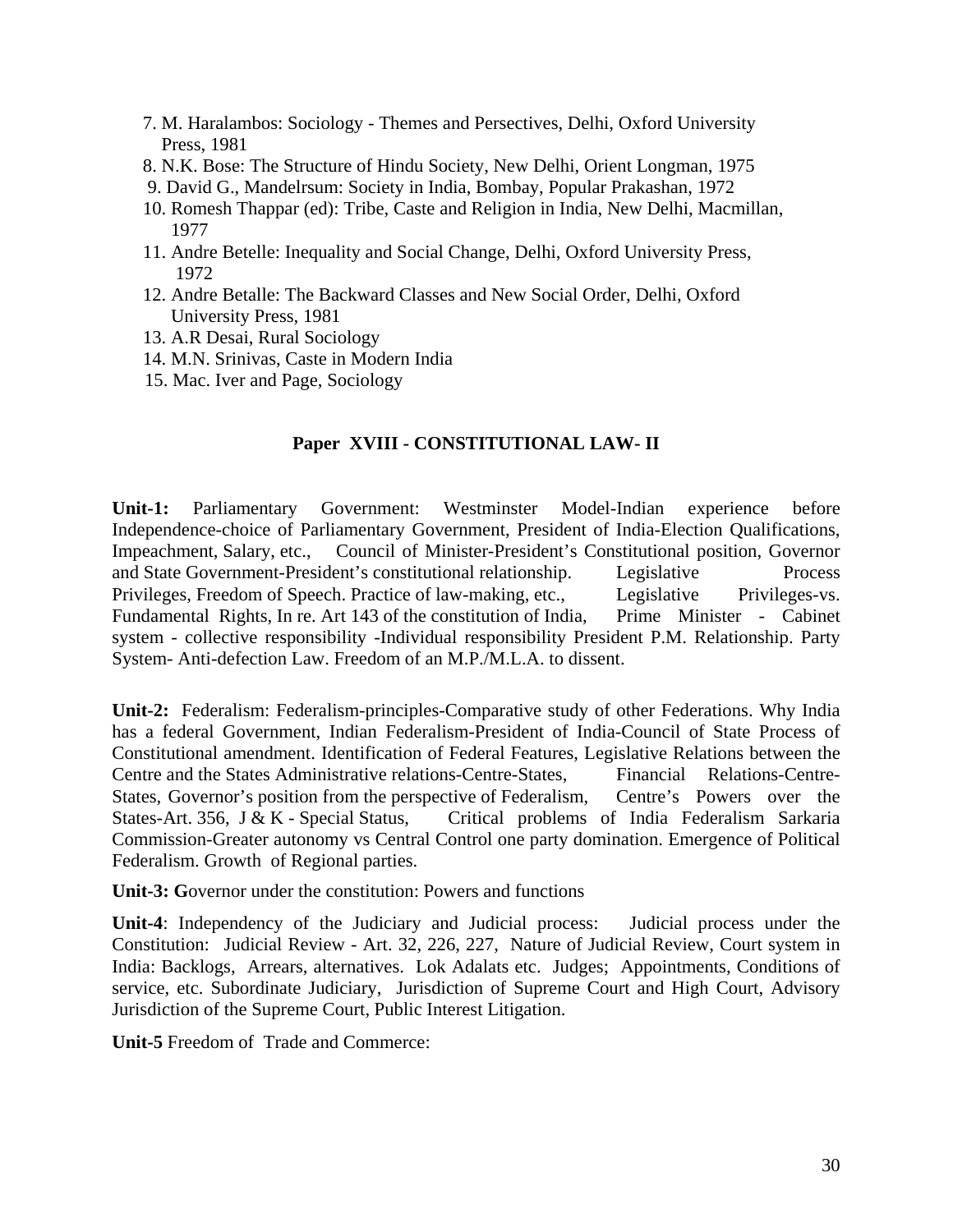7. M. Haralambos: Sociology - Themes and Persectives, Delhi, Oxford University Press, 1981
8. N.K. Bose: The Structure of Hindu Society, New Delhi, Orient Longman, 1975
9. David G., Mandelrsum: Society in India, Bombay, Popular Prakashan, 1972
10. Romesh Thappar (ed): Tribe, Caste and Religion in India, New Delhi, Macmillan, 1977
11. Andre Betelle: Inequality and Social Change, Delhi, Oxford University Press, 1972
12. Andre Betalle: The Backward Classes and New Social Order, Delhi, Oxford University Press, 1981
13. A.R Desai, Rural Sociology
14. M.N. Srinivas, Caste in Modern India
15. Mac. Iver and Page, Sociology

## Paper XVIII - CONSTITUTIONAL LAW- II

**Unit-1:** Parliamentary Government: Westminster Model-Indian experience before Independence-choice of Parliamentary Government, President of India-Election Qualifications, Impeachment, Salary, etc., Council of Minister-President's Constitutional position, Governor and State Government-President's constitutional relationship. Legislative Process Privileges, Freedom of Speech. Practice of law-making, etc., Legislative Privileges-vs. Fundamental Rights, In re. Art 143 of the constitution of India, Prime Minister - Cabinet system - collective responsibility -Individual responsibility President P.M. Relationship. Party System- Anti-defection Law. Freedom of an M.P./M.L.A. to dissent.

**Unit-2:** Federalism: Federalism-principles-Comparative study of other Federations. Why India has a federal Government, Indian Federalism-President of India-Council of State Process of Constitutional amendment. Identification of Federal Features, Legislative Relations between the Centre and the States Administrative relations-Centre-States, Financial Relations-Centre-States, Governor's position from the perspective of Federalism, Centre's Powers over the States-Art. 356, J & K - Special Status, Critical problems of India Federalism Sarkaria Commission-Greater autonomy vs Central Control one party domination. Emergence of Political Federalism. Growth of Regional parties.

**Unit-3: G**overnor under the constitution: Powers and functions

**Unit-4**: Independency of the Judiciary and Judicial process: Judicial process under the Constitution: Judicial Review - Art. 32, 226, 227, Nature of Judicial Review, Court system in India: Backlogs, Arrears, alternatives. Lok Adalats etc. Judges; Appointments, Conditions of service, etc. Subordinate Judiciary, Jurisdiction of Supreme Court and High Court, Advisory Jurisdiction of the Supreme Court, Public Interest Litigation.

**Unit-5** Freedom of Trade and Commerce: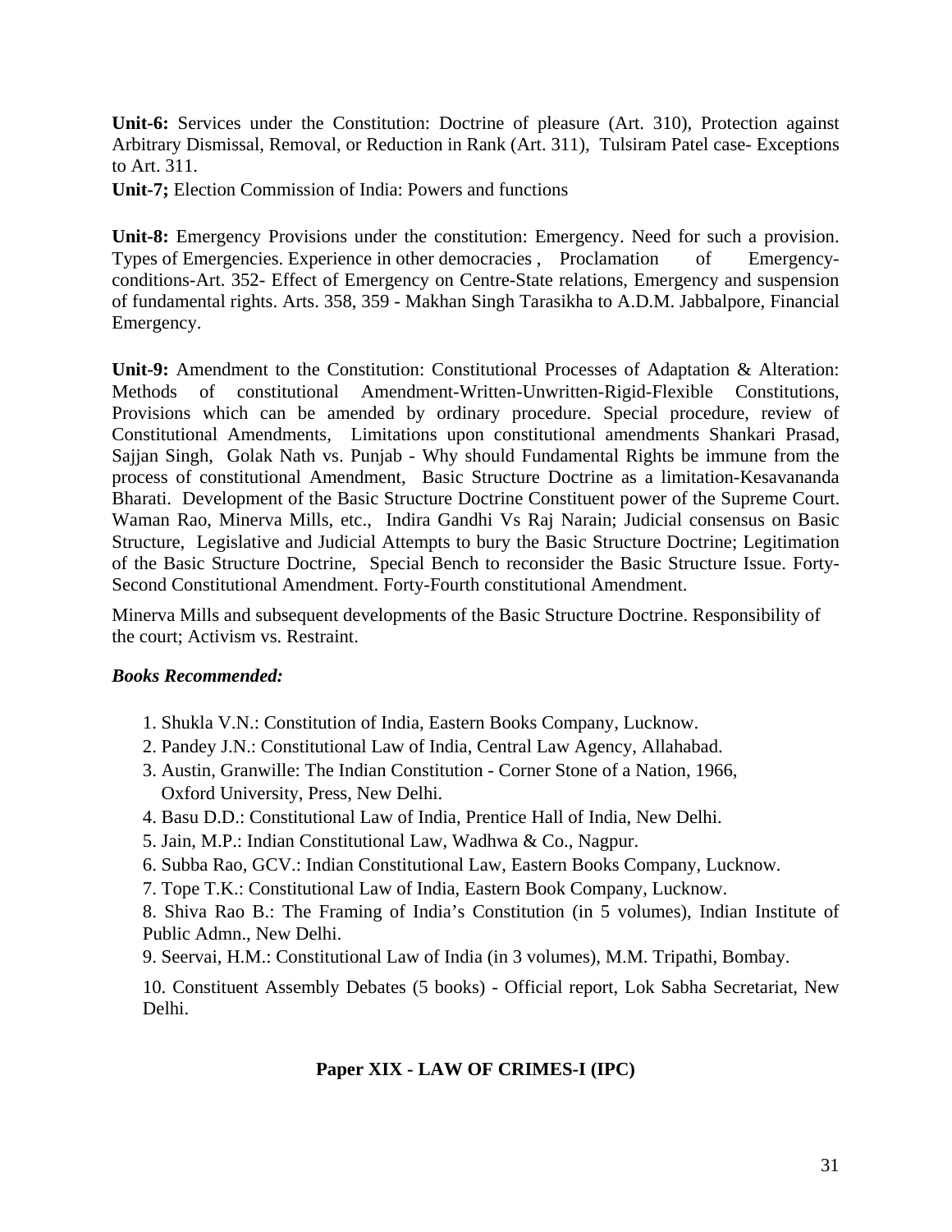**Unit-6:** Services under the Constitution: Doctrine of pleasure (Art. 310), Protection against Arbitrary Dismissal, Removal, or Reduction in Rank (Art. 311), Tulsiram Patel case- Exceptions to Art. 311.

**Unit-7;** Election Commission of India: Powers and functions

**Unit-8:** Emergency Provisions under the constitution: Emergency. Need for such a provision. Types of Emergencies. Experience in other democracies , Proclamation of Emergency-conditions-Art. 352- Effect of Emergency on Centre-State relations, Emergency and suspension of fundamental rights. Arts. 358, 359 - Makhan Singh Tarasikha to A.D.M. Jabbalpore, Financial Emergency.

**Unit-9:** Amendment to the Constitution: Constitutional Processes of Adaptation & Alteration: Methods of constitutional Amendment-Written-Unwritten-Rigid-Flexible Constitutions, Provisions which can be amended by ordinary procedure. Special procedure, review of Constitutional Amendments, Limitations upon constitutional amendments Shankari Prasad, Sajjan Singh, Golak Nath vs. Punjab - Why should Fundamental Rights be immune from the process of constitutional Amendment, Basic Structure Doctrine as a limitation-Kesavananda Bharati. Development of the Basic Structure Doctrine Constituent power of the Supreme Court. Waman Rao, Minerva Mills, etc., Indira Gandhi Vs Raj Narain; Judicial consensus on Basic Structure, Legislative and Judicial Attempts to bury the Basic Structure Doctrine; Legitimation of the Basic Structure Doctrine, Special Bench to reconsider the Basic Structure Issue. Forty-Second Constitutional Amendment. Forty-Fourth constitutional Amendment.

Minerva Mills and subsequent developments of the Basic Structure Doctrine. Responsibility of the court; Activism vs. Restraint.

***Books Recommended:***

1. Shukla V.N.: Constitution of India, Eastern Books Company, Lucknow.
2. Pandey J.N.: Constitutional Law of India, Central Law Agency, Allahabad.
3. Austin, Granwille: The Indian Constitution - Corner Stone of a Nation, 1966, Oxford University, Press, New Delhi.
4. Basu D.D.: Constitutional Law of India, Prentice Hall of India, New Delhi.
5. Jain, M.P.: Indian Constitutional Law, Wadhwa & Co., Nagpur.
6. Subba Rao, GCV.: Indian Constitutional Law, Eastern Books Company, Lucknow.
7. Tope T.K.: Constitutional Law of India, Eastern Book Company, Lucknow.
8. Shiva Rao B.: The Framing of India's Constitution (in 5 volumes), Indian Institute of Public Admn., New Delhi.
9. Seervai, H.M.: Constitutional Law of India (in 3 volumes), M.M. Tripathi, Bombay.
10. Constituent Assembly Debates (5 books) - Official report, Lok Sabha Secretariat, New Delhi.

## Paper XIX - LAW OF CRIMES-I (IPC)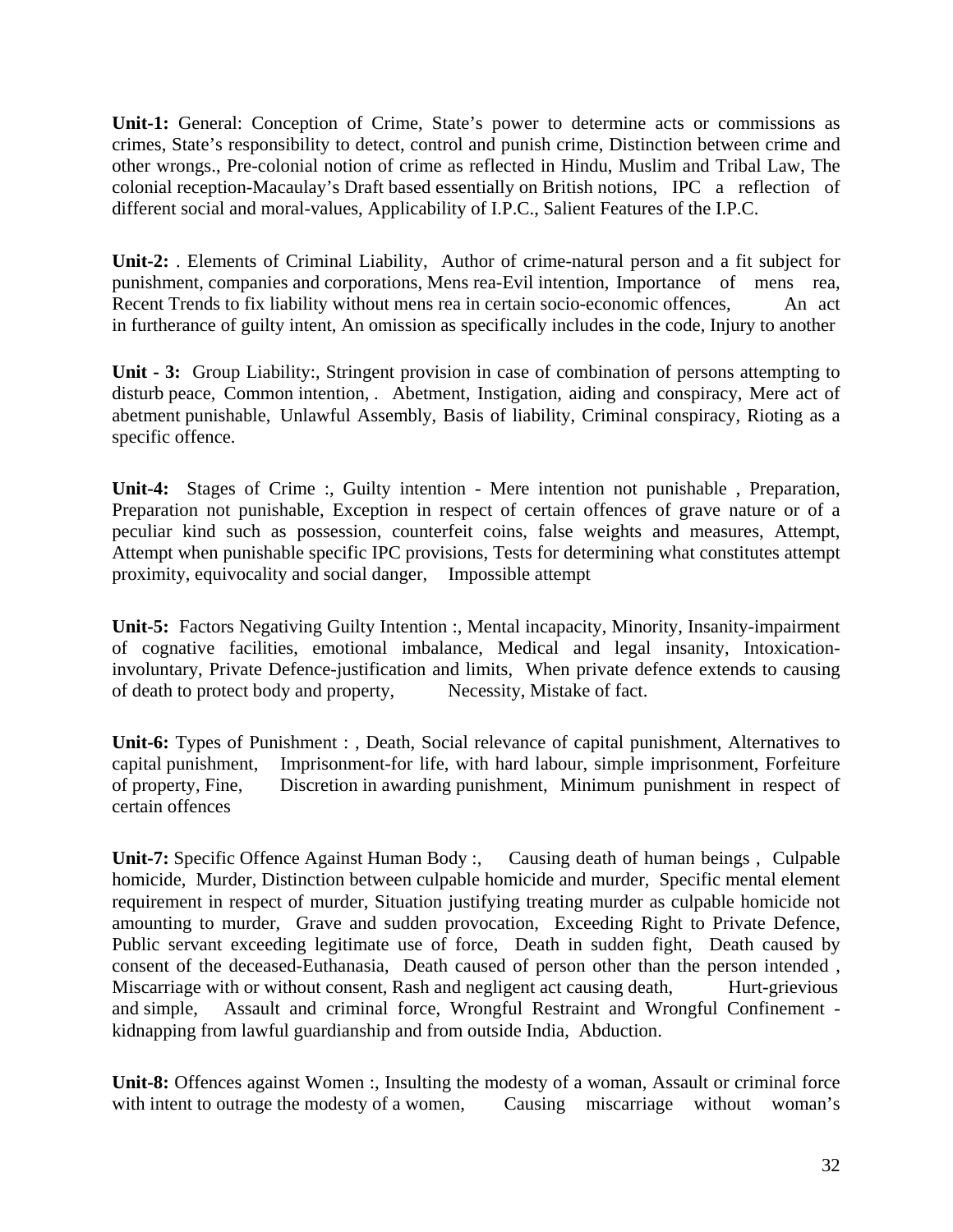**Unit-1:** General: Conception of Crime, State's power to determine acts or commissions as crimes, State's responsibility to detect, control and punish crime, Distinction between crime and other wrongs., Pre-colonial notion of crime as reflected in Hindu, Muslim and Tribal Law, The colonial reception-Macaulay's Draft based essentially on British notions, IPC a reflection of different social and moral-values, Applicability of I.P.C., Salient Features of the I.P.C.

**Unit-2:** . Elements of Criminal Liability, Author of crime-natural person and a fit subject for punishment, companies and corporations, Mens rea-Evil intention, Importance of mens rea, Recent Trends to fix liability without mens rea in certain socio-economic offences, An act in furtherance of guilty intent, An omission as specifically includes in the code, Injury to another

**Unit - 3:** Group Liability:, Stringent provision in case of combination of persons attempting to disturb peace, Common intention, . Abetment, Instigation, aiding and conspiracy, Mere act of abetment punishable, Unlawful Assembly, Basis of liability, Criminal conspiracy, Rioting as a specific offence.

**Unit-4:** Stages of Crime :, Guilty intention - Mere intention not punishable , Preparation, Preparation not punishable, Exception in respect of certain offences of grave nature or of a peculiar kind such as possession, counterfeit coins, false weights and measures, Attempt, Attempt when punishable specific IPC provisions, Tests for determining what constitutes attempt proximity, equivocality and social danger, Impossible attempt

**Unit-5:** Factors Negativing Guilty Intention :, Mental incapacity, Minority, Insanity-impairment of cognative facilities, emotional imbalance, Medical and legal insanity, Intoxication-involuntary, Private Defence-justification and limits, When private defence extends to causing of death to protect body and property, Necessity, Mistake of fact.

**Unit-6:** Types of Punishment : , Death, Social relevance of capital punishment, Alternatives to capital punishment, Imprisonment-for life, with hard labour, simple imprisonment, Forfeiture of property, Fine, Discretion in awarding punishment, Minimum punishment in respect of certain offences

**Unit-7:** Specific Offence Against Human Body :, Causing death of human beings , Culpable homicide, Murder, Distinction between culpable homicide and murder, Specific mental element requirement in respect of murder, Situation justifying treating murder as culpable homicide not amounting to murder, Grave and sudden provocation, Exceeding Right to Private Defence, Public servant exceeding legitimate use of force, Death in sudden fight, Death caused by consent of the deceased-Euthanasia, Death caused of person other than the person intended , Miscarriage with or without consent, Rash and negligent act causing death, Hurt-grievious and simple, Assault and criminal force, Wrongful Restraint and Wrongful Confinement - kidnapping from lawful guardianship and from outside India, Abduction.

**Unit-8:** Offences against Women :, Insulting the modesty of a woman, Assault or criminal force with intent to outrage the modesty of a women, Causing miscarriage without woman's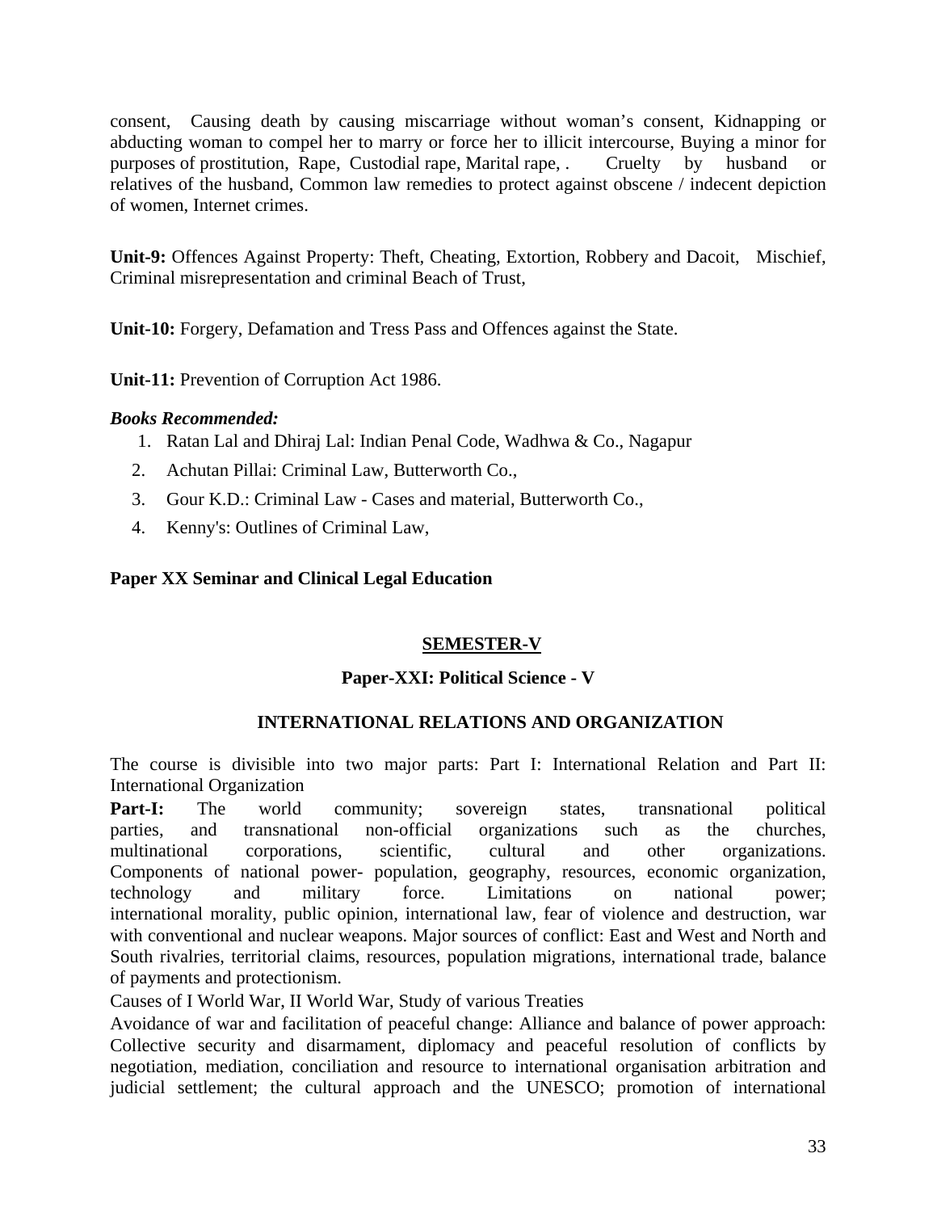consent, Causing death by causing miscarriage without woman's consent, Kidnapping or abducting woman to compel her to marry or force her to illicit intercourse, Buying a minor for purposes of prostitution, Rape, Custodial rape, Marital rape, . Cruelty by husband or relatives of the husband, Common law remedies to protect against obscene / indecent depiction of women, Internet crimes.

**Unit-9:** Offences Against Property: Theft, Cheating, Extortion, Robbery and Dacoit, Mischief, Criminal misrepresentation and criminal Beach of Trust,

**Unit-10:** Forgery, Defamation and Tress Pass and Offences against the State.

**Unit-11:** Prevention of Corruption Act 1986.

***Books Recommended:***

1. Ratan Lal and Dhiraj Lal: Indian Penal Code, Wadhwa & Co., Nagapur
2. Achutan Pillai: Criminal Law, Butterworth Co.,
3. Gour K.D.: Criminal Law - Cases and material, Butterworth Co.,
4. Kenny's: Outlines of Criminal Law,

**Paper XX Seminar and Clinical Legal Education**

## SEMESTER-V

### Paper-XXI: Political Science - V

### INTERNATIONAL RELATIONS AND ORGANIZATION

The course is divisible into two major parts: Part I: International Relation and Part II: International Organization

**Part-I:** The world community; sovereign states, transnational political parties, and transnational non-official organizations such as the churches, multinational corporations, scientific, cultural and other organizations. Components of national power- population, geography, resources, economic organization, technology and military force. Limitations on national power; international morality, public opinion, international law, fear of violence and destruction, war with conventional and nuclear weapons. Major sources of conflict: East and West and North and South rivalries, territorial claims, resources, population migrations, international trade, balance of payments and protectionism.

Causes of I World War, II World War, Study of various Treaties

Avoidance of war and facilitation of peaceful change: Alliance and balance of power approach: Collective security and disarmament, diplomacy and peaceful resolution of conflicts by negotiation, mediation, conciliation and resource to international organisation arbitration and judicial settlement; the cultural approach and the UNESCO; promotion of international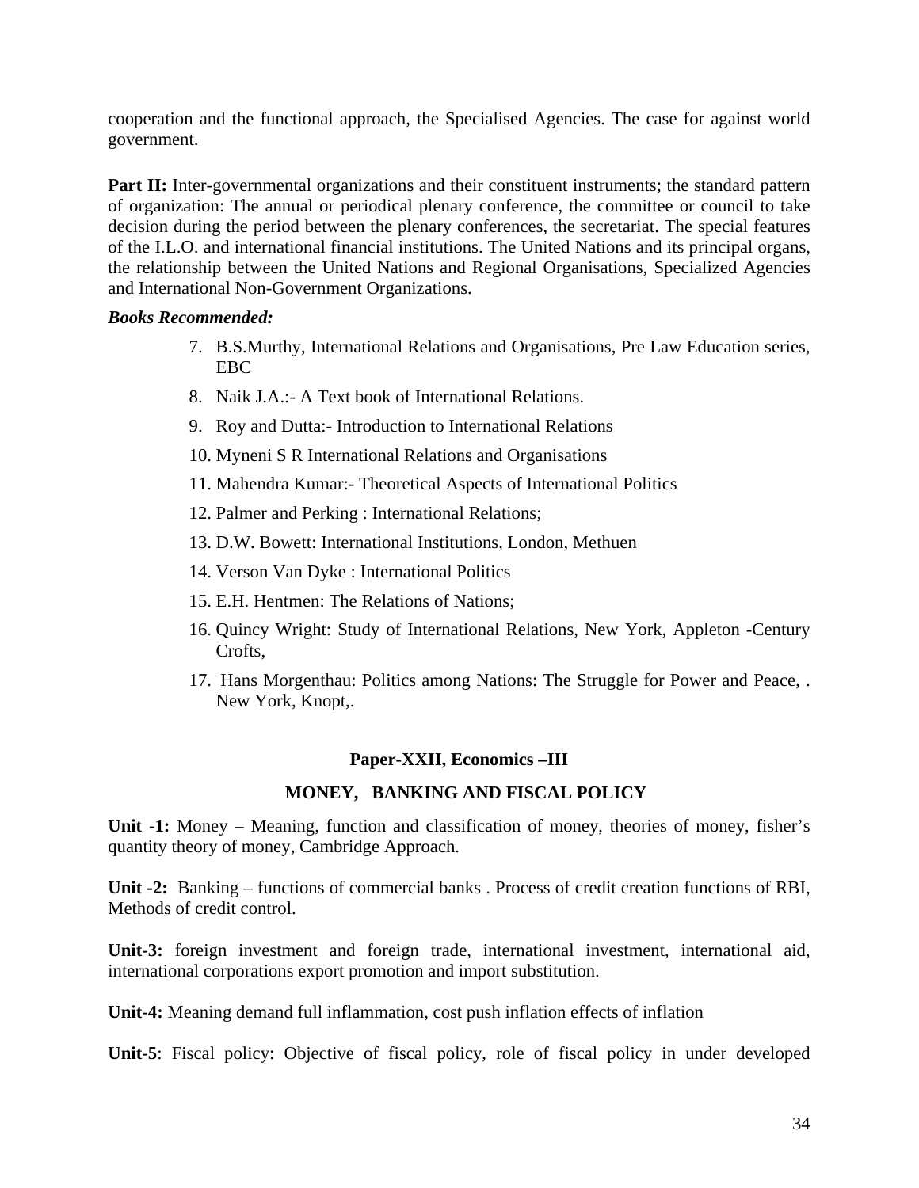cooperation and the functional approach, the Specialised Agencies. The case for against world government.

**Part II:** Inter-governmental organizations and their constituent instruments; the standard pattern of organization: The annual or periodical plenary conference, the committee or council to take decision during the period between the plenary conferences, the secretariat. The special features of the I.L.O. and international financial institutions. The United Nations and its principal organs, the relationship between the United Nations and Regional Organisations, Specialized Agencies and International Non-Government Organizations.

***Books Recommended:***

7. B.S.Murthy, International Relations and Organisations, Pre Law Education series, EBC
8. Naik J.A.:- A Text book of International Relations.
9. Roy and Dutta:- Introduction to International Relations
10. Myneni S R International Relations and Organisations
11. Mahendra Kumar:- Theoretical Aspects of International Politics
12. Palmer and Perking : International Relations;
13. D.W. Bowett: International Institutions, London, Methuen
14. Verson Van Dyke : International Politics
15. E.H. Hentmen: The Relations of Nations;
16. Quincy Wright: Study of International Relations, New York, Appleton -Century Crofts,
17. Hans Morgenthau: Politics among Nations: The Struggle for Power and Peace, . New York, Knopt,.

## Paper-XXII, Economics –III

## MONEY, BANKING AND FISCAL POLICY

**Unit -1:** Money – Meaning, function and classification of money, theories of money, fisher's quantity theory of money, Cambridge Approach.

**Unit -2:** Banking – functions of commercial banks . Process of credit creation functions of RBI, Methods of credit control.

**Unit-3:** foreign investment and foreign trade, international investment, international aid, international corporations export promotion and import substitution.

**Unit-4:** Meaning demand full inflammation, cost push inflation effects of inflation

**Unit-5**: Fiscal policy: Objective of fiscal policy, role of fiscal policy in under developed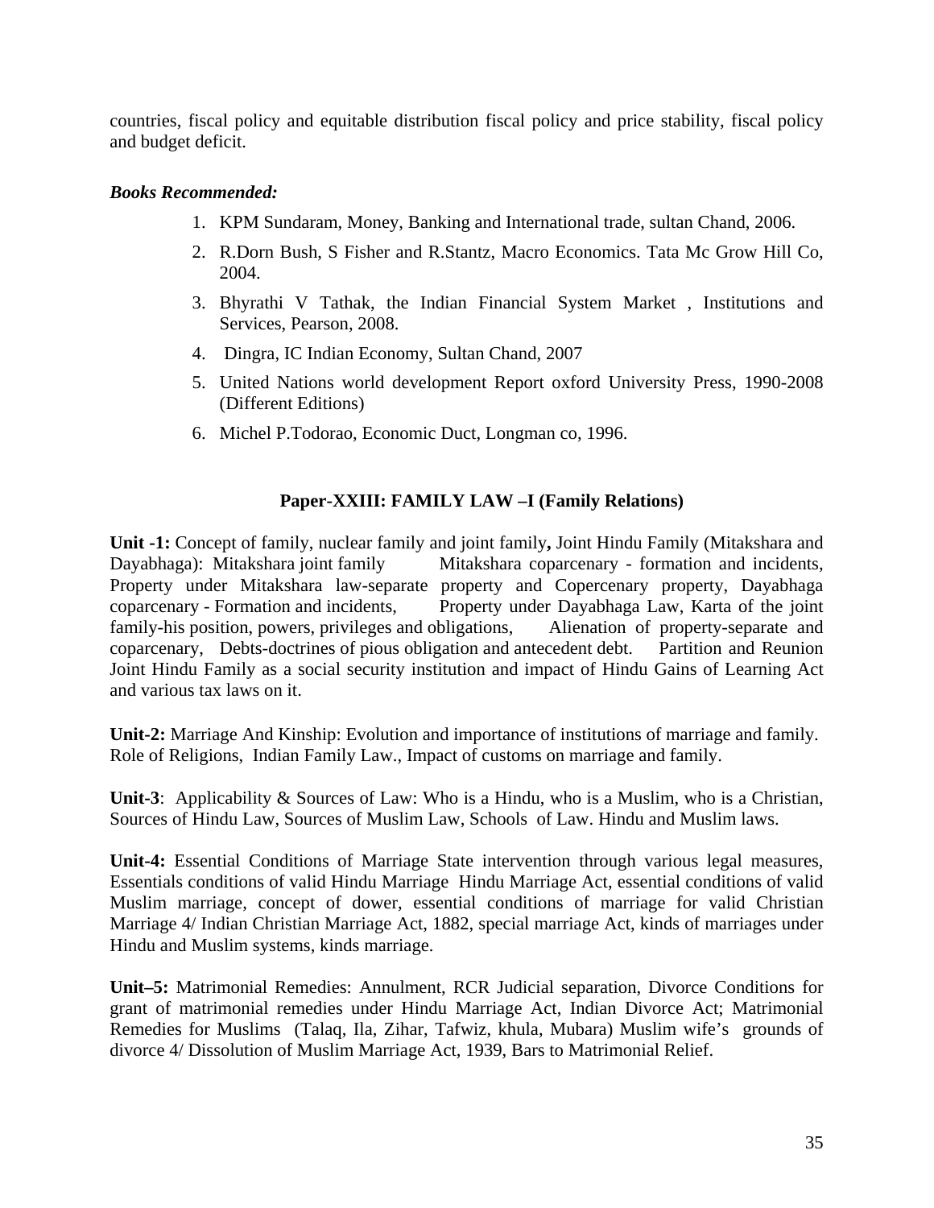countries, fiscal policy and equitable distribution fiscal policy and price stability, fiscal policy and budget deficit.

***Books Recommended:***

1. KPM Sundaram, Money, Banking and International trade, sultan Chand, 2006.
2. R.Dorn Bush, S Fisher and R.Stantz, Macro Economics. Tata Mc Grow Hill Co, 2004.
3. Bhyrathi V Tathak, the Indian Financial System Market , Institutions and Services, Pearson, 2008.
4. Dingra, IC Indian Economy, Sultan Chand, 2007
5. United Nations world development Report oxford University Press, 1990-2008 (Different Editions)
6. Michel P.Todorao, Economic Duct, Longman co, 1996.

## Paper-XXIII: FAMILY LAW –I (Family Relations)

**Unit -1:** Concept of family, nuclear family and joint family**,** Joint Hindu Family (Mitakshara and Dayabhaga): Mitakshara joint family Mitakshara coparcenary - formation and incidents, Property under Mitakshara law-separate property and Copercenary property, Dayabhaga coparcenary - Formation and incidents, Property under Dayabhaga Law, Karta of the joint family-his position, powers, privileges and obligations, Alienation of property-separate and coparcenary, Debts-doctrines of pious obligation and antecedent debt. Partition and Reunion Joint Hindu Family as a social security institution and impact of Hindu Gains of Learning Act and various tax laws on it.

**Unit-2:** Marriage And Kinship: Evolution and importance of institutions of marriage and family. Role of Religions, Indian Family Law., Impact of customs on marriage and family.

**Unit-3**: Applicability & Sources of Law: Who is a Hindu, who is a Muslim, who is a Christian, Sources of Hindu Law, Sources of Muslim Law, Schools of Law. Hindu and Muslim laws.

**Unit-4:** Essential Conditions of Marriage State intervention through various legal measures, Essentials conditions of valid Hindu Marriage Hindu Marriage Act, essential conditions of valid Muslim marriage, concept of dower, essential conditions of marriage for valid Christian Marriage 4/ Indian Christian Marriage Act, 1882, special marriage Act, kinds of marriages under Hindu and Muslim systems, kinds marriage.

**Unit–5:** Matrimonial Remedies: Annulment, RCR Judicial separation, Divorce Conditions for grant of matrimonial remedies under Hindu Marriage Act, Indian Divorce Act; Matrimonial Remedies for Muslims (Talaq, Ila, Zihar, Tafwiz, khula, Mubara) Muslim wife's grounds of divorce 4/ Dissolution of Muslim Marriage Act, 1939, Bars to Matrimonial Relief.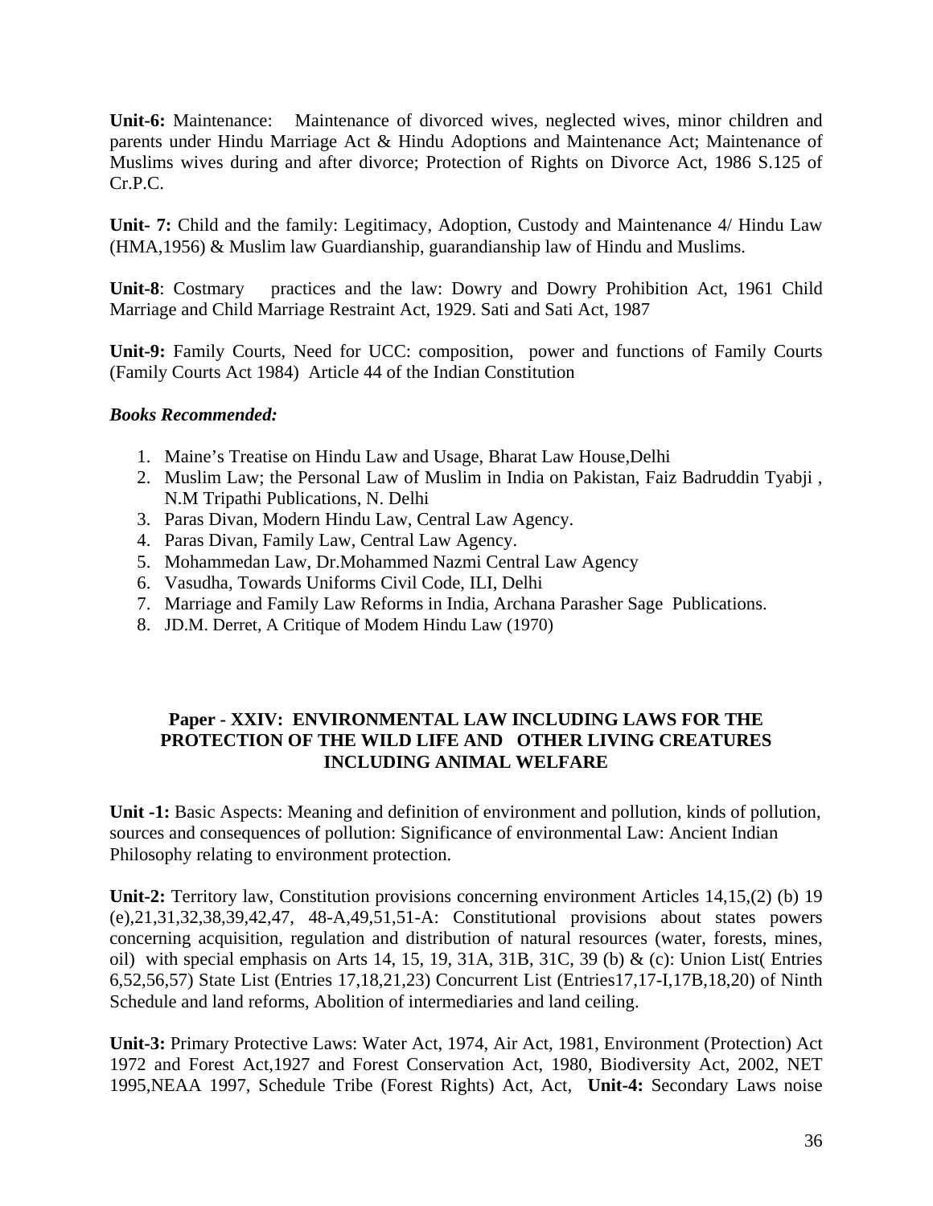**Unit-6:** Maintenance: Maintenance of divorced wives, neglected wives, minor children and parents under Hindu Marriage Act & Hindu Adoptions and Maintenance Act; Maintenance of Muslims wives during and after divorce; Protection of Rights on Divorce Act, 1986 S.125 of Cr.P.C.

**Unit- 7:** Child and the family: Legitimacy, Adoption, Custody and Maintenance 4/ Hindu Law (HMA,1956) & Muslim law Guardianship, guarandianship law of Hindu and Muslims.

**Unit-8**: Costmary practices and the law: Dowry and Dowry Prohibition Act, 1961 Child Marriage and Child Marriage Restraint Act, 1929. Sati and Sati Act, 1987

**Unit-9:** Family Courts, Need for UCC: composition, power and functions of Family Courts (Family Courts Act 1984) Article 44 of the Indian Constitution

***Books Recommended:***

1. Maine's Treatise on Hindu Law and Usage, Bharat Law House,Delhi
2. Muslim Law; the Personal Law of Muslim in India on Pakistan, Faiz Badruddin Tyabji , N.M Tripathi Publications, N. Delhi
3. Paras Divan, Modern Hindu Law, Central Law Agency.
4. Paras Divan, Family Law, Central Law Agency.
5. Mohammedan Law, Dr.Mohammed Nazmi Central Law Agency
6. Vasudha, Towards Uniforms Civil Code, ILI, Delhi
7. Marriage and Family Law Reforms in India, Archana Parasher Sage Publications.
8. JD.M. Derret, A Critique of Modem Hindu Law (1970)

## Paper - XXIV: ENVIRONMENTAL LAW INCLUDING LAWS FOR THE PROTECTION OF THE WILD LIFE AND OTHER LIVING CREATURES INCLUDING ANIMAL WELFARE

**Unit -1:** Basic Aspects: Meaning and definition of environment and pollution, kinds of pollution, sources and consequences of pollution: Significance of environmental Law: Ancient Indian Philosophy relating to environment protection.

**Unit-2:** Territory law, Constitution provisions concerning environment Articles 14,15,(2) (b) 19 (e),21,31,32,38,39,42,47, 48-A,49,51,51-A: Constitutional provisions about states powers concerning acquisition, regulation and distribution of natural resources (water, forests, mines, oil) with special emphasis on Arts 14, 15, 19, 31A, 31B, 31C, 39 (b) & (c): Union List( Entries 6,52,56,57) State List (Entries 17,18,21,23) Concurrent List (Entries17,17-I,17B,18,20) of Ninth Schedule and land reforms, Abolition of intermediaries and land ceiling.

**Unit-3:** Primary Protective Laws: Water Act, 1974, Air Act, 1981, Environment (Protection) Act 1972 and Forest Act,1927 and Forest Conservation Act, 1980, Biodiversity Act, 2002, NET 1995,NEAA 1997, Schedule Tribe (Forest Rights) Act, Act, **Unit-4:** Secondary Laws noise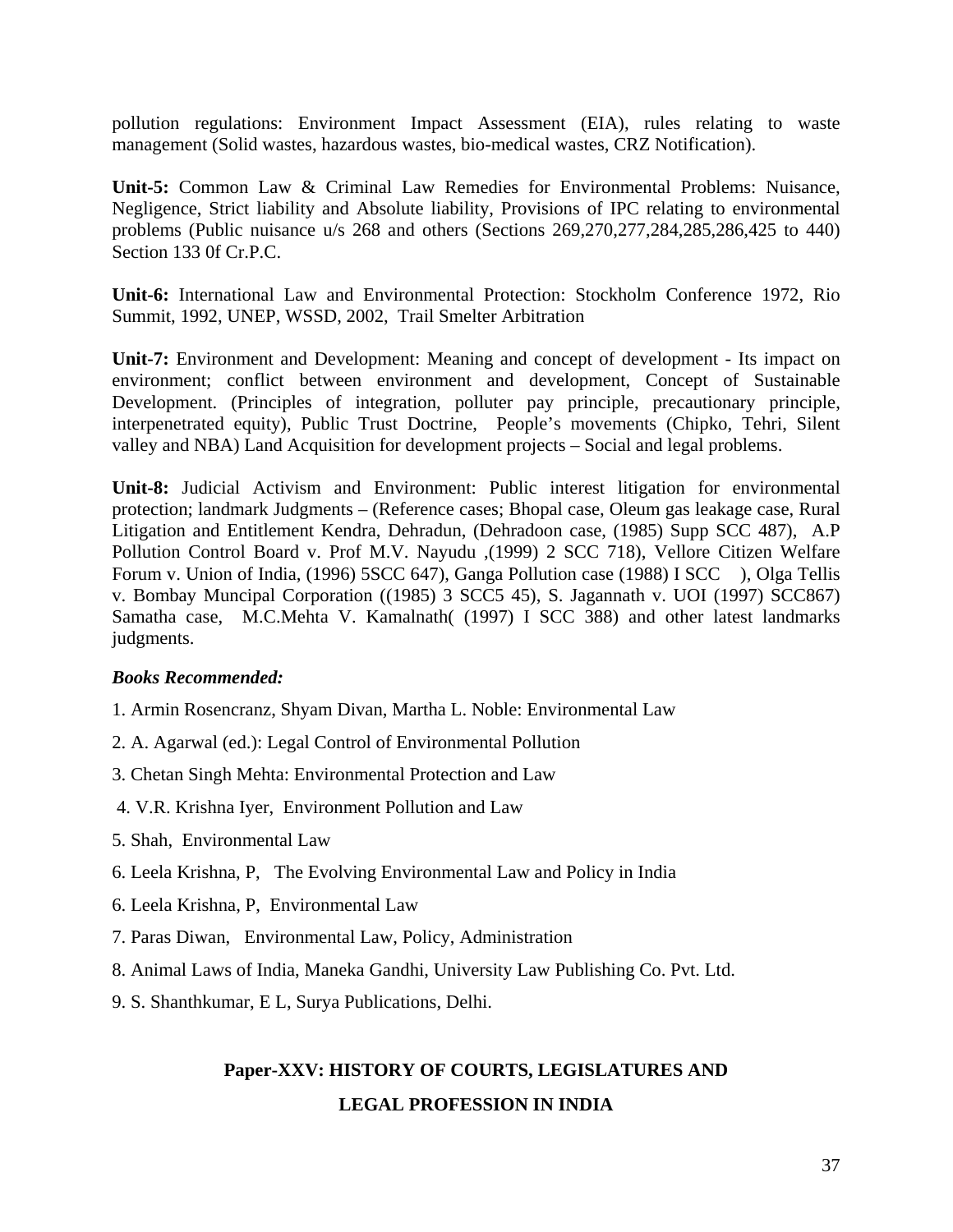pollution regulations: Environment Impact Assessment (EIA), rules relating to waste management (Solid wastes, hazardous wastes, bio-medical wastes, CRZ Notification).

**Unit-5:** Common Law & Criminal Law Remedies for Environmental Problems: Nuisance, Negligence, Strict liability and Absolute liability, Provisions of IPC relating to environmental problems (Public nuisance u/s 268 and others (Sections 269,270,277,284,285,286,425 to 440) Section 133 0f Cr.P.C.

**Unit-6:** International Law and Environmental Protection: Stockholm Conference 1972, Rio Summit, 1992, UNEP, WSSD, 2002, Trail Smelter Arbitration

**Unit-7:** Environment and Development: Meaning and concept of development - Its impact on environment; conflict between environment and development, Concept of Sustainable Development. (Principles of integration, polluter pay principle, precautionary principle, interpenetrated equity), Public Trust Doctrine, People's movements (Chipko, Tehri, Silent valley and NBA) Land Acquisition for development projects – Social and legal problems.

**Unit-8:** Judicial Activism and Environment: Public interest litigation for environmental protection; landmark Judgments – (Reference cases; Bhopal case, Oleum gas leakage case, Rural Litigation and Entitlement Kendra, Dehradun, (Dehradoon case, (1985) Supp SCC 487), A.P Pollution Control Board v. Prof M.V. Nayudu ,(1999) 2 SCC 718), Vellore Citizen Welfare Forum v. Union of India, (1996) 5SCC 647), Ganga Pollution case (1988) I SCC ), Olga Tellis v. Bombay Muncipal Corporation ((1985) 3 SCC5 45), S. Jagannath v. UOI (1997) SCC867) Samatha case, M.C.Mehta V. Kamalnath( (1997) I SCC 388) and other latest landmarks judgments.

***Books Recommended:***

1. Armin Rosencranz, Shyam Divan, Martha L. Noble: Environmental Law
2. A. Agarwal (ed.): Legal Control of Environmental Pollution
3. Chetan Singh Mehta: Environmental Protection and Law
4. V.R. Krishna Iyer, Environment Pollution and Law
5. Shah, Environmental Law
6. Leela Krishna, P, The Evolving Environmental Law and Policy in India
6. Leela Krishna, P, Environmental Law
7. Paras Diwan, Environmental Law, Policy, Administration
8. Animal Laws of India, Maneka Gandhi, University Law Publishing Co. Pvt. Ltd.
9. S. Shanthkumar, E L, Surya Publications, Delhi.

## Paper-XXV: HISTORY OF COURTS, LEGISLATURES AND LEGAL PROFESSION IN INDIA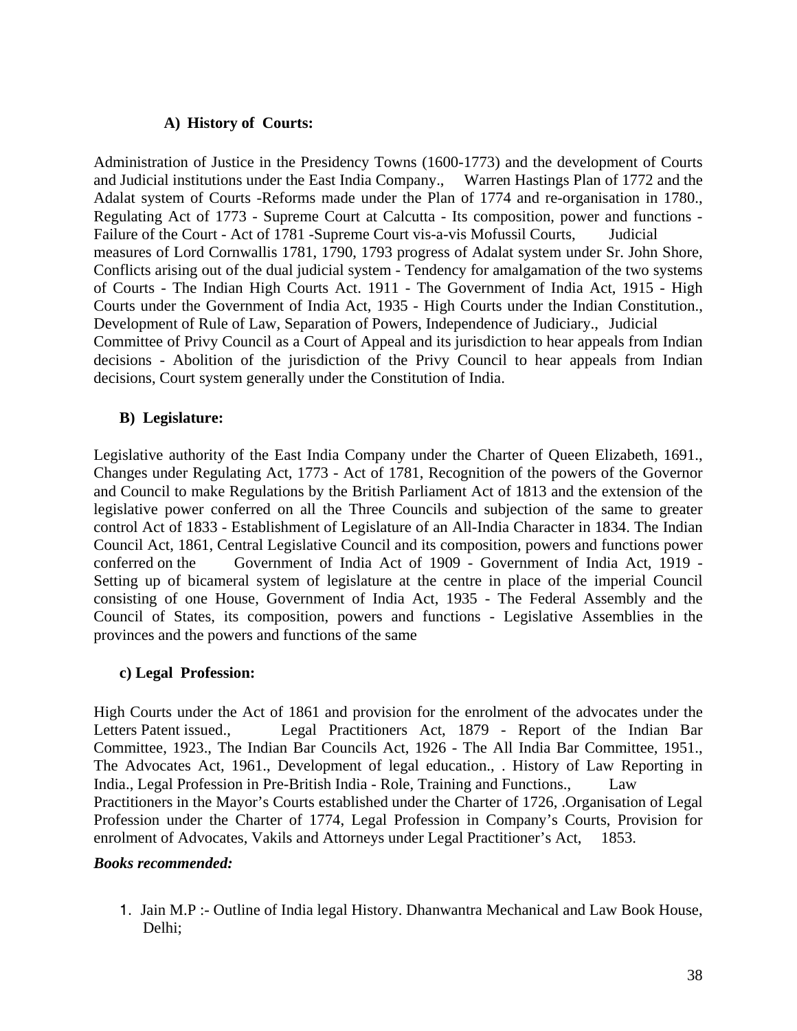### A) History of Courts:

Administration of Justice in the Presidency Towns (1600-1773) and the development of Courts and Judicial institutions under the East India Company., Warren Hastings Plan of 1772 and the Adalat system of Courts -Reforms made under the Plan of 1774 and re-organisation in 1780., Regulating Act of 1773 - Supreme Court at Calcutta - Its composition, power and functions - Failure of the Court - Act of 1781 -Supreme Court vis-a-vis Mofussil Courts, Judicial measures of Lord Cornwallis 1781, 1790, 1793 progress of Adalat system under Sr. John Shore, Conflicts arising out of the dual judicial system - Tendency for amalgamation of the two systems of Courts - The Indian High Courts Act. 1911 - The Government of India Act, 1915 - High Courts under the Government of India Act, 1935 - High Courts under the Indian Constitution., Development of Rule of Law, Separation of Powers, Independence of Judiciary., Judicial Committee of Privy Council as a Court of Appeal and its jurisdiction to hear appeals from Indian decisions - Abolition of the jurisdiction of the Privy Council to hear appeals from Indian decisions, Court system generally under the Constitution of India.

### B) Legislature:

Legislative authority of the East India Company under the Charter of Queen Elizabeth, 1691., Changes under Regulating Act, 1773 - Act of 1781, Recognition of the powers of the Governor and Council to make Regulations by the British Parliament Act of 1813 and the extension of the legislative power conferred on all the Three Councils and subjection of the same to greater control Act of 1833 - Establishment of Legislature of an All-India Character in 1834. The Indian Council Act, 1861, Central Legislative Council and its composition, powers and functions power conferred on the Government of India Act of 1909 - Government of India Act, 1919 - Setting up of bicameral system of legislature at the centre in place of the imperial Council consisting of one House, Government of India Act, 1935 - The Federal Assembly and the Council of States, its composition, powers and functions - Legislative Assemblies in the provinces and the powers and functions of the same

### c) Legal Profession:

High Courts under the Act of 1861 and provision for the enrolment of the advocates under the Letters Patent issued., Legal Practitioners Act, 1879 - Report of the Indian Bar Committee, 1923., The Indian Bar Councils Act, 1926 - The All India Bar Committee, 1951., The Advocates Act, 1961., Development of legal education., . History of Law Reporting in India., Legal Profession in Pre-British India - Role, Training and Functions., Law Practitioners in the Mayor's Courts established under the Charter of 1726, .Organisation of Legal Profession under the Charter of 1774, Legal Profession in Company's Courts, Provision for enrolment of Advocates, Vakils and Attorneys under Legal Practitioner's Act, 1853.

***Books recommended:***

1. Jain M.P :- Outline of India legal History. Dhanwantra Mechanical and Law Book House, Delhi;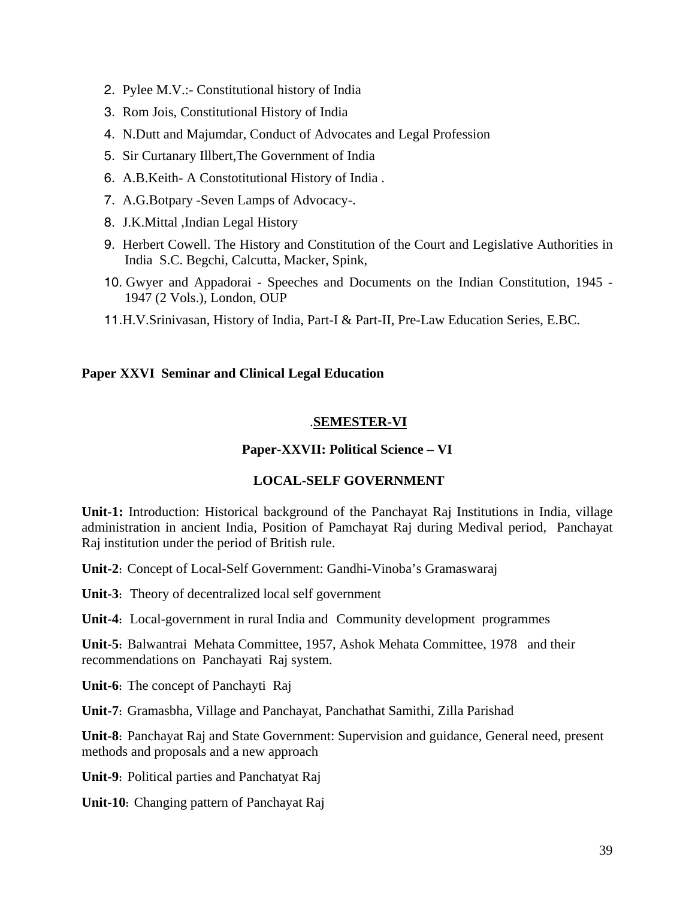2. Pylee M.V.:- Constitutional history of India
3. Rom Jois, Constitutional History of India
4. N.Dutt and Majumdar, Conduct of Advocates and Legal Profession
5. Sir Curtanary Illbert,The Government of India
6. A.B.Keith- A Constotitutional History of India .
7. A.G.Botpary -Seven Lamps of Advocacy-.
8. J.K.Mittal ,Indian Legal History
9. Herbert Cowell. The History and Constitution of the Court and Legislative Authorities in India S.C. Begchi, Calcutta, Macker, Spink,
10. Gwyer and Appadorai - Speeches and Documents on the Indian Constitution, 1945 - 1947 (2 Vols.), London, OUP
11. H.V.Srinivasan, History of India, Part-I & Part-II, Pre-Law Education Series, E.BC.

**Paper XXVI Seminar and Clinical Legal Education**

## .SEMESTER-VI

### Paper-XXVII: Political Science – VI

### LOCAL-SELF GOVERNMENT

**Unit-1:** Introduction: Historical background of the Panchayat Raj Institutions in India, village administration in ancient India, Position of Pamchayat Raj during Medival period, Panchayat Raj institution under the period of British rule.

**Unit-2**: Concept of Local-Self Government: Gandhi-Vinoba's Gramaswaraj

**Unit-3**: Theory of decentralized local self government

**Unit-4**: Local-government in rural India and Community development programmes

**Unit-5**: Balwantrai Mehata Committee, 1957, Ashok Mehata Committee, 1978 and their recommendations on Panchayati Raj system.

**Unit-6**: The concept of Panchayti Raj

**Unit-7**: Gramasbha, Village and Panchayat, Panchathat Samithi, Zilla Parishad

**Unit-8**: Panchayat Raj and State Government: Supervision and guidance, General need, present methods and proposals and a new approach

**Unit-9**: Political parties and Panchatyat Raj

**Unit-10**: Changing pattern of Panchayat Raj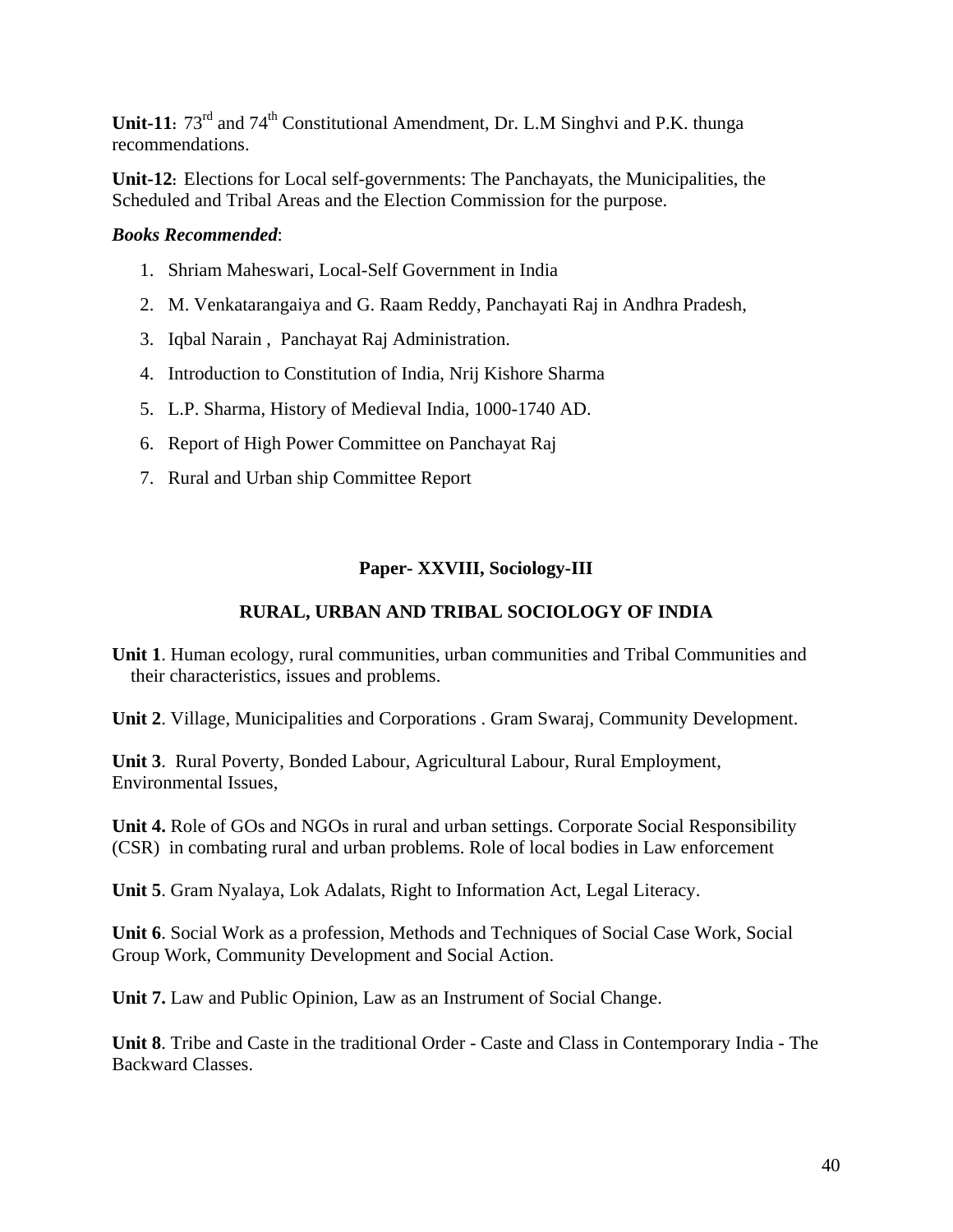**Unit-11**: 73rd and 74th Constitutional Amendment, Dr. L.M Singhvi and P.K. thunga recommendations.

**Unit-12**: Elections for Local self-governments: The Panchayats, the Municipalities, the Scheduled and Tribal Areas and the Election Commission for the purpose.

***Books Recommended***:

1. Shriam Maheswari, Local-Self Government in India
2. M. Venkatarangaiya and G. Raam Reddy, Panchayati Raj in Andhra Pradesh,
3. Iqbal Narain , Panchayat Raj Administration.
4. Introduction to Constitution of India, Nrij Kishore Sharma
5. L.P. Sharma, History of Medieval India, 1000-1740 AD.
6. Report of High Power Committee on Panchayat Raj
7. Rural and Urban ship Committee Report

## Paper- XXVIII, Sociology-III

## RURAL, URBAN AND TRIBAL SOCIOLOGY OF INDIA

**Unit 1**. Human ecology, rural communities, urban communities and Tribal Communities and their characteristics, issues and problems.

**Unit 2**. Village, Municipalities and Corporations . Gram Swaraj, Community Development.

**Unit 3**. Rural Poverty, Bonded Labour, Agricultural Labour, Rural Employment, Environmental Issues,

**Unit 4.** Role of GOs and NGOs in rural and urban settings. Corporate Social Responsibility (CSR) in combating rural and urban problems. Role of local bodies in Law enforcement

**Unit 5**. Gram Nyalaya, Lok Adalats, Right to Information Act, Legal Literacy.

**Unit 6**. Social Work as a profession, Methods and Techniques of Social Case Work, Social Group Work, Community Development and Social Action.

**Unit 7.** Law and Public Opinion, Law as an Instrument of Social Change.

**Unit 8**. Tribe and Caste in the traditional Order - Caste and Class in Contemporary India - The Backward Classes.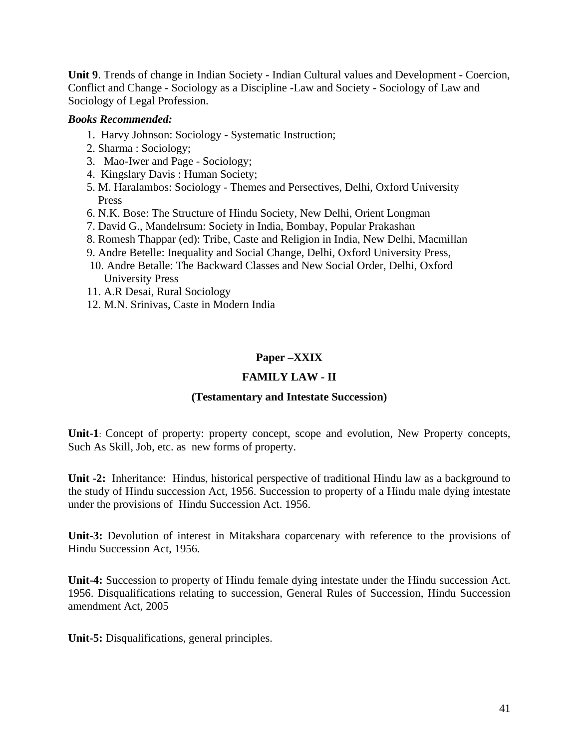**Unit 9**. Trends of change in Indian Society - Indian Cultural values and Development - Coercion, Conflict and Change - Sociology as a Discipline -Law and Society - Sociology of Law and Sociology of Legal Profession.

***Books Recommended:***

1. Harvy Johnson: Sociology - Systematic Instruction;
2. Sharma : Sociology;
3. Mao-Iwer and Page - Sociology;
4. Kingslary Davis : Human Society;
5. M. Haralambos: Sociology - Themes and Persectives, Delhi, Oxford University Press
6. N.K. Bose: The Structure of Hindu Society, New Delhi, Orient Longman
7. David G., Mandelrsum: Society in India, Bombay, Popular Prakashan
8. Romesh Thappar (ed): Tribe, Caste and Religion in India, New Delhi, Macmillan
9. Andre Betelle: Inequality and Social Change, Delhi, Oxford University Press,
10. Andre Betalle: The Backward Classes and New Social Order, Delhi, Oxford University Press
11. A.R Desai, Rural Sociology
12. M.N. Srinivas, Caste in Modern India

## Paper –XXIX

## FAMILY LAW - II

### (Testamentary and Intestate Succession)

**Unit-1**: Concept of property: property concept, scope and evolution, New Property concepts, Such As Skill, Job, etc. as new forms of property.

**Unit -2:** Inheritance: Hindus, historical perspective of traditional Hindu law as a background to the study of Hindu succession Act, 1956. Succession to property of a Hindu male dying intestate under the provisions of Hindu Succession Act. 1956.

**Unit-3:** Devolution of interest in Mitakshara coparcenary with reference to the provisions of Hindu Succession Act, 1956.

**Unit-4:** Succession to property of Hindu female dying intestate under the Hindu succession Act. 1956. Disqualifications relating to succession, General Rules of Succession, Hindu Succession amendment Act, 2005

**Unit-5:** Disqualifications, general principles.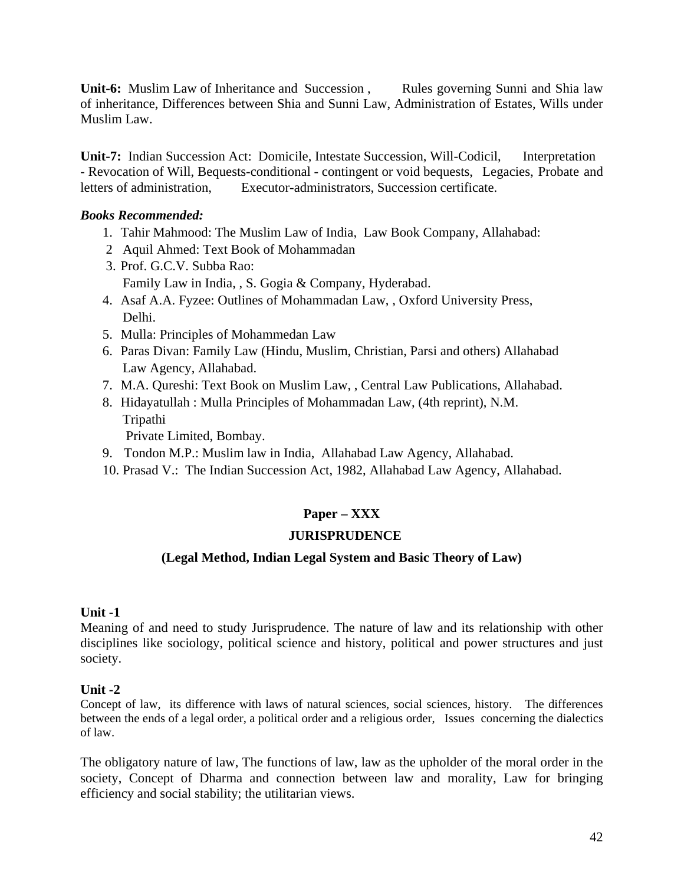**Unit-6:** Muslim Law of Inheritance and Succession , Rules governing Sunni and Shia law of inheritance, Differences between Shia and Sunni Law, Administration of Estates, Wills under Muslim Law.

**Unit-7:** Indian Succession Act: Domicile, Intestate Succession, Will-Codicil, Interpretation - Revocation of Will, Bequests-conditional - contingent or void bequests, Legacies, Probate and letters of administration, Executor-administrators, Succession certificate.

***Books Recommended:***

1. Tahir Mahmood: The Muslim Law of India, Law Book Company, Allahabad:
2. Aquil Ahmed: Text Book of Mohammadan
3. Prof. G.C.V. Subba Rao:
   Family Law in India, , S. Gogia & Company, Hyderabad.
4. Asaf A.A. Fyzee: Outlines of Mohammadan Law, , Oxford University Press, Delhi.
5. Mulla: Principles of Mohammedan Law
6. Paras Divan: Family Law (Hindu, Muslim, Christian, Parsi and others) Allahabad Law Agency, Allahabad.
7. M.A. Qureshi: Text Book on Muslim Law, , Central Law Publications, Allahabad.
8. Hidayatullah : Mulla Principles of Mohammadan Law, (4th reprint), N.M. Tripathi
   Private Limited, Bombay.
9. Tondon M.P.: Muslim law in India, Allahabad Law Agency, Allahabad.
10. Prasad V.: The Indian Succession Act, 1982, Allahabad Law Agency, Allahabad.

## Paper – XXX

## JURISPRUDENCE

### (Legal Method, Indian Legal System and Basic Theory of Law)

**Unit -1**

Meaning of and need to study Jurisprudence. The nature of law and its relationship with other disciplines like sociology, political science and history, political and power structures and just society.

**Unit -2**

Concept of law, its difference with laws of natural sciences, social sciences, history. The differences between the ends of a legal order, a political order and a religious order, Issues concerning the dialectics of law.

The obligatory nature of law, The functions of law, law as the upholder of the moral order in the society, Concept of Dharma and connection between law and morality, Law for bringing efficiency and social stability; the utilitarian views.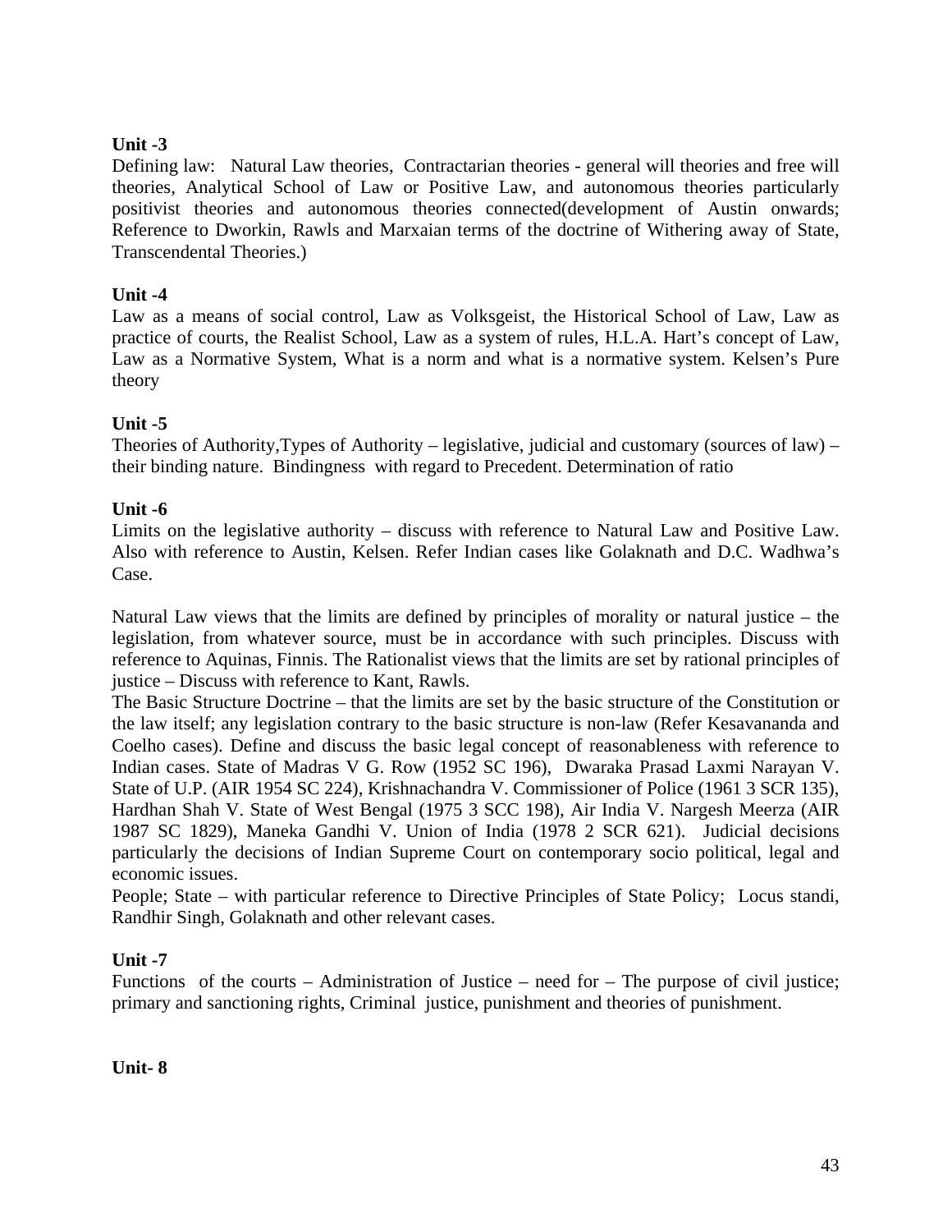**Unit -3**

Defining law: Natural Law theories, Contractarian theories - general will theories and free will theories, Analytical School of Law or Positive Law, and autonomous theories particularly positivist theories and autonomous theories connected(development of Austin onwards; Reference to Dworkin, Rawls and Marxaian terms of the doctrine of Withering away of State, Transcendental Theories.)

**Unit -4**

Law as a means of social control, Law as Volksgeist, the Historical School of Law, Law as practice of courts, the Realist School, Law as a system of rules, H.L.A. Hart's concept of Law, Law as a Normative System, What is a norm and what is a normative system. Kelsen's Pure theory

**Unit -5**

Theories of Authority,Types of Authority – legislative, judicial and customary (sources of law) – their binding nature. Bindingness with regard to Precedent. Determination of ratio

**Unit -6**

Limits on the legislative authority – discuss with reference to Natural Law and Positive Law. Also with reference to Austin, Kelsen. Refer Indian cases like Golaknath and D.C. Wadhwa's Case.

Natural Law views that the limits are defined by principles of morality or natural justice – the legislation, from whatever source, must be in accordance with such principles. Discuss with reference to Aquinas, Finnis. The Rationalist views that the limits are set by rational principles of justice – Discuss with reference to Kant, Rawls.

The Basic Structure Doctrine – that the limits are set by the basic structure of the Constitution or the law itself; any legislation contrary to the basic structure is non-law (Refer Kesavananda and Coelho cases). Define and discuss the basic legal concept of reasonableness with reference to Indian cases. State of Madras V G. Row (1952 SC 196), Dwaraka Prasad Laxmi Narayan V. State of U.P. (AIR 1954 SC 224), Krishnachandra V. Commissioner of Police (1961 3 SCR 135), Hardhan Shah V. State of West Bengal (1975 3 SCC 198), Air India V. Nargesh Meerza (AIR 1987 SC 1829), Maneka Gandhi V. Union of India (1978 2 SCR 621). Judicial decisions particularly the decisions of Indian Supreme Court on contemporary socio political, legal and economic issues.

People; State – with particular reference to Directive Principles of State Policy; Locus standi, Randhir Singh, Golaknath and other relevant cases.

**Unit -7**

Functions of the courts – Administration of Justice – need for – The purpose of civil justice; primary and sanctioning rights, Criminal justice, punishment and theories of punishment.

**Unit- 8**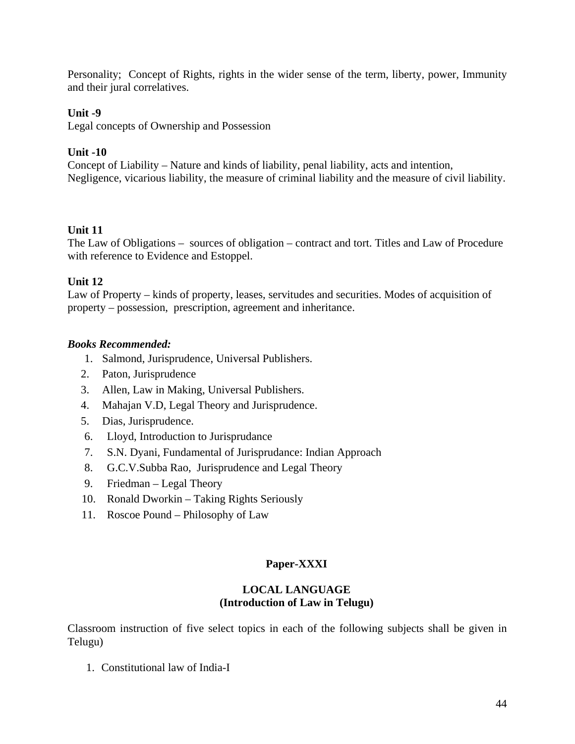Personality; Concept of Rights, rights in the wider sense of the term, liberty, power, Immunity and their jural correlatives.

**Unit -9**
Legal concepts of Ownership and Possession

**Unit -10**
Concept of Liability – Nature and kinds of liability, penal liability, acts and intention, Negligence, vicarious liability, the measure of criminal liability and the measure of civil liability.

**Unit 11**
The Law of Obligations – sources of obligation – contract and tort. Titles and Law of Procedure with reference to Evidence and Estoppel.

**Unit 12**
Law of Property – kinds of property, leases, servitudes and securities. Modes of acquisition of property – possession, prescription, agreement and inheritance.

***Books Recommended:***

1. Salmond, Jurisprudence, Universal Publishers.
2. Paton, Jurisprudence
3. Allen, Law in Making, Universal Publishers.
4. Mahajan V.D, Legal Theory and Jurisprudence.
5. Dias, Jurisprudence.
6. Lloyd, Introduction to Jurisprudance
7. S.N. Dyani, Fundamental of Jurisprudance: Indian Approach
8. G.C.V.Subba Rao, Jurisprudence and Legal Theory
9. Friedman – Legal Theory
10. Ronald Dworkin – Taking Rights Seriously
11. Roscoe Pound – Philosophy of Law

## Paper-XXXI

## LOCAL LANGUAGE
## (Introduction of Law in Telugu)

Classroom instruction of five select topics in each of the following subjects shall be given in Telugu)

1. Constitutional law of India-I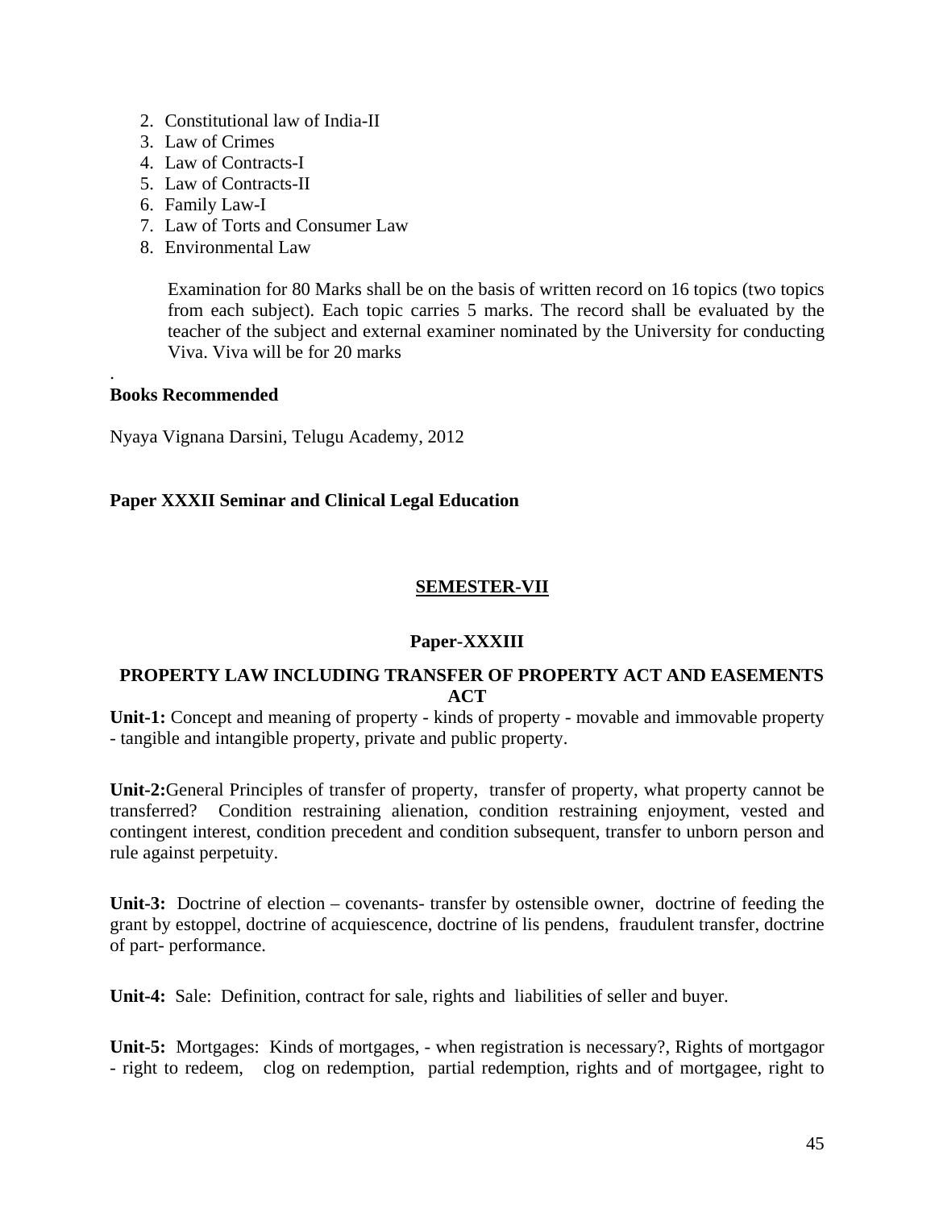2. Constitutional law of India-II
3. Law of Crimes
4. Law of Contracts-I
5. Law of Contracts-II
6. Family Law-I
7. Law of Torts and Consumer Law
8. Environmental Law

Examination for 80 Marks shall be on the basis of written record on 16 topics (two topics from each subject). Each topic carries 5 marks. The record shall be evaluated by the teacher of the subject and external examiner nominated by the University for conducting Viva. Viva will be for 20 marks

.

**Books Recommended**

Nyaya Vignana Darsini, Telugu Academy, 2012

**Paper XXXII Seminar and Clinical Legal Education**

## SEMESTER-VII

### Paper-XXXIII

### PROPERTY LAW INCLUDING TRANSFER OF PROPERTY ACT AND EASEMENTS ACT

**Unit-1:** Concept and meaning of property - kinds of property - movable and immovable property - tangible and intangible property, private and public property.

**Unit-2:**General Principles of transfer of property, transfer of property, what property cannot be transferred? Condition restraining alienation, condition restraining enjoyment, vested and contingent interest, condition precedent and condition subsequent, transfer to unborn person and rule against perpetuity.

**Unit-3:** Doctrine of election – covenants- transfer by ostensible owner, doctrine of feeding the grant by estoppel, doctrine of acquiescence, doctrine of lis pendens, fraudulent transfer, doctrine of part- performance.

**Unit-4:** Sale: Definition, contract for sale, rights and liabilities of seller and buyer.

**Unit-5:** Mortgages: Kinds of mortgages, - when registration is necessary?, Rights of mortgagor - right to redeem, clog on redemption, partial redemption, rights and of mortgagee, right to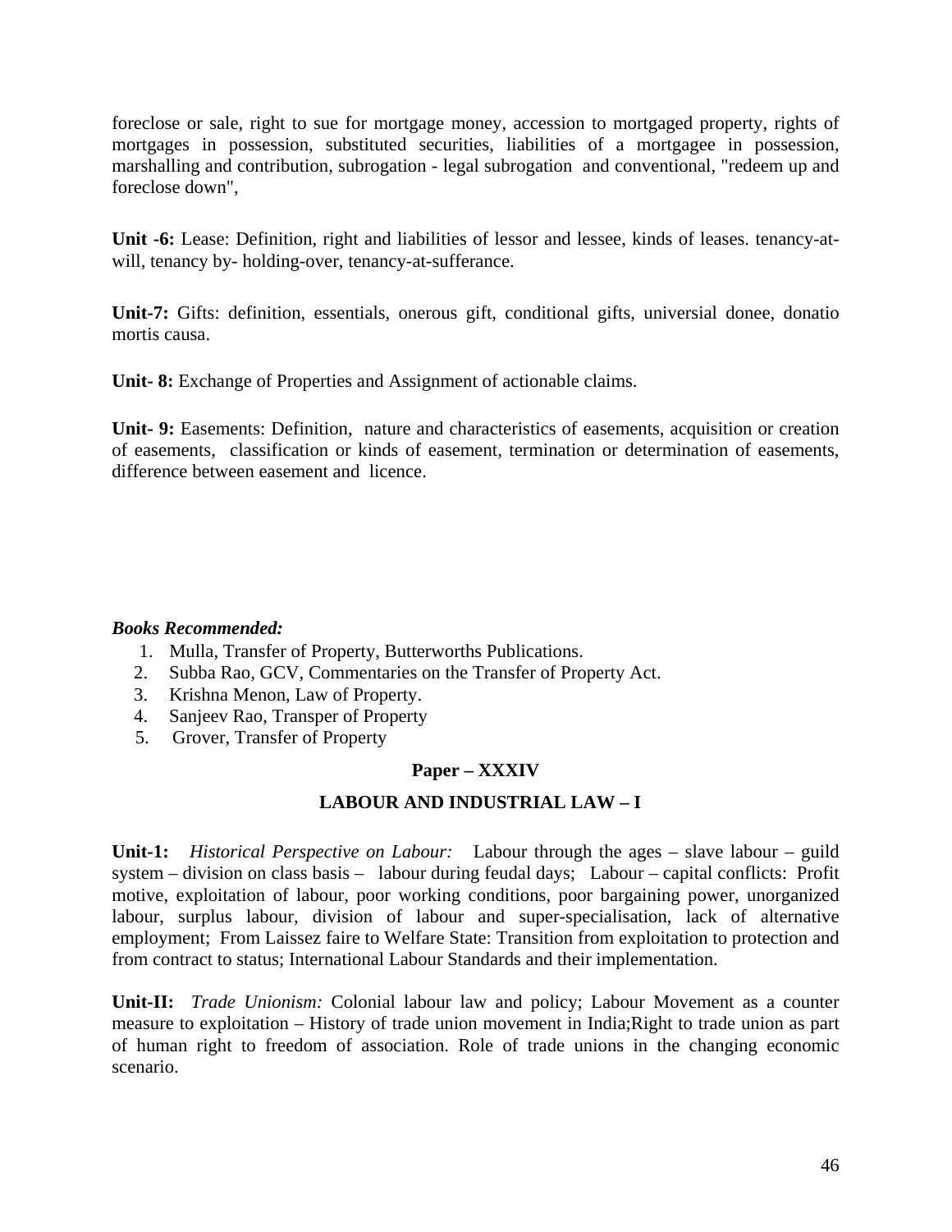foreclose or sale, right to sue for mortgage money, accession to mortgaged property, rights of mortgages in possession, substituted securities, liabilities of a mortgagee in possession, marshalling and contribution, subrogation - legal subrogation and conventional, "redeem up and foreclose down",

**Unit -6:** Lease: Definition, right and liabilities of lessor and lessee, kinds of leases. tenancy-at-will, tenancy by- holding-over, tenancy-at-sufferance.

**Unit-7:** Gifts: definition, essentials, onerous gift, conditional gifts, universial donee, donatio mortis causa.

**Unit- 8:** Exchange of Properties and Assignment of actionable claims.

**Unit- 9:** Easements: Definition, nature and characteristics of easements, acquisition or creation of easements, classification or kinds of easement, termination or determination of easements, difference between easement and licence.

***Books Recommended:***

1. Mulla, Transfer of Property, Butterworths Publications.
2. Subba Rao, GCV, Commentaries on the Transfer of Property Act.
3. Krishna Menon, Law of Property.
4. Sanjeev Rao, Transper of Property
5. Grover, Transfer of Property

## Paper – XXXIV

## LABOUR AND INDUSTRIAL LAW – I

**Unit-1:** *Historical Perspective on Labour:* Labour through the ages – slave labour – guild system – division on class basis – labour during feudal days; Labour – capital conflicts: Profit motive, exploitation of labour, poor working conditions, poor bargaining power, unorganized labour, surplus labour, division of labour and super-specialisation, lack of alternative employment; From Laissez faire to Welfare State: Transition from exploitation to protection and from contract to status; International Labour Standards and their implementation.

**Unit-II:** *Trade Unionism:* Colonial labour law and policy; Labour Movement as a counter measure to exploitation – History of trade union movement in India;Right to trade union as part of human right to freedom of association. Role of trade unions in the changing economic scenario.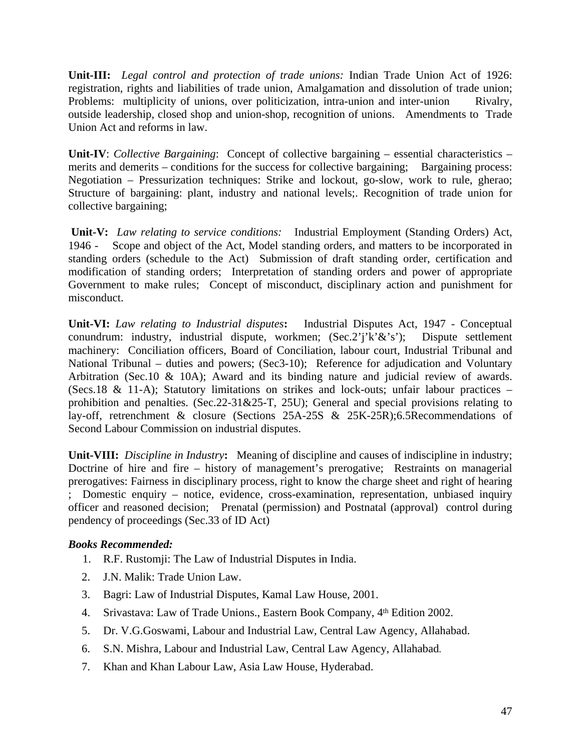**Unit-III:** *Legal control and protection of trade unions:* Indian Trade Union Act of 1926: registration, rights and liabilities of trade union, Amalgamation and dissolution of trade union; Problems: multiplicity of unions, over politicization, intra-union and inter-union Rivalry, outside leadership, closed shop and union-shop, recognition of unions. Amendments to Trade Union Act and reforms in law.

**Unit-IV**: *Collective Bargaining*: Concept of collective bargaining – essential characteristics – merits and demerits – conditions for the success for collective bargaining; Bargaining process: Negotiation – Pressurization techniques: Strike and lockout, go-slow, work to rule, gherao; Structure of bargaining: plant, industry and national levels;. Recognition of trade union for collective bargaining;

**Unit-V:** *Law relating to service conditions:* Industrial Employment (Standing Orders) Act, 1946 - Scope and object of the Act, Model standing orders, and matters to be incorporated in standing orders (schedule to the Act) Submission of draft standing order, certification and modification of standing orders; Interpretation of standing orders and power of appropriate Government to make rules; Concept of misconduct, disciplinary action and punishment for misconduct.

**Unit-VI:** *Law relating to Industrial disputes***:** Industrial Disputes Act, 1947 - Conceptual conundrum: industry, industrial dispute, workmen; (Sec.2'j'k'&'s'); Dispute settlement machinery: Conciliation officers, Board of Conciliation, labour court, Industrial Tribunal and National Tribunal – duties and powers; (Sec3-10); Reference for adjudication and Voluntary Arbitration (Sec.10 & 10A); Award and its binding nature and judicial review of awards. (Secs.18 & 11-A); Statutory limitations on strikes and lock-outs; unfair labour practices – prohibition and penalties. (Sec.22-31&25-T, 25U); General and special provisions relating to lay-off, retrenchment & closure (Sections 25A-25S & 25K-25R);6.5Recommendations of Second Labour Commission on industrial disputes.

**Unit-VIII:** *Discipline in Industry***:** Meaning of discipline and causes of indiscipline in industry; Doctrine of hire and fire – history of management's prerogative; Restraints on managerial prerogatives: Fairness in disciplinary process, right to know the charge sheet and right of hearing ; Domestic enquiry – notice, evidence, cross-examination, representation, unbiased inquiry officer and reasoned decision; Prenatal (permission) and Postnatal (approval) control during pendency of proceedings (Sec.33 of ID Act)

***Books Recommended:***

1. R.F. Rustomji: The Law of Industrial Disputes in India.
2. J.N. Malik: Trade Union Law.
3. Bagri: Law of Industrial Disputes, Kamal Law House, 2001.
4. Srivastava: Law of Trade Unions., Eastern Book Company, 4th Edition 2002.
5. Dr. V.G.Goswami, Labour and Industrial Law, Central Law Agency, Allahabad.
6. S.N. Mishra, Labour and Industrial Law, Central Law Agency, Allahabad.
7. Khan and Khan Labour Law, Asia Law House, Hyderabad.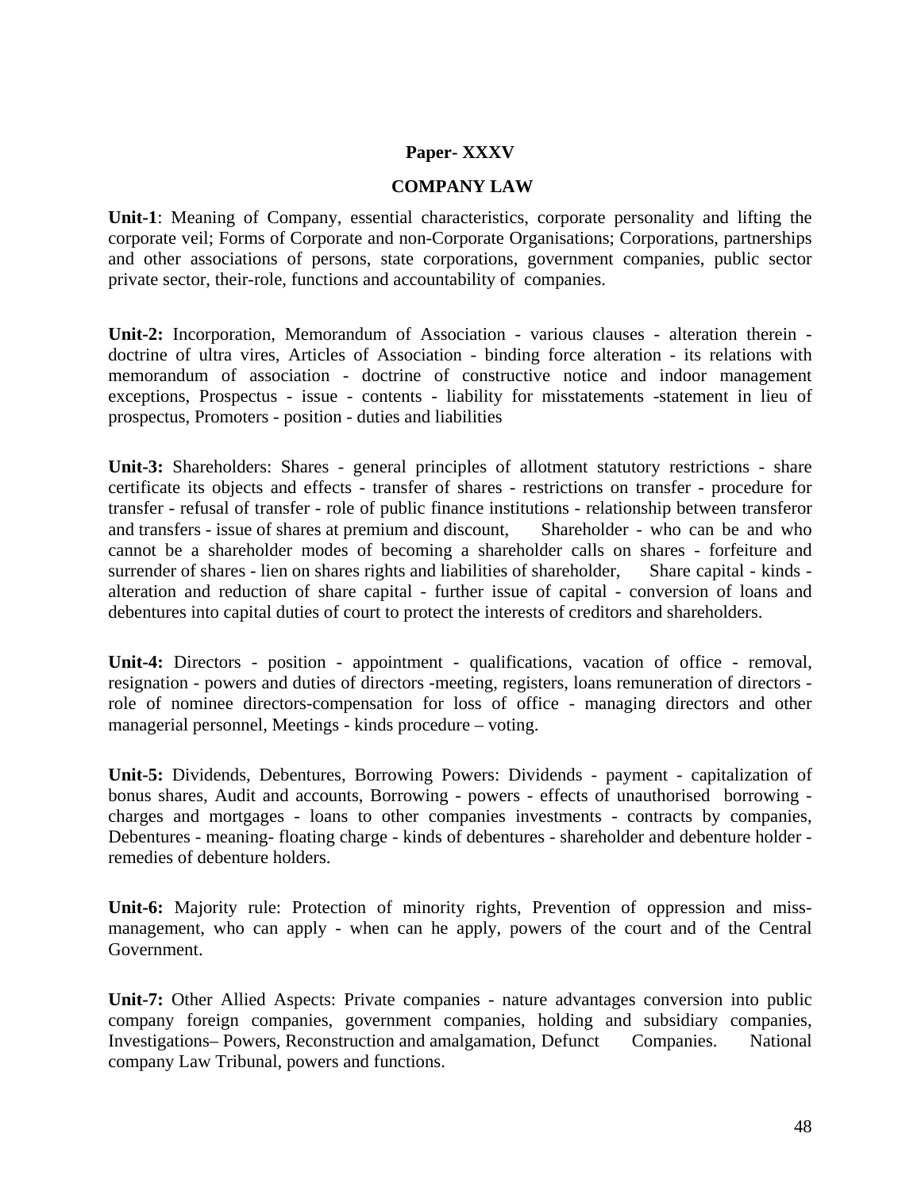**Paper- XXXV**

**COMPANY LAW**

**Unit-1**: Meaning of Company, essential characteristics, corporate personality and lifting the corporate veil; Forms of Corporate and non-Corporate Organisations; Corporations, partnerships and other associations of persons, state corporations, government companies, public sector private sector, their-role, functions and accountability of companies.

**Unit-2:** Incorporation, Memorandum of Association - various clauses - alteration therein - doctrine of ultra vires, Articles of Association - binding force alteration - its relations with memorandum of association - doctrine of constructive notice and indoor management exceptions, Prospectus - issue - contents - liability for misstatements -statement in lieu of prospectus, Promoters - position - duties and liabilities

**Unit-3:** Shareholders: Shares - general principles of allotment statutory restrictions - share certificate its objects and effects - transfer of shares - restrictions on transfer - procedure for transfer - refusal of transfer - role of public finance institutions - relationship between transferor and transfers - issue of shares at premium and discount, Shareholder - who can be and who cannot be a shareholder modes of becoming a shareholder calls on shares - forfeiture and surrender of shares - lien on shares rights and liabilities of shareholder, Share capital - kinds - alteration and reduction of share capital - further issue of capital - conversion of loans and debentures into capital duties of court to protect the interests of creditors and shareholders.

**Unit-4:** Directors - position - appointment - qualifications, vacation of office - removal, resignation - powers and duties of directors -meeting, registers, loans remuneration of directors - role of nominee directors-compensation for loss of office - managing directors and other managerial personnel, Meetings - kinds procedure – voting.

**Unit-5:** Dividends, Debentures, Borrowing Powers: Dividends - payment - capitalization of bonus shares, Audit and accounts, Borrowing - powers - effects of unauthorised borrowing - charges and mortgages - loans to other companies investments - contracts by companies, Debentures - meaning- floating charge - kinds of debentures - shareholder and debenture holder - remedies of debenture holders.

**Unit-6:** Majority rule: Protection of minority rights, Prevention of oppression and miss-management, who can apply - when can he apply, powers of the court and of the Central Government.

**Unit-7:** Other Allied Aspects: Private companies - nature advantages conversion into public company foreign companies, government companies, holding and subsidiary companies, Investigations– Powers, Reconstruction and amalgamation, Defunct Companies. National company Law Tribunal, powers and functions.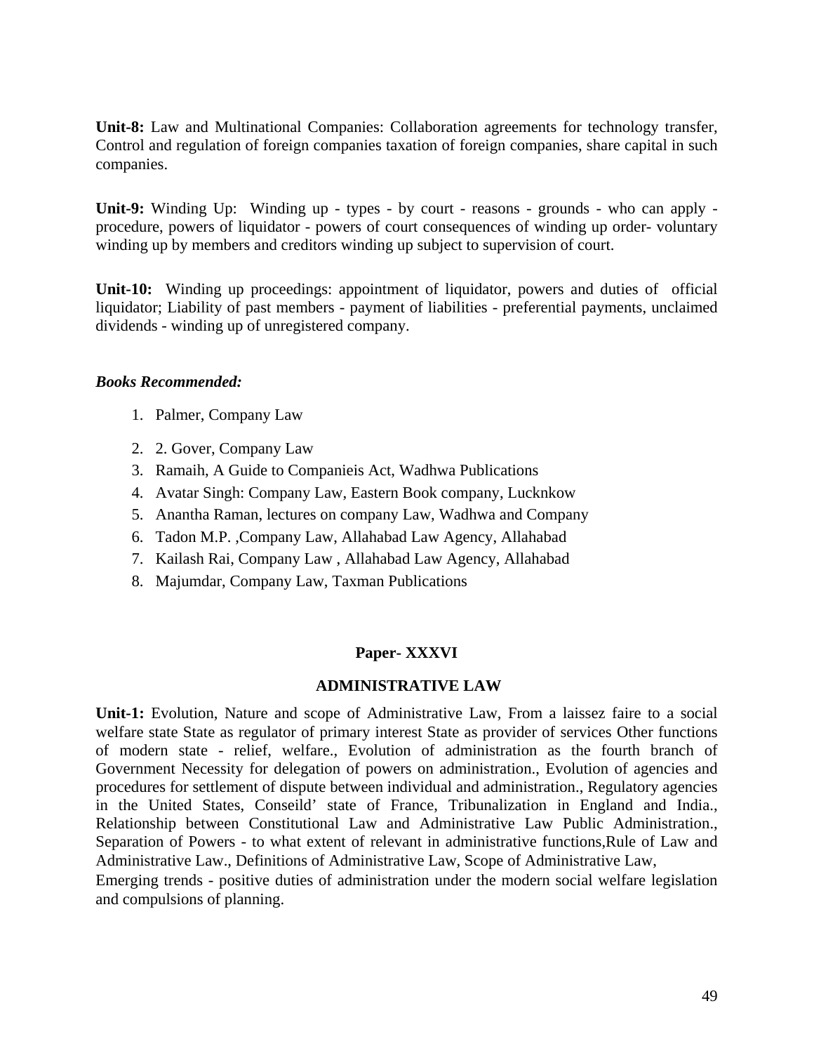**Unit-8:** Law and Multinational Companies: Collaboration agreements for technology transfer, Control and regulation of foreign companies taxation of foreign companies, share capital in such companies.

**Unit-9:** Winding Up: Winding up - types - by court - reasons - grounds - who can apply - procedure, powers of liquidator - powers of court consequences of winding up order- voluntary winding up by members and creditors winding up subject to supervision of court.

**Unit-10:** Winding up proceedings: appointment of liquidator, powers and duties of official liquidator; Liability of past members - payment of liabilities - preferential payments, unclaimed dividends - winding up of unregistered company.

***Books Recommended:***

1. Palmer, Company Law
2. 2. Gover, Company Law
3. Ramaih, A Guide to Companieis Act, Wadhwa Publications
4. Avatar Singh: Company Law, Eastern Book company, Lucknkow
5. Anantha Raman, lectures on company Law, Wadhwa and Company
6. Tadon M.P. ,Company Law, Allahabad Law Agency, Allahabad
7. Kailash Rai, Company Law , Allahabad Law Agency, Allahabad
8. Majumdar, Company Law, Taxman Publications

## Paper- XXXVI

## ADMINISTRATIVE LAW

**Unit-1:** Evolution, Nature and scope of Administrative Law, From a laissez faire to a social welfare state State as regulator of primary interest State as provider of services Other functions of modern state - relief, welfare., Evolution of administration as the fourth branch of Government Necessity for delegation of powers on administration., Evolution of agencies and procedures for settlement of dispute between individual and administration., Regulatory agencies in the United States, Conseild' state of France, Tribunalization in England and India., Relationship between Constitutional Law and Administrative Law Public Administration., Separation of Powers - to what extent of relevant in administrative functions,Rule of Law and Administrative Law., Definitions of Administrative Law, Scope of Administrative Law,
Emerging trends - positive duties of administration under the modern social welfare legislation and compulsions of planning.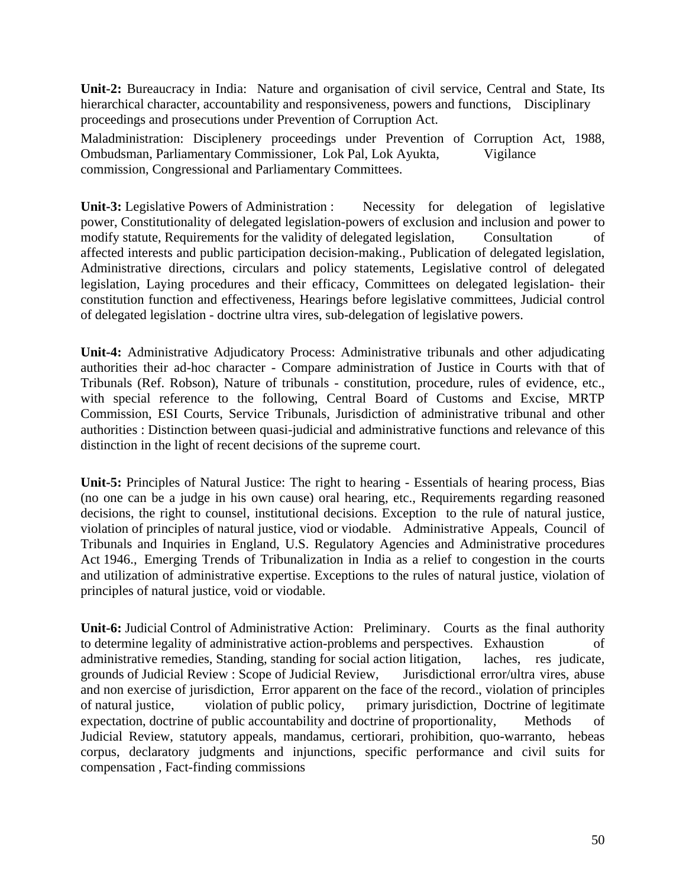**Unit-2:** Bureaucracy in India: Nature and organisation of civil service, Central and State, Its hierarchical character, accountability and responsiveness, powers and functions, Disciplinary proceedings and prosecutions under Prevention of Corruption Act.

Maladministration: Disciplenery proceedings under Prevention of Corruption Act, 1988, Ombudsman, Parliamentary Commissioner, Lok Pal, Lok Ayukta, Vigilance commission, Congressional and Parliamentary Committees.

**Unit-3:** Legislative Powers of Administration : Necessity for delegation of legislative power, Constitutionality of delegated legislation-powers of exclusion and inclusion and power to modify statute, Requirements for the validity of delegated legislation, Consultation of affected interests and public participation decision-making., Publication of delegated legislation, Administrative directions, circulars and policy statements, Legislative control of delegated legislation, Laying procedures and their efficacy, Committees on delegated legislation- their constitution function and effectiveness, Hearings before legislative committees, Judicial control of delegated legislation - doctrine ultra vires, sub-delegation of legislative powers.

**Unit-4:** Administrative Adjudicatory Process: Administrative tribunals and other adjudicating authorities their ad-hoc character - Compare administration of Justice in Courts with that of Tribunals (Ref. Robson), Nature of tribunals - constitution, procedure, rules of evidence, etc., with special reference to the following, Central Board of Customs and Excise, MRTP Commission, ESI Courts, Service Tribunals, Jurisdiction of administrative tribunal and other authorities : Distinction between quasi-judicial and administrative functions and relevance of this distinction in the light of recent decisions of the supreme court.

**Unit-5:** Principles of Natural Justice: The right to hearing - Essentials of hearing process, Bias (no one can be a judge in his own cause) oral hearing, etc., Requirements regarding reasoned decisions, the right to counsel, institutional decisions. Exception to the rule of natural justice, violation of principles of natural justice, viod or viodable. Administrative Appeals, Council of Tribunals and Inquiries in England, U.S. Regulatory Agencies and Administrative procedures Act 1946., Emerging Trends of Tribunalization in India as a relief to congestion in the courts and utilization of administrative expertise. Exceptions to the rules of natural justice, violation of principles of natural justice, void or viodable.

**Unit-6:** Judicial Control of Administrative Action: Preliminary. Courts as the final authority to determine legality of administrative action-problems and perspectives. Exhaustion of administrative remedies, Standing, standing for social action litigation, laches, res judicate, grounds of Judicial Review : Scope of Judicial Review, Jurisdictional error/ultra vires, abuse and non exercise of jurisdiction, Error apparent on the face of the record., violation of principles of natural justice, violation of public policy, primary jurisdiction, Doctrine of legitimate expectation, doctrine of public accountability and doctrine of proportionality, Methods of Judicial Review, statutory appeals, mandamus, certiorari, prohibition, quo-warranto, hebeas corpus, declaratory judgments and injunctions, specific performance and civil suits for compensation , Fact-finding commissions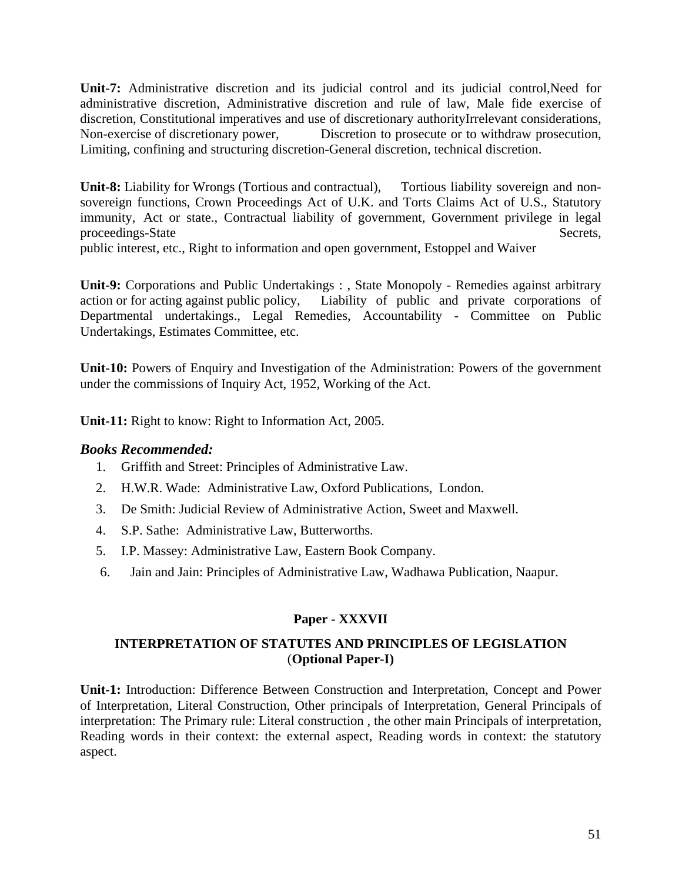**Unit-7:** Administrative discretion and its judicial control and its judicial control,Need for administrative discretion, Administrative discretion and rule of law, Male fide exercise of discretion, Constitutional imperatives and use of discretionary authorityIrrelevant considerations, Non-exercise of discretionary power, Discretion to prosecute or to withdraw prosecution, Limiting, confining and structuring discretion-General discretion, technical discretion.

**Unit-8:** Liability for Wrongs (Tortious and contractual), Tortious liability sovereign and non-sovereign functions, Crown Proceedings Act of U.K. and Torts Claims Act of U.S., Statutory immunity, Act or state., Contractual liability of government, Government privilege in legal proceedings-State Secrets, public interest, etc., Right to information and open government, Estoppel and Waiver

**Unit-9:** Corporations and Public Undertakings : , State Monopoly - Remedies against arbitrary action or for acting against public policy, Liability of public and private corporations of Departmental undertakings., Legal Remedies, Accountability - Committee on Public Undertakings, Estimates Committee, etc.

**Unit-10:** Powers of Enquiry and Investigation of the Administration: Powers of the government under the commissions of Inquiry Act, 1952, Working of the Act.

**Unit-11:** Right to know: Right to Information Act, 2005.

### *Books Recommended:*

1. Griffith and Street: Principles of Administrative Law.
2. H.W.R. Wade: Administrative Law, Oxford Publications, London.
3. De Smith: Judicial Review of Administrative Action, Sweet and Maxwell.
4. S.P. Sathe: Administrative Law, Butterworths.
5. I.P. Massey: Administrative Law, Eastern Book Company.
6. Jain and Jain: Principles of Administrative Law, Wadhawa Publication, Naapur.

## Paper - XXXVII

## INTERPRETATION OF STATUTES AND PRINCIPLES OF LEGISLATION (Optional Paper-I)

**Unit-1:** Introduction: Difference Between Construction and Interpretation, Concept and Power of Interpretation, Literal Construction, Other principals of Interpretation, General Principals of interpretation: The Primary rule: Literal construction , the other main Principals of interpretation, Reading words in their context: the external aspect, Reading words in context: the statutory aspect.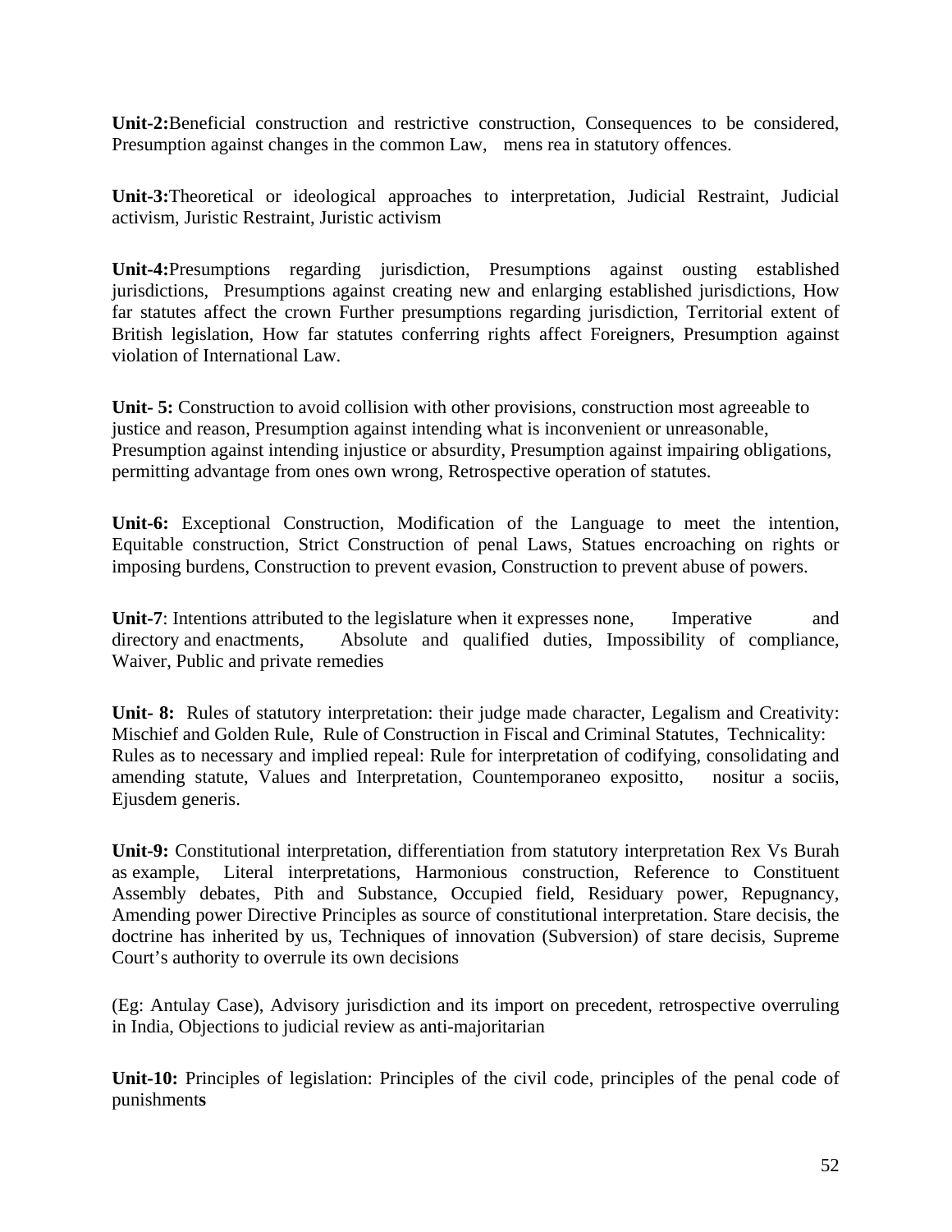**Unit-2:**Beneficial construction and restrictive construction, Consequences to be considered, Presumption against changes in the common Law, mens rea in statutory offences.

**Unit-3:**Theoretical or ideological approaches to interpretation, Judicial Restraint, Judicial activism, Juristic Restraint, Juristic activism

**Unit-4:**Presumptions regarding jurisdiction, Presumptions against ousting established jurisdictions, Presumptions against creating new and enlarging established jurisdictions, How far statutes affect the crown Further presumptions regarding jurisdiction, Territorial extent of British legislation, How far statutes conferring rights affect Foreigners, Presumption against violation of International Law.

**Unit- 5:** Construction to avoid collision with other provisions, construction most agreeable to justice and reason, Presumption against intending what is inconvenient or unreasonable, Presumption against intending injustice or absurdity, Presumption against impairing obligations, permitting advantage from ones own wrong, Retrospective operation of statutes.

**Unit-6:** Exceptional Construction, Modification of the Language to meet the intention, Equitable construction, Strict Construction of penal Laws, Statues encroaching on rights or imposing burdens, Construction to prevent evasion, Construction to prevent abuse of powers.

**Unit-7**: Intentions attributed to the legislature when it expresses none, Imperative and directory and enactments, Absolute and qualified duties, Impossibility of compliance, Waiver, Public and private remedies

**Unit- 8:** Rules of statutory interpretation: their judge made character, Legalism and Creativity: Mischief and Golden Rule, Rule of Construction in Fiscal and Criminal Statutes, Technicality: Rules as to necessary and implied repeal: Rule for interpretation of codifying, consolidating and amending statute, Values and Interpretation, Countemporaneo expositto, nositur a sociis, Ejusdem generis.

**Unit-9:** Constitutional interpretation, differentiation from statutory interpretation Rex Vs Burah as example, Literal interpretations, Harmonious construction, Reference to Constituent Assembly debates, Pith and Substance, Occupied field, Residuary power, Repugnancy, Amending power Directive Principles as source of constitutional interpretation. Stare decisis, the doctrine has inherited by us, Techniques of innovation (Subversion) of stare decisis, Supreme Court's authority to overrule its own decisions

(Eg: Antulay Case), Advisory jurisdiction and its import on precedent, retrospective overruling in India, Objections to judicial review as anti-majoritarian

**Unit-10:** Principles of legislation: Principles of the civil code, principles of the penal code of punishments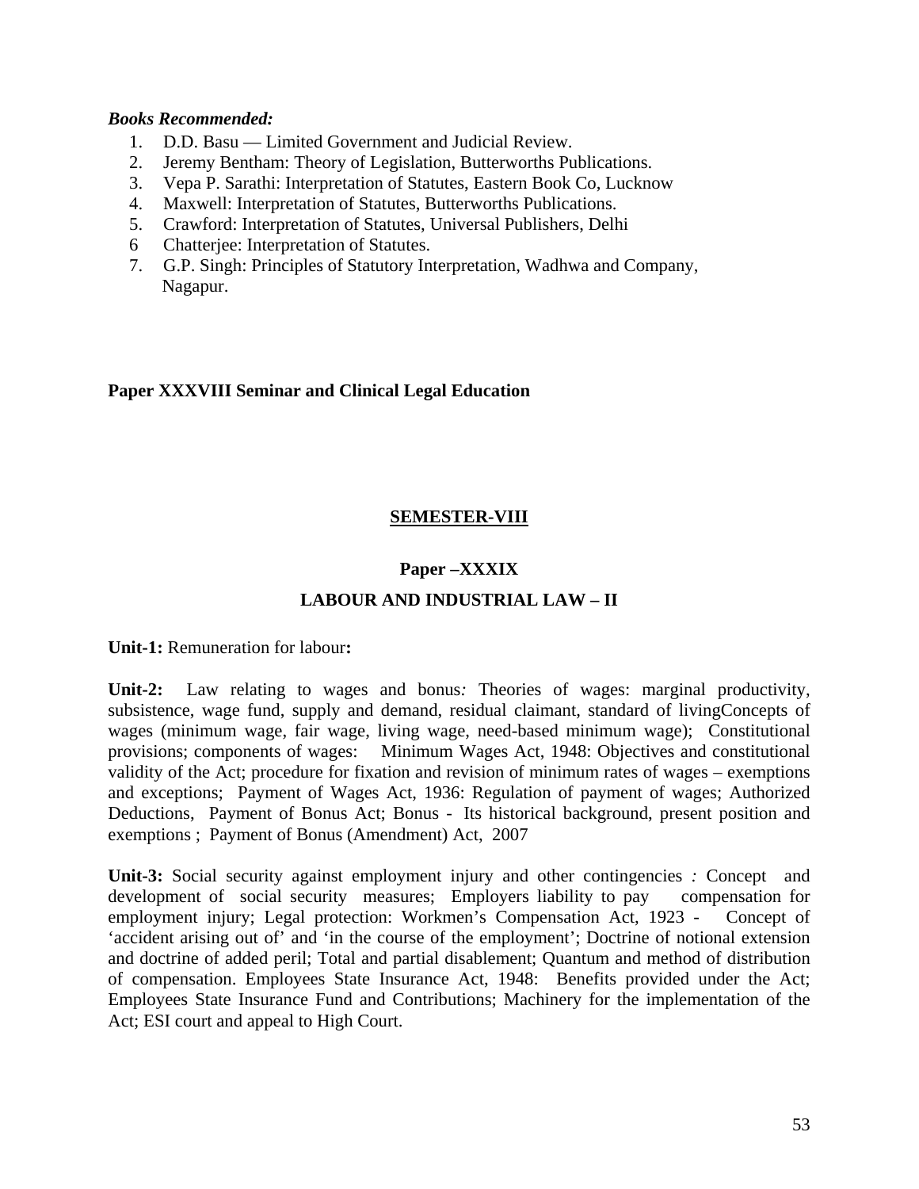***Books Recommended:***

1. D.D. Basu — Limited Government and Judicial Review.
2. Jeremy Bentham: Theory of Legislation, Butterworths Publications.
3. Vepa P. Sarathi: Interpretation of Statutes, Eastern Book Co, Lucknow
4. Maxwell: Interpretation of Statutes, Butterworths Publications.
5. Crawford: Interpretation of Statutes, Universal Publishers, Delhi
6. Chatterjee: Interpretation of Statutes.
7. G.P. Singh: Principles of Statutory Interpretation, Wadhwa and Company, Nagapur.

**Paper XXXVIII Seminar and Clinical Legal Education**

## SEMESTER-VIII

### Paper –XXXIX

### LABOUR AND INDUSTRIAL LAW – II

**Unit-1:** Remuneration for labour**:**

**Unit-2:** Law relating to wages and bonus*:* Theories of wages: marginal productivity, subsistence, wage fund, supply and demand, residual claimant, standard of livingConcepts of wages (minimum wage, fair wage, living wage, need-based minimum wage); Constitutional provisions; components of wages: Minimum Wages Act, 1948: Objectives and constitutional validity of the Act; procedure for fixation and revision of minimum rates of wages – exemptions and exceptions; Payment of Wages Act, 1936: Regulation of payment of wages; Authorized Deductions, Payment of Bonus Act; Bonus - Its historical background, present position and exemptions ; Payment of Bonus (Amendment) Act, 2007

**Unit-3:** Social security against employment injury and other contingencies *:* Concept and development of social security measures; Employers liability to pay compensation for employment injury; Legal protection: Workmen's Compensation Act, 1923 - Concept of 'accident arising out of' and 'in the course of the employment'; Doctrine of notional extension and doctrine of added peril; Total and partial disablement; Quantum and method of distribution of compensation. Employees State Insurance Act, 1948: Benefits provided under the Act; Employees State Insurance Fund and Contributions; Machinery for the implementation of the Act; ESI court and appeal to High Court.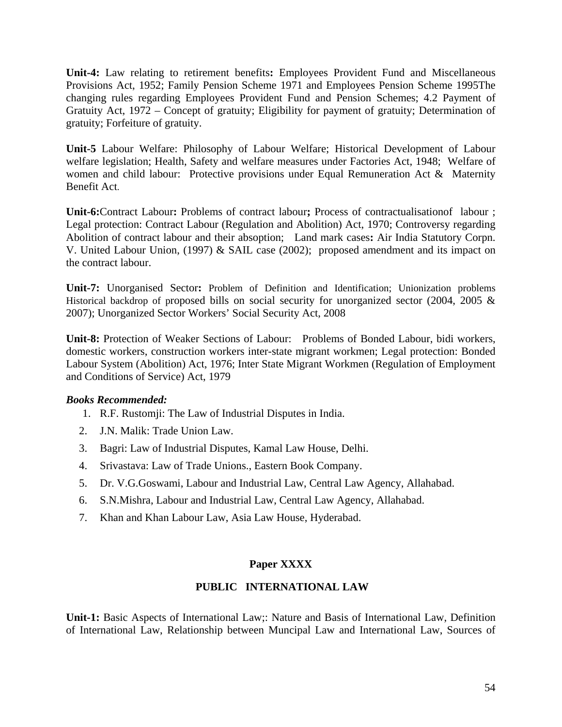**Unit-4:** Law relating to retirement benefits**:** Employees Provident Fund and Miscellaneous Provisions Act, 1952; Family Pension Scheme 1971 and Employees Pension Scheme 1995The changing rules regarding Employees Provident Fund and Pension Schemes; 4.2 Payment of Gratuity Act, 1972 – Concept of gratuity; Eligibility for payment of gratuity; Determination of gratuity; Forfeiture of gratuity.

**Unit-5** Labour Welfare: Philosophy of Labour Welfare; Historical Development of Labour welfare legislation; Health, Safety and welfare measures under Factories Act, 1948; Welfare of women and child labour: Protective provisions under Equal Remuneration Act & Maternity Benefit Act.

**Unit-6:**Contract Labour**:** Problems of contract labour**;** Process of contractualisationof labour ; Legal protection: Contract Labour (Regulation and Abolition) Act, 1970; Controversy regarding Abolition of contract labour and their absoption; Land mark cases**:** Air India Statutory Corpn. V. United Labour Union, (1997) & SAIL case (2002); proposed amendment and its impact on the contract labour.

**Unit-7:** Unorganised Sector**:** Problem of Definition and Identification; Unionization problems Historical backdrop of proposed bills on social security for unorganized sector (2004, 2005 & 2007); Unorganized Sector Workers' Social Security Act, 2008

**Unit-8:** Protection of Weaker Sections of Labour: Problems of Bonded Labour, bidi workers, domestic workers, construction workers inter-state migrant workmen; Legal protection: Bonded Labour System (Abolition) Act, 1976; Inter State Migrant Workmen (Regulation of Employment and Conditions of Service) Act, 1979

***Books Recommended:***

1. R.F. Rustomji: The Law of Industrial Disputes in India.
2. J.N. Malik: Trade Union Law.
3. Bagri: Law of Industrial Disputes, Kamal Law House, Delhi.
4. Srivastava: Law of Trade Unions., Eastern Book Company.
5. Dr. V.G.Goswami, Labour and Industrial Law, Central Law Agency, Allahabad.
6. S.N.Mishra, Labour and Industrial Law, Central Law Agency, Allahabad.
7. Khan and Khan Labour Law, Asia Law House, Hyderabad.

## Paper XXXX

## PUBLIC INTERNATIONAL LAW

**Unit-1:** Basic Aspects of International Law;: Nature and Basis of International Law, Definition of International Law, Relationship between Muncipal Law and International Law, Sources of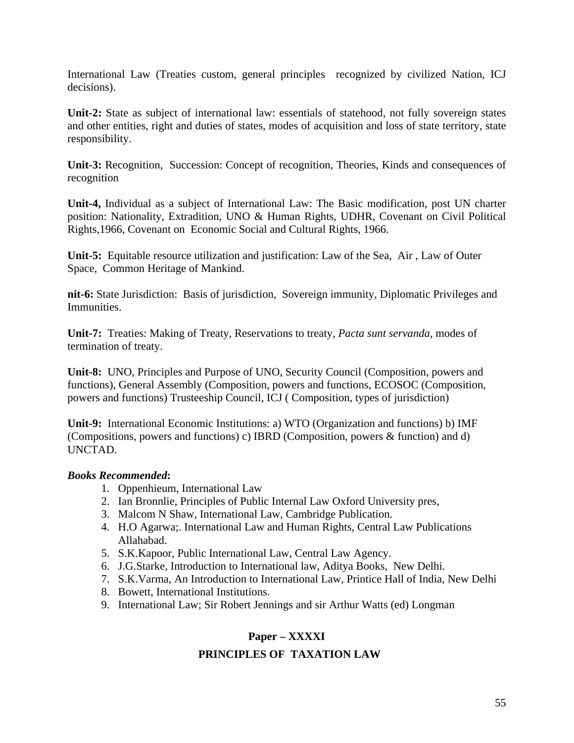International Law (Treaties custom, general principles recognized by civilized Nation, ICJ decisions).

**Unit-2:** State as subject of international law: essentials of statehood, not fully sovereign states and other entities, right and duties of states, modes of acquisition and loss of state territory, state responsibility.

**Unit-3:** Recognition, Succession: Concept of recognition, Theories, Kinds and consequences of recognition

**Unit-4,** Individual as a subject of International Law: The Basic modification, post UN charter position: Nationality, Extradition, UNO & Human Rights, UDHR, Covenant on Civil Political Rights,1966, Covenant on Economic Social and Cultural Rights, 1966.

**Unit-5:** Equitable resource utilization and justification: Law of the Sea, Air , Law of Outer Space, Common Heritage of Mankind.

**nit-6:** State Jurisdiction: Basis of jurisdiction, Sovereign immunity, Diplomatic Privileges and Immunities.

**Unit-7:** Treaties: Making of Treaty, Reservations to treaty, *Pacta sunt servanda*, modes of termination of treaty.

**Unit-8:** UNO, Principles and Purpose of UNO, Security Council (Composition, powers and functions), General Assembly (Composition, powers and functions, ECOSOC (Composition, powers and functions) Trusteeship Council, ICJ ( Composition, types of jurisdiction)

**Unit-9:** International Economic Institutions: a) WTO (Organization and functions) b) IMF (Compositions, powers and functions) c) IBRD (Composition, powers & function) and d) UNCTAD.

***Books Recommended*:**

1. Oppenhieum, International Law
2. Ian Bronnlie, Principles of Public Internal Law Oxford University pres,
3. Malcom N Shaw, International Law, Cambridge Publication.
4. H.O Agarwa;. International Law and Human Rights, Central Law Publications Allahabad.
5. S.K.Kapoor, Public International Law, Central Law Agency.
6. J.G.Starke, Introduction to International law, Aditya Books, New Delhi.
7. S.K.Varma, An Introduction to International Law, Printice Hall of India, New Delhi
8. Bowett, International Institutions.
9. International Law; Sir Robert Jennings and sir Arthur Watts (ed) Longman

## Paper – XXXXI

## PRINCIPLES OF TAXATION LAW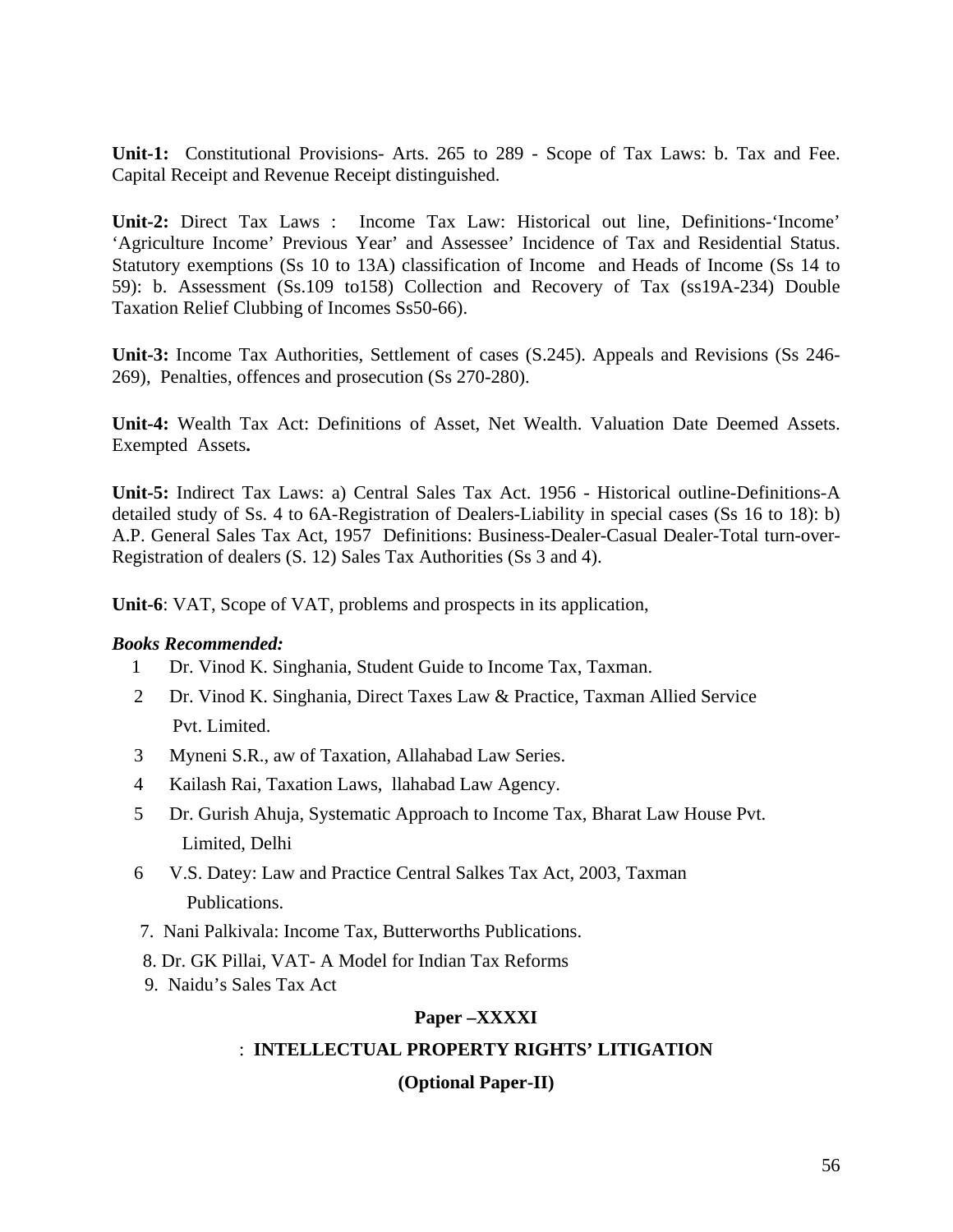**Unit-1:** Constitutional Provisions- Arts. 265 to 289 - Scope of Tax Laws: b. Tax and Fee. Capital Receipt and Revenue Receipt distinguished.

**Unit-2:** Direct Tax Laws : Income Tax Law: Historical out line, Definitions-'Income' 'Agriculture Income' Previous Year' and Assessee' Incidence of Tax and Residential Status. Statutory exemptions (Ss 10 to 13A) classification of Income and Heads of Income (Ss 14 to 59): b. Assessment (Ss.109 to158) Collection and Recovery of Tax (ss19A-234) Double Taxation Relief Clubbing of Incomes Ss50-66).

**Unit-3:** Income Tax Authorities, Settlement of cases (S.245). Appeals and Revisions (Ss 246-269), Penalties, offences and prosecution (Ss 270-280).

**Unit-4:** Wealth Tax Act: Definitions of Asset, Net Wealth. Valuation Date Deemed Assets. Exempted Assets**.**

**Unit-5:** Indirect Tax Laws: a) Central Sales Tax Act. 1956 - Historical outline-Definitions-A detailed study of Ss. 4 to 6A-Registration of Dealers-Liability in special cases (Ss 16 to 18): b) A.P. General Sales Tax Act, 1957 Definitions: Business-Dealer-Casual Dealer-Total turn-over-Registration of dealers (S. 12) Sales Tax Authorities (Ss 3 and 4).

**Unit-6**: VAT, Scope of VAT, problems and prospects in its application,

***Books Recommended:***

1. Dr. Vinod K. Singhania, Student Guide to Income Tax, Taxman.
2. Dr. Vinod K. Singhania, Direct Taxes Law & Practice, Taxman Allied Service Pvt. Limited.
3. Myneni S.R., aw of Taxation, Allahabad Law Series.
4. Kailash Rai, Taxation Laws, llahabad Law Agency.
5. Dr. Gurish Ahuja, Systematic Approach to Income Tax, Bharat Law House Pvt. Limited, Delhi
6. V.S. Datey: Law and Practice Central Salkes Tax Act, 2003, Taxman Publications.
7. Nani Palkivala: Income Tax, Butterworths Publications.
8. Dr. GK Pillai, VAT- A Model for Indian Tax Reforms
9. Naidu's Sales Tax Act

**Paper –XXXXI**

: **INTELLECTUAL PROPERTY RIGHTS' LITIGATION**

**(Optional Paper-II)**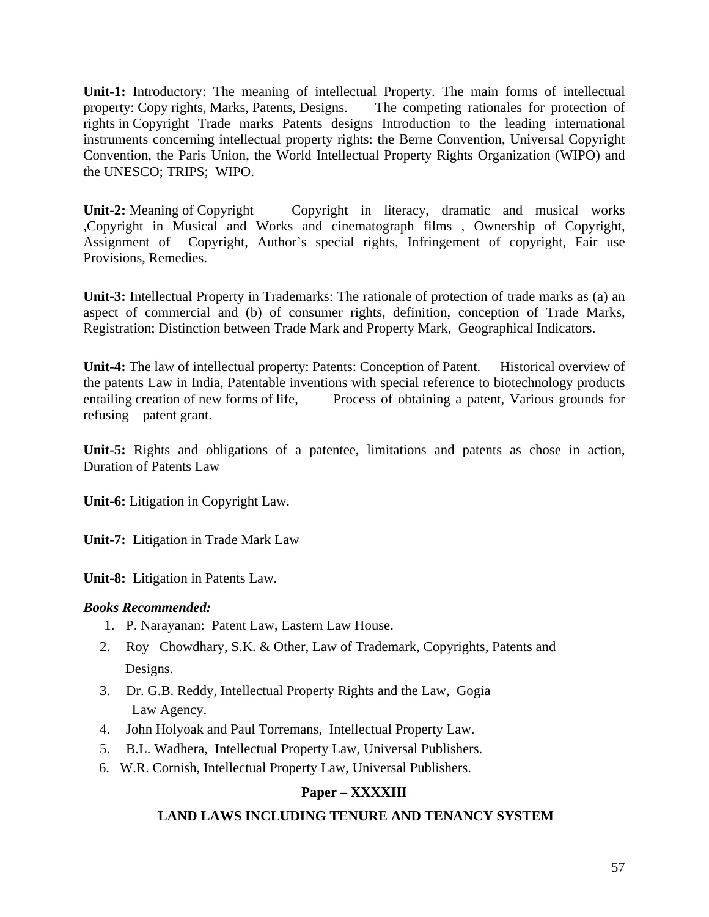**Unit-1:** Introductory: The meaning of intellectual Property. The main forms of intellectual property: Copy rights, Marks, Patents, Designs. The competing rationales for protection of rights in Copyright Trade marks Patents designs Introduction to the leading international instruments concerning intellectual property rights: the Berne Convention, Universal Copyright Convention, the Paris Union, the World Intellectual Property Rights Organization (WIPO) and the UNESCO; TRIPS; WIPO.

**Unit-2:** Meaning of Copyright Copyright in literacy, dramatic and musical works ,Copyright in Musical and Works and cinematograph films , Ownership of Copyright, Assignment of Copyright, Author's special rights, Infringement of copyright, Fair use Provisions, Remedies.

**Unit-3:** Intellectual Property in Trademarks: The rationale of protection of trade marks as (a) an aspect of commercial and (b) of consumer rights, definition, conception of Trade Marks, Registration; Distinction between Trade Mark and Property Mark, Geographical Indicators.

**Unit-4:** The law of intellectual property: Patents: Conception of Patent. Historical overview of the patents Law in India, Patentable inventions with special reference to biotechnology products entailing creation of new forms of life, Process of obtaining a patent, Various grounds for refusing patent grant.

**Unit-5:** Rights and obligations of a patentee, limitations and patents as chose in action, Duration of Patents Law

**Unit-6:** Litigation in Copyright Law.

**Unit-7:** Litigation in Trade Mark Law

**Unit-8:** Litigation in Patents Law.

***Books Recommended:***

1. P. Narayanan: Patent Law, Eastern Law House.
2. Roy Chowdhary, S.K. & Other, Law of Trademark, Copyrights, Patents and Designs.
3. Dr. G.B. Reddy, Intellectual Property Rights and the Law, Gogia Law Agency.
4. John Holyoak and Paul Torremans, Intellectual Property Law.
5. B.L. Wadhera, Intellectual Property Law, Universal Publishers.
6. W.R. Cornish, Intellectual Property Law, Universal Publishers.

## Paper – XXXXIII

## LAND LAWS INCLUDING TENURE AND TENANCY SYSTEM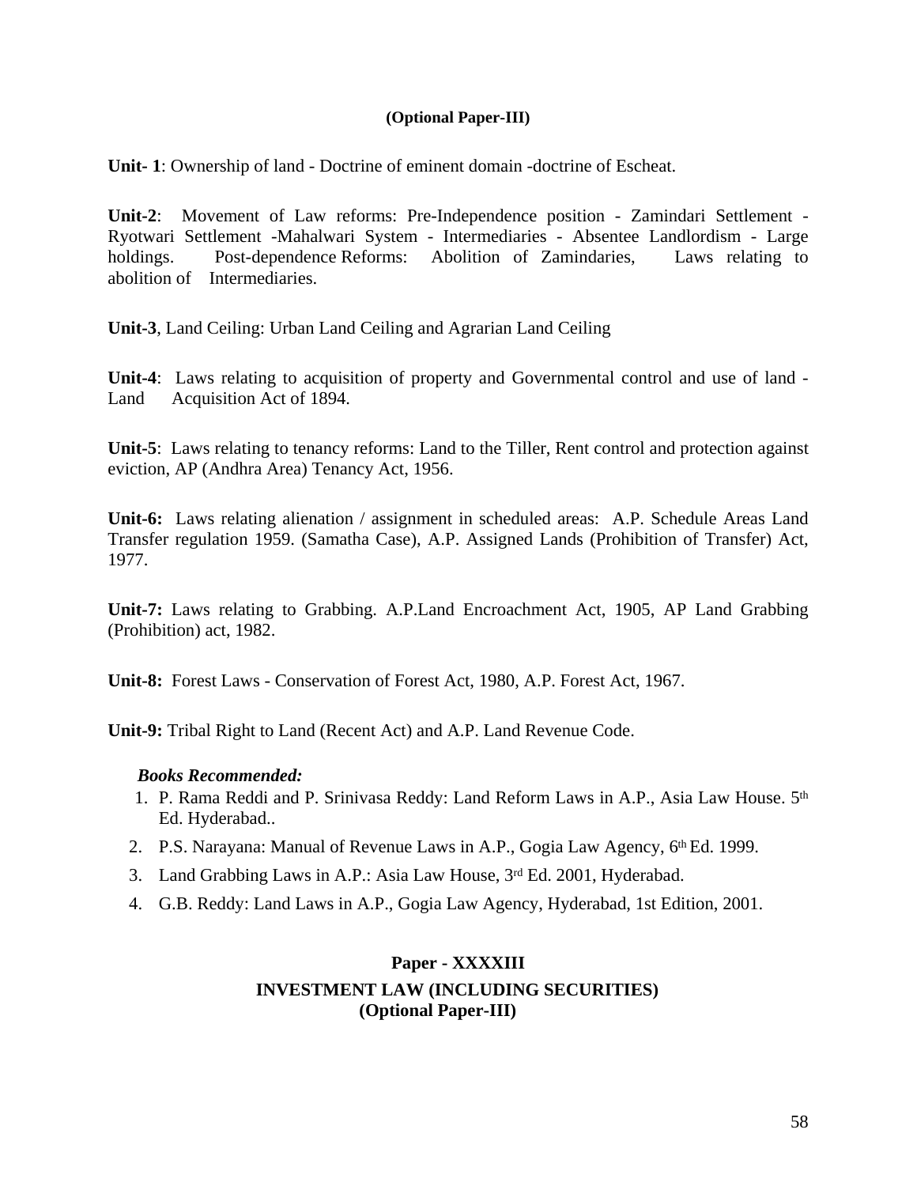**(Optional Paper-III)**

**Unit- 1**: Ownership of land - Doctrine of eminent domain -doctrine of Escheat.

**Unit-2**: Movement of Law reforms: Pre-Independence position - Zamindari Settlement - Ryotwari Settlement -Mahalwari System - Intermediaries - Absentee Landlordism - Large holdings. Post-dependence Reforms: Abolition of Zamindaries, Laws relating to abolition of Intermediaries.

**Unit-3**, Land Ceiling: Urban Land Ceiling and Agrarian Land Ceiling

**Unit-4**: Laws relating to acquisition of property and Governmental control and use of land - Land Acquisition Act of 1894.

**Unit-5**: Laws relating to tenancy reforms: Land to the Tiller, Rent control and protection against eviction, AP (Andhra Area) Tenancy Act, 1956.

**Unit-6:** Laws relating alienation / assignment in scheduled areas: A.P. Schedule Areas Land Transfer regulation 1959. (Samatha Case), A.P. Assigned Lands (Prohibition of Transfer) Act, 1977.

**Unit-7:** Laws relating to Grabbing. A.P.Land Encroachment Act, 1905, AP Land Grabbing (Prohibition) act, 1982.

**Unit-8:** Forest Laws - Conservation of Forest Act, 1980, A.P. Forest Act, 1967.

**Unit-9:** Tribal Right to Land (Recent Act) and A.P. Land Revenue Code.

***Books Recommended:***

1. P. Rama Reddi and P. Srinivasa Reddy: Land Reform Laws in A.P., Asia Law House. 5th Ed. Hyderabad..
2. P.S. Narayana: Manual of Revenue Laws in A.P., Gogia Law Agency, 6th Ed. 1999.
3. Land Grabbing Laws in A.P.: Asia Law House, 3rd Ed. 2001, Hyderabad.
4. G.B. Reddy: Land Laws in A.P., Gogia Law Agency, Hyderabad, 1st Edition, 2001.

## Paper - XXXXIII

## INVESTMENT LAW (INCLUDING SECURITIES)

**(Optional Paper-III)**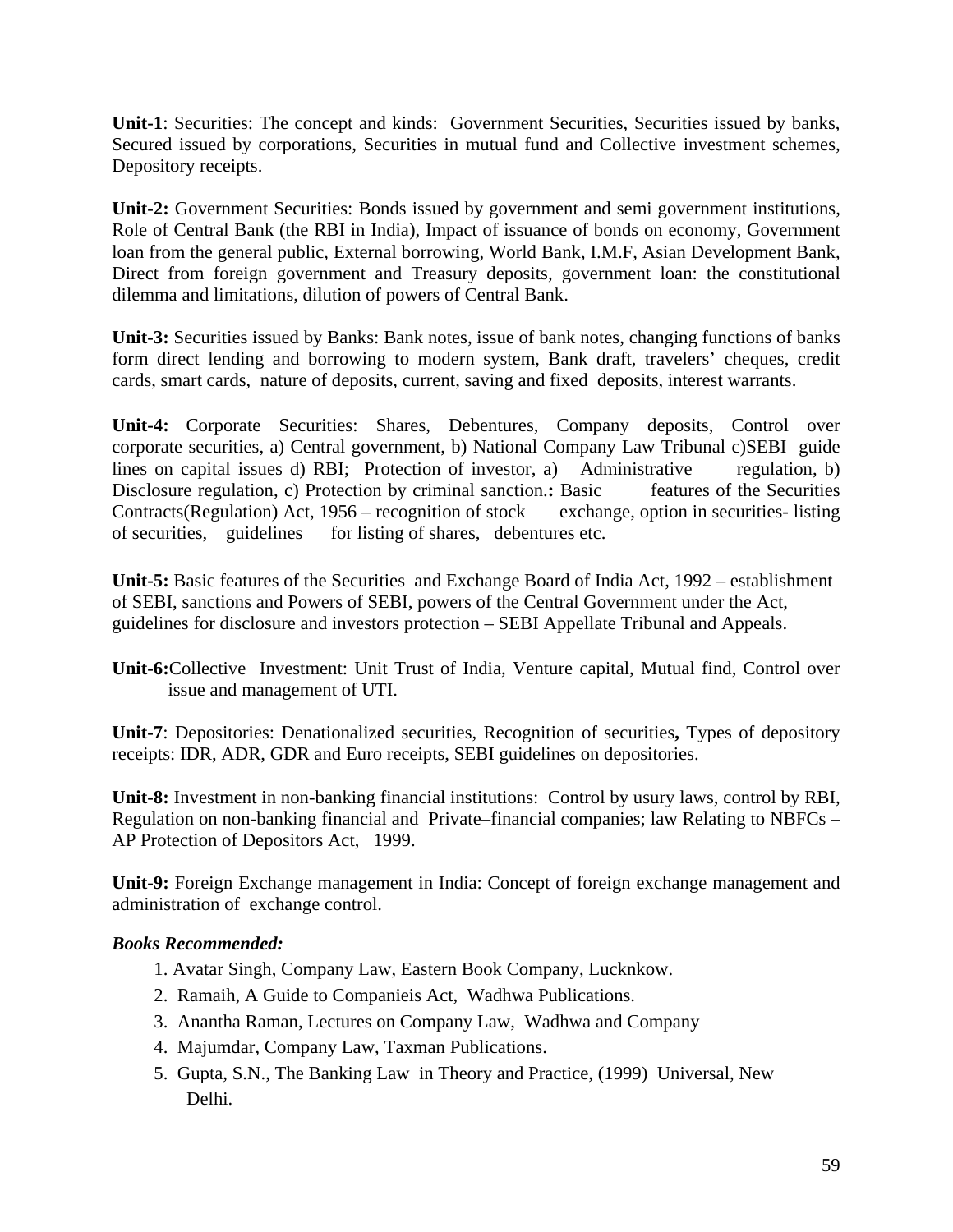**Unit-1**: Securities: The concept and kinds: Government Securities, Securities issued by banks, Secured issued by corporations, Securities in mutual fund and Collective investment schemes, Depository receipts.

**Unit-2:** Government Securities: Bonds issued by government and semi government institutions, Role of Central Bank (the RBI in India), Impact of issuance of bonds on economy, Government loan from the general public, External borrowing, World Bank, I.M.F, Asian Development Bank, Direct from foreign government and Treasury deposits, government loan: the constitutional dilemma and limitations, dilution of powers of Central Bank.

**Unit-3:** Securities issued by Banks: Bank notes, issue of bank notes, changing functions of banks form direct lending and borrowing to modern system, Bank draft, travelers' cheques, credit cards, smart cards, nature of deposits, current, saving and fixed deposits, interest warrants.

**Unit-4:** Corporate Securities: Shares, Debentures, Company deposits, Control over corporate securities, a) Central government, b) National Company Law Tribunal c)SEBI guide lines on capital issues d) RBI; Protection of investor, a) Administrative regulation, b) Disclosure regulation, c) Protection by criminal sanction.**:** Basic features of the Securities Contracts(Regulation) Act, 1956 – recognition of stock exchange, option in securities- listing of securities, guidelines for listing of shares, debentures etc.

**Unit-5:** Basic features of the Securities and Exchange Board of India Act, 1992 – establishment of SEBI, sanctions and Powers of SEBI, powers of the Central Government under the Act, guidelines for disclosure and investors protection – SEBI Appellate Tribunal and Appeals.

**Unit-6:**Collective Investment: Unit Trust of India, Venture capital, Mutual find, Control over issue and management of UTI.

**Unit-7**: Depositories: Denationalized securities, Recognition of securities**,** Types of depository receipts: IDR, ADR, GDR and Euro receipts, SEBI guidelines on depositories.

**Unit-8:** Investment in non-banking financial institutions: Control by usury laws, control by RBI, Regulation on non-banking financial and Private–financial companies; law Relating to NBFCs – AP Protection of Depositors Act, 1999.

**Unit-9:** Foreign Exchange management in India: Concept of foreign exchange management and administration of exchange control.

***Books Recommended:***

1. Avatar Singh, Company Law, Eastern Book Company, Lucknkow.
2. Ramaih, A Guide to Companieis Act, Wadhwa Publications.
3. Anantha Raman, Lectures on Company Law, Wadhwa and Company
4. Majumdar, Company Law, Taxman Publications.
5. Gupta, S.N., The Banking Law in Theory and Practice, (1999) Universal, New Delhi.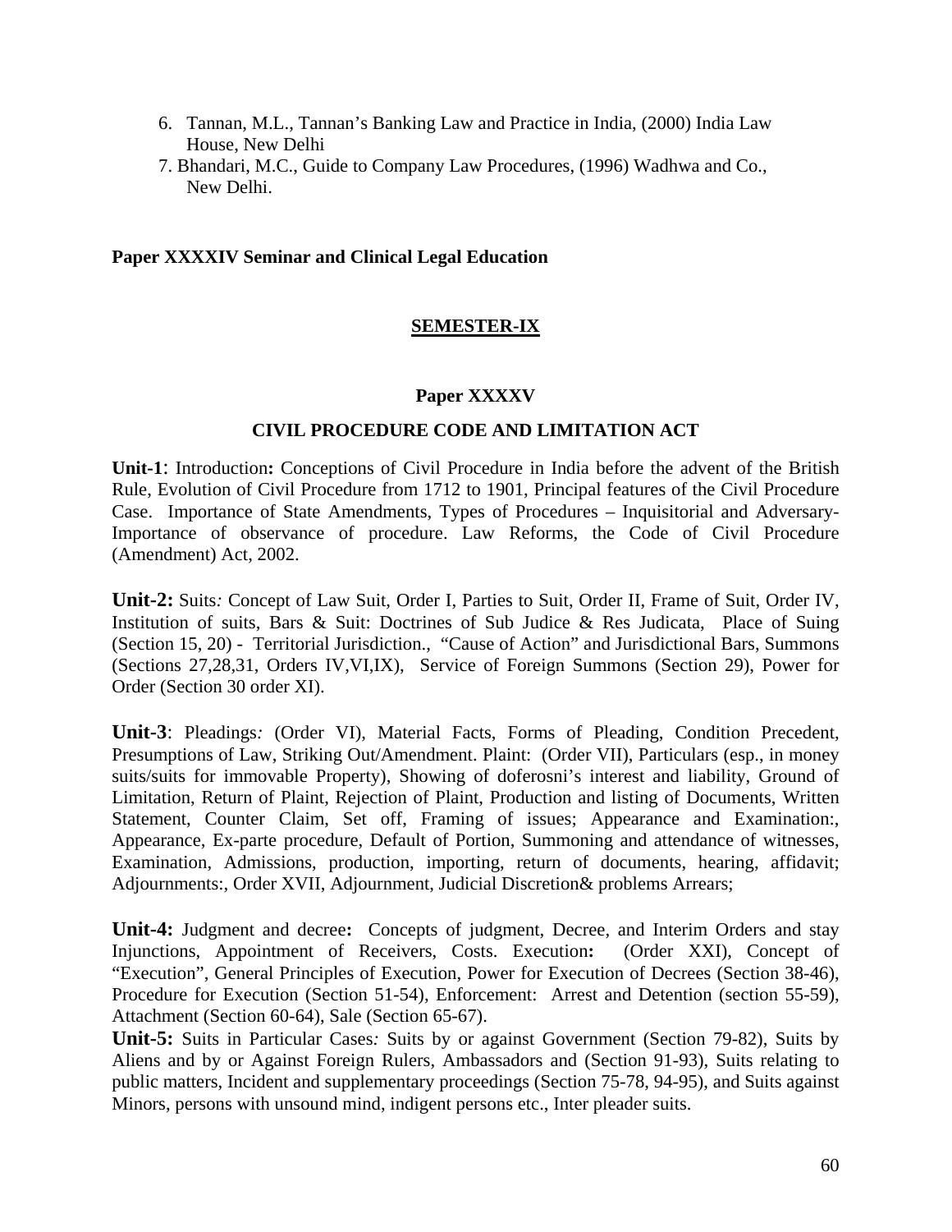6. Tannan, M.L., Tannan's Banking Law and Practice in India, (2000) India Law House, New Delhi
7. Bhandari, M.C., Guide to Company Law Procedures, (1996) Wadhwa and Co., New Delhi.

**Paper XXXXIV Seminar and Clinical Legal Education**

## SEMESTER-IX

### Paper XXXXV

### CIVIL PROCEDURE CODE AND LIMITATION ACT

**Unit-1**: Introduction**:** Conceptions of Civil Procedure in India before the advent of the British Rule, Evolution of Civil Procedure from 1712 to 1901, Principal features of the Civil Procedure Case. Importance of State Amendments, Types of Procedures – Inquisitorial and Adversary- Importance of observance of procedure. Law Reforms, the Code of Civil Procedure (Amendment) Act, 2002.

**Unit-2:** Suits*:* Concept of Law Suit, Order I, Parties to Suit, Order II, Frame of Suit, Order IV, Institution of suits, Bars & Suit: Doctrines of Sub Judice & Res Judicata, Place of Suing (Section 15, 20) - Territorial Jurisdiction., "Cause of Action" and Jurisdictional Bars, Summons (Sections 27,28,31, Orders IV,VI,IX), Service of Foreign Summons (Section 29), Power for Order (Section 30 order XI).

**Unit-3**: Pleadings*:* (Order VI), Material Facts, Forms of Pleading, Condition Precedent, Presumptions of Law, Striking Out/Amendment. Plaint: (Order VII), Particulars (esp., in money suits/suits for immovable Property), Showing of doferosni's interest and liability, Ground of Limitation, Return of Plaint, Rejection of Plaint, Production and listing of Documents, Written Statement, Counter Claim, Set off, Framing of issues; Appearance and Examination:, Appearance, Ex-parte procedure, Default of Portion, Summoning and attendance of witnesses, Examination, Admissions, production, importing, return of documents, hearing, affidavit; Adjournments:, Order XVII, Adjournment, Judicial Discretion& problems Arrears;

**Unit-4:** Judgment and decree**:** Concepts of judgment, Decree, and Interim Orders and stay Injunctions, Appointment of Receivers, Costs. Execution**:** (Order XXI), Concept of "Execution", General Principles of Execution, Power for Execution of Decrees (Section 38-46), Procedure for Execution (Section 51-54), Enforcement: Arrest and Detention (section 55-59), Attachment (Section 60-64), Sale (Section 65-67).

**Unit-5:** Suits in Particular Cases*:* Suits by or against Government (Section 79-82), Suits by Aliens and by or Against Foreign Rulers, Ambassadors and (Section 91-93), Suits relating to public matters, Incident and supplementary proceedings (Section 75-78, 94-95), and Suits against Minors, persons with unsound mind, indigent persons etc., Inter pleader suits.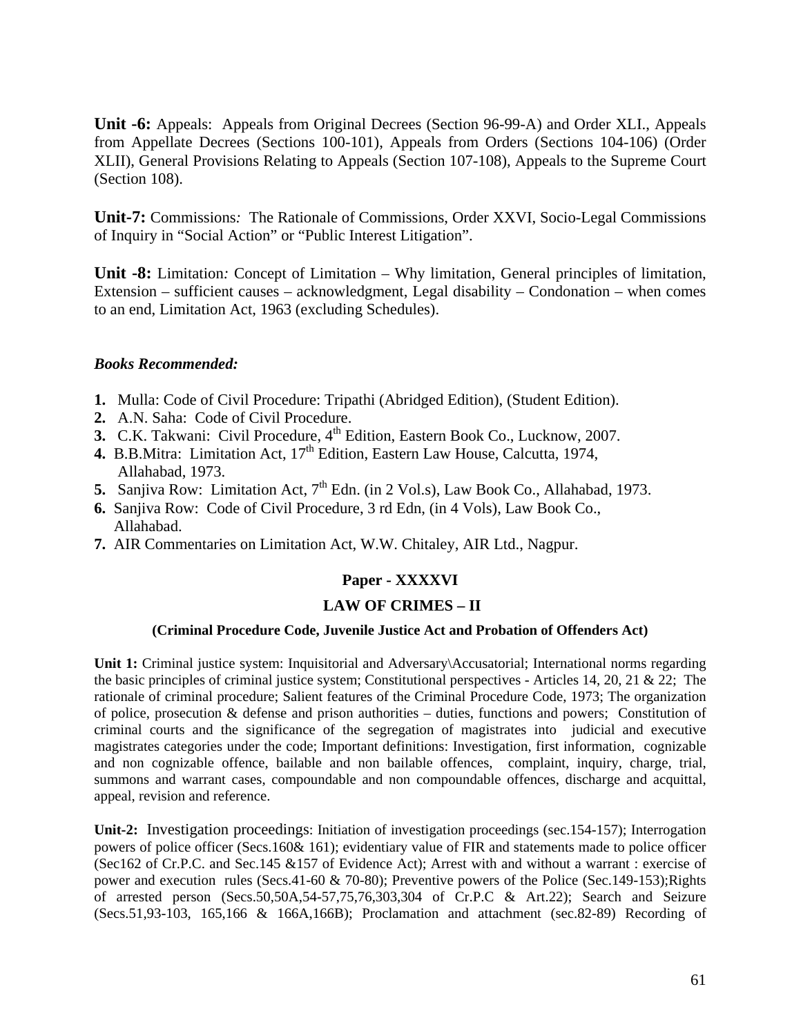**Unit -6:** Appeals: Appeals from Original Decrees (Section 96-99-A) and Order XLI., Appeals from Appellate Decrees (Sections 100-101), Appeals from Orders (Sections 104-106) (Order XLII), General Provisions Relating to Appeals (Section 107-108), Appeals to the Supreme Court (Section 108).

**Unit-7:** Commissions*:* The Rationale of Commissions, Order XXVI, Socio-Legal Commissions of Inquiry in "Social Action" or "Public Interest Litigation".

**Unit -8:** Limitation*:* Concept of Limitation – Why limitation, General principles of limitation, Extension – sufficient causes – acknowledgment, Legal disability – Condonation – when comes to an end, Limitation Act, 1963 (excluding Schedules).

***Books Recommended:***

1. Mulla: Code of Civil Procedure: Tripathi (Abridged Edition), (Student Edition).
2. A.N. Saha: Code of Civil Procedure.
3. C.K. Takwani: Civil Procedure, 4th Edition, Eastern Book Co., Lucknow, 2007.
4. B.B.Mitra: Limitation Act, 17th Edition, Eastern Law House, Calcutta, 1974, Allahabad, 1973.
5. Sanjiva Row: Limitation Act, 7th Edn. (in 2 Vol.s), Law Book Co., Allahabad, 1973.
6. Sanjiva Row: Code of Civil Procedure, 3 rd Edn, (in 4 Vols), Law Book Co., Allahabad.
7. AIR Commentaries on Limitation Act, W.W. Chitaley, AIR Ltd., Nagpur.

## Paper - XXXXVI

## LAW OF CRIMES – II

### (Criminal Procedure Code, Juvenile Justice Act and Probation of Offenders Act)

**Unit 1:** Criminal justice system: Inquisitorial and Adversary\Accusatorial; International norms regarding the basic principles of criminal justice system; Constitutional perspectives - Articles 14, 20, 21 & 22; The rationale of criminal procedure; Salient features of the Criminal Procedure Code, 1973; The organization of police, prosecution & defense and prison authorities – duties, functions and powers; Constitution of criminal courts and the significance of the segregation of magistrates into judicial and executive magistrates categories under the code; Important definitions: Investigation, first information, cognizable and non cognizable offence, bailable and non bailable offences, complaint, inquiry, charge, trial, summons and warrant cases, compoundable and non compoundable offences, discharge and acquittal, appeal, revision and reference.

**Unit-2:** Investigation proceedings: Initiation of investigation proceedings (sec.154-157); Interrogation powers of police officer (Secs.160& 161); evidentiary value of FIR and statements made to police officer (Sec162 of Cr.P.C. and Sec.145 &157 of Evidence Act); Arrest with and without a warrant : exercise of power and execution rules (Secs.41-60 & 70-80); Preventive powers of the Police (Sec.149-153);Rights of arrested person (Secs.50,50A,54-57,75,76,303,304 of Cr.P.C & Art.22); Search and Seizure (Secs.51,93-103, 165,166 & 166A,166B); Proclamation and attachment (sec.82-89) Recording of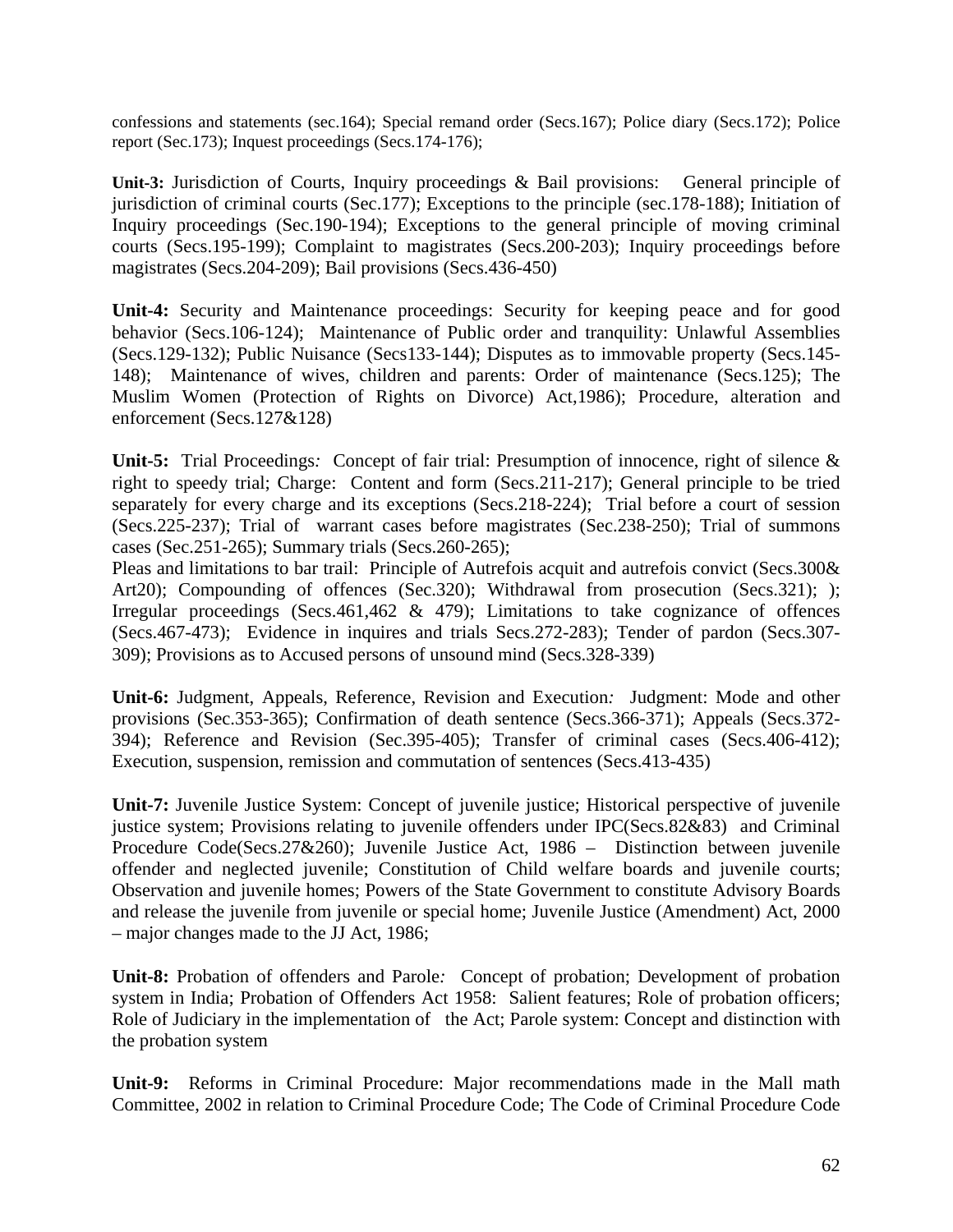confessions and statements (sec.164); Special remand order (Secs.167); Police diary (Secs.172); Police report (Sec.173); Inquest proceedings (Secs.174-176);

**Unit-3:** Jurisdiction of Courts, Inquiry proceedings & Bail provisions: General principle of jurisdiction of criminal courts (Sec.177); Exceptions to the principle (sec.178-188); Initiation of Inquiry proceedings (Sec.190-194); Exceptions to the general principle of moving criminal courts (Secs.195-199); Complaint to magistrates (Secs.200-203); Inquiry proceedings before magistrates (Secs.204-209); Bail provisions (Secs.436-450)

**Unit-4:** Security and Maintenance proceedings: Security for keeping peace and for good behavior (Secs.106-124); Maintenance of Public order and tranquility: Unlawful Assemblies (Secs.129-132); Public Nuisance (Secs133-144); Disputes as to immovable property (Secs.145-148); Maintenance of wives, children and parents: Order of maintenance (Secs.125); The Muslim Women (Protection of Rights on Divorce) Act,1986); Procedure, alteration and enforcement (Secs.127&128)

**Unit-5:** Trial Proceedings*:* Concept of fair trial: Presumption of innocence, right of silence & right to speedy trial; Charge: Content and form (Secs.211-217); General principle to be tried separately for every charge and its exceptions (Secs.218-224); Trial before a court of session (Secs.225-237); Trial of warrant cases before magistrates (Sec.238-250); Trial of summons cases (Sec.251-265); Summary trials (Secs.260-265);
Pleas and limitations to bar trail: Principle of Autrefois acquit and autrefois convict (Secs.300& Art20); Compounding of offences (Sec.320); Withdrawal from prosecution (Secs.321); ); Irregular proceedings (Secs.461,462 & 479); Limitations to take cognizance of offences (Secs.467-473); Evidence in inquires and trials Secs.272-283); Tender of pardon (Secs.307-309); Provisions as to Accused persons of unsound mind (Secs.328-339)

**Unit-6:** Judgment, Appeals, Reference, Revision and Execution*:* Judgment: Mode and other provisions (Sec.353-365); Confirmation of death sentence (Secs.366-371); Appeals (Secs.372-394); Reference and Revision (Sec.395-405); Transfer of criminal cases (Secs.406-412); Execution, suspension, remission and commutation of sentences (Secs.413-435)

**Unit-7:** Juvenile Justice System: Concept of juvenile justice; Historical perspective of juvenile justice system; Provisions relating to juvenile offenders under IPC(Secs.82&83) and Criminal Procedure Code(Secs.27&260); Juvenile Justice Act, 1986 – Distinction between juvenile offender and neglected juvenile; Constitution of Child welfare boards and juvenile courts; Observation and juvenile homes; Powers of the State Government to constitute Advisory Boards and release the juvenile from juvenile or special home; Juvenile Justice (Amendment) Act, 2000 – major changes made to the JJ Act, 1986;

**Unit-8:** Probation of offenders and Parole*:* Concept of probation; Development of probation system in India; Probation of Offenders Act 1958: Salient features; Role of probation officers; Role of Judiciary in the implementation of the Act; Parole system: Concept and distinction with the probation system

**Unit-9:** Reforms in Criminal Procedure: Major recommendations made in the Mall math Committee, 2002 in relation to Criminal Procedure Code; The Code of Criminal Procedure Code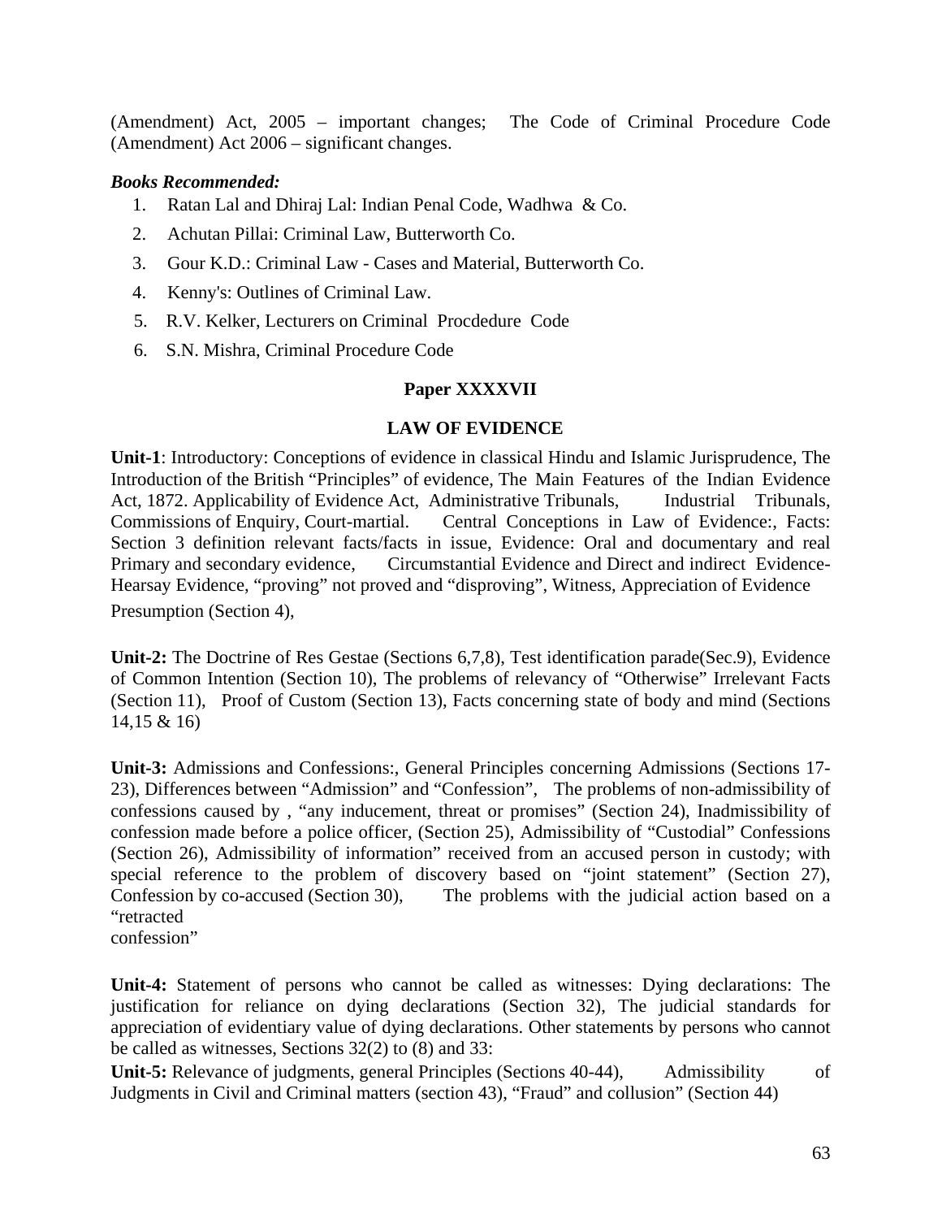(Amendment) Act, 2005 – important changes; The Code of Criminal Procedure Code (Amendment) Act 2006 – significant changes.

***Books Recommended:***

1. Ratan Lal and Dhiraj Lal: Indian Penal Code, Wadhwa & Co.
2. Achutan Pillai: Criminal Law, Butterworth Co.
3. Gour K.D.: Criminal Law - Cases and Material, Butterworth Co.
4. Kenny's: Outlines of Criminal Law.
5. R.V. Kelker, Lecturers on Criminal Procdedure Code
6. S.N. Mishra, Criminal Procedure Code

## Paper XXXXVII

## LAW OF EVIDENCE

**Unit-1**: Introductory: Conceptions of evidence in classical Hindu and Islamic Jurisprudence, The Introduction of the British "Principles" of evidence, The Main Features of the Indian Evidence Act, 1872. Applicability of Evidence Act, Administrative Tribunals, Industrial Tribunals, Commissions of Enquiry, Court-martial. Central Conceptions in Law of Evidence:, Facts: Section 3 definition relevant facts/facts in issue, Evidence: Oral and documentary and real Primary and secondary evidence, Circumstantial Evidence and Direct and indirect Evidence-Hearsay Evidence, "proving" not proved and "disproving", Witness, Appreciation of Evidence Presumption (Section 4),

**Unit-2:** The Doctrine of Res Gestae (Sections 6,7,8), Test identification parade(Sec.9), Evidence of Common Intention (Section 10), The problems of relevancy of "Otherwise" Irrelevant Facts (Section 11), Proof of Custom (Section 13), Facts concerning state of body and mind (Sections 14,15 & 16)

**Unit-3:** Admissions and Confessions:, General Principles concerning Admissions (Sections 17-23), Differences between "Admission" and "Confession", The problems of non-admissibility of confessions caused by , "any inducement, threat or promises" (Section 24), Inadmissibility of confession made before a police officer, (Section 25), Admissibility of "Custodial" Confessions (Section 26), Admissibility of information" received from an accused person in custody; with special reference to the problem of discovery based on "joint statement" (Section 27), Confession by co-accused (Section 30), The problems with the judicial action based on a "retracted confession"

**Unit-4:** Statement of persons who cannot be called as witnesses: Dying declarations: The justification for reliance on dying declarations (Section 32), The judicial standards for appreciation of evidentiary value of dying declarations. Other statements by persons who cannot be called as witnesses, Sections 32(2) to (8) and 33:

**Unit-5:** Relevance of judgments, general Principles (Sections 40-44), Admissibility of Judgments in Civil and Criminal matters (section 43), "Fraud" and collusion" (Section 44)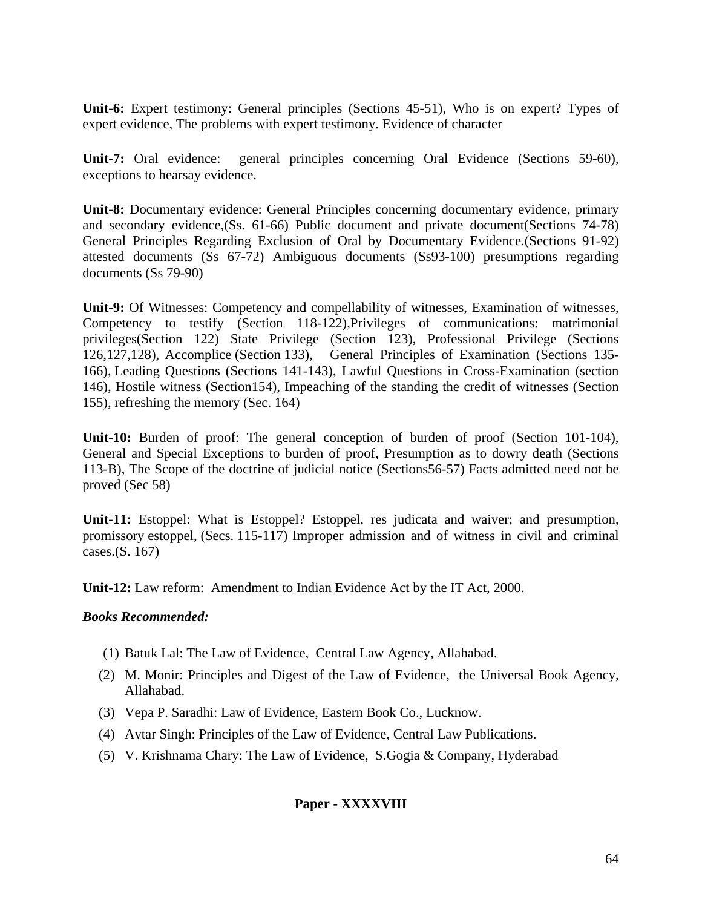**Unit-6:** Expert testimony: General principles (Sections 45-51), Who is on expert? Types of expert evidence, The problems with expert testimony. Evidence of character

**Unit-7:** Oral evidence: general principles concerning Oral Evidence (Sections 59-60), exceptions to hearsay evidence.

**Unit-8:** Documentary evidence: General Principles concerning documentary evidence, primary and secondary evidence,(Ss. 61-66) Public document and private document(Sections 74-78) General Principles Regarding Exclusion of Oral by Documentary Evidence.(Sections 91-92) attested documents (Ss 67-72) Ambiguous documents (Ss93-100) presumptions regarding documents (Ss 79-90)

**Unit-9:** Of Witnesses: Competency and compellability of witnesses, Examination of witnesses, Competency to testify (Section 118-122),Privileges of communications: matrimonial privileges(Section 122) State Privilege (Section 123), Professional Privilege (Sections 126,127,128), Accomplice (Section 133), General Principles of Examination (Sections 135-166), Leading Questions (Sections 141-143), Lawful Questions in Cross-Examination (section 146), Hostile witness (Section154), Impeaching of the standing the credit of witnesses (Section 155), refreshing the memory (Sec. 164)

**Unit-10:** Burden of proof: The general conception of burden of proof (Section 101-104), General and Special Exceptions to burden of proof, Presumption as to dowry death (Sections 113-B), The Scope of the doctrine of judicial notice (Sections56-57) Facts admitted need not be proved (Sec 58)

**Unit-11:** Estoppel: What is Estoppel? Estoppel, res judicata and waiver; and presumption, promissory estoppel, (Secs. 115-117) Improper admission and of witness in civil and criminal cases.(S. 167)

**Unit-12:** Law reform: Amendment to Indian Evidence Act by the IT Act, 2000.

***Books Recommended:***

(1) Batuk Lal: The Law of Evidence, Central Law Agency, Allahabad.
(2) M. Monir: Principles and Digest of the Law of Evidence, the Universal Book Agency, Allahabad.
(3) Vepa P. Saradhi: Law of Evidence, Eastern Book Co., Lucknow.
(4) Avtar Singh: Principles of the Law of Evidence, Central Law Publications.
(5) V. Krishnama Chary: The Law of Evidence, S.Gogia & Company, Hyderabad

**Paper - XXXXVIII**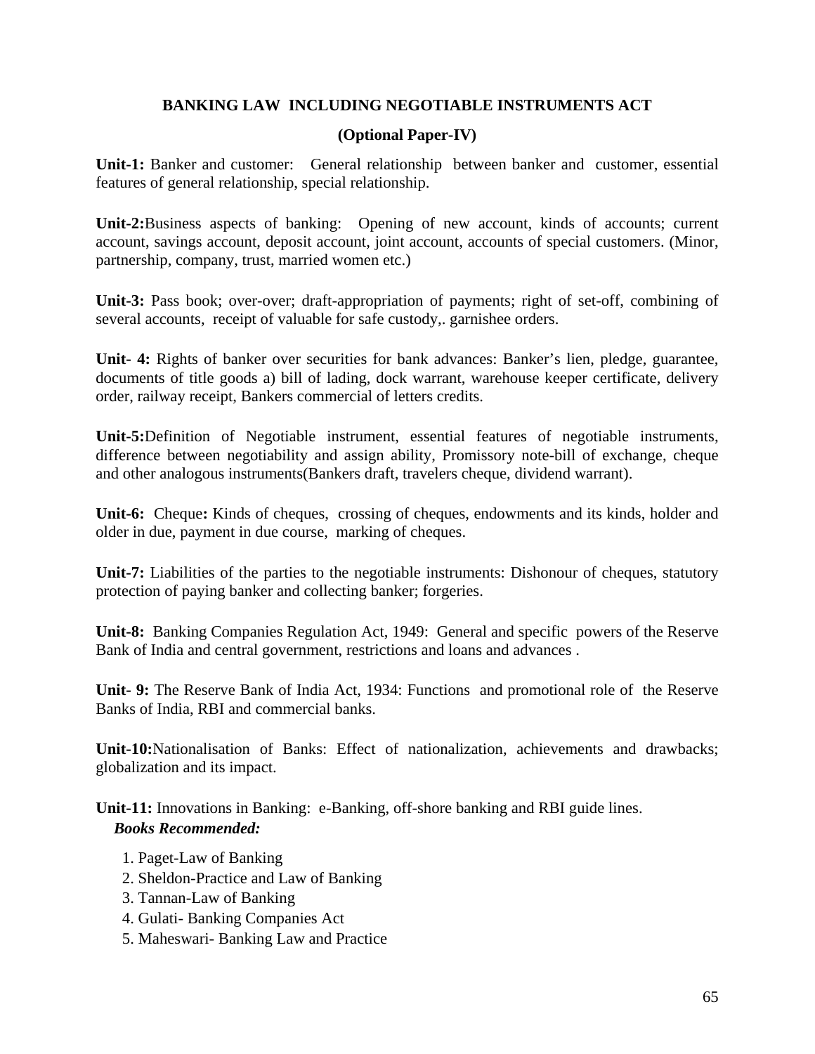## BANKING LAW INCLUDING NEGOTIABLE INSTRUMENTS ACT

### (Optional Paper-IV)

**Unit-1:** Banker and customer: General relationship between banker and customer, essential features of general relationship, special relationship.

**Unit-2:**Business aspects of banking: Opening of new account, kinds of accounts; current account, savings account, deposit account, joint account, accounts of special customers. (Minor, partnership, company, trust, married women etc.)

**Unit-3:** Pass book; over-over; draft-appropriation of payments; right of set-off, combining of several accounts, receipt of valuable for safe custody,. garnishee orders.

**Unit- 4:** Rights of banker over securities for bank advances: Banker's lien, pledge, guarantee, documents of title goods a) bill of lading, dock warrant, warehouse keeper certificate, delivery order, railway receipt, Bankers commercial of letters credits.

**Unit-5:**Definition of Negotiable instrument, essential features of negotiable instruments, difference between negotiability and assign ability, Promissory note-bill of exchange, cheque and other analogous instruments(Bankers draft, travelers cheque, dividend warrant).

**Unit-6:** Cheque**:** Kinds of cheques, crossing of cheques, endowments and its kinds, holder and older in due, payment in due course, marking of cheques.

**Unit-7:** Liabilities of the parties to the negotiable instruments: Dishonour of cheques, statutory protection of paying banker and collecting banker; forgeries.

**Unit-8:** Banking Companies Regulation Act, 1949: General and specific powers of the Reserve Bank of India and central government, restrictions and loans and advances .

**Unit- 9:** The Reserve Bank of India Act, 1934: Functions and promotional role of the Reserve Banks of India, RBI and commercial banks.

**Unit-10:**Nationalisation of Banks: Effect of nationalization, achievements and drawbacks; globalization and its impact.

**Unit-11:** Innovations in Banking: e-Banking, off-shore banking and RBI guide lines.

***Books Recommended:***

1. Paget-Law of Banking
2. Sheldon-Practice and Law of Banking
3. Tannan-Law of Banking
4. Gulati- Banking Companies Act
5. Maheswari- Banking Law and Practice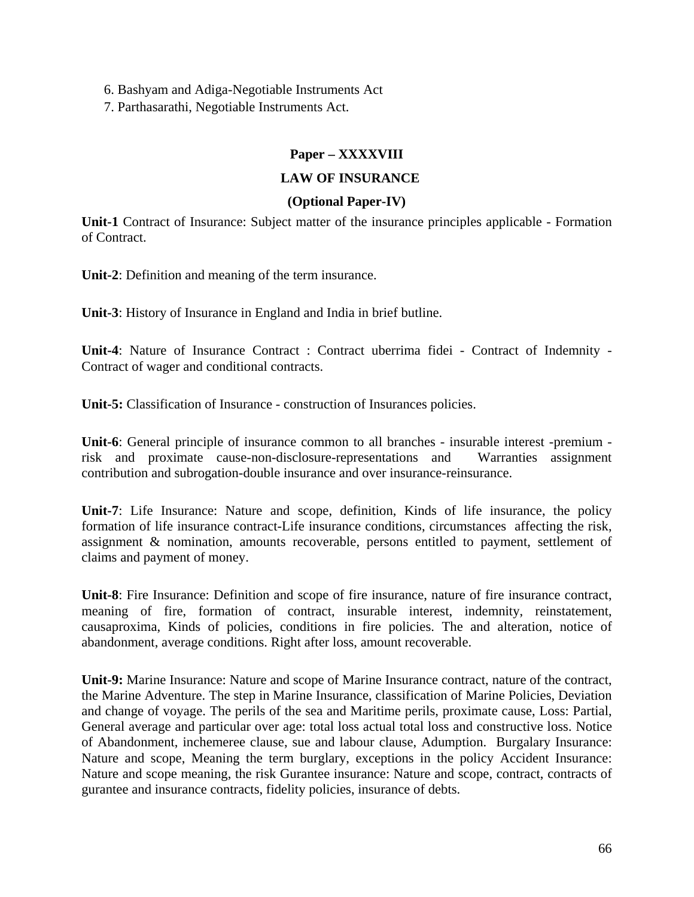6. Bashyam and Adiga-Negotiable Instruments Act
7. Parthasarathi, Negotiable Instruments Act.

### Paper – XXXXVIII

### LAW OF INSURANCE

### (Optional Paper-IV)

**Unit-1** Contract of Insurance: Subject matter of the insurance principles applicable - Formation of Contract.

**Unit-2**: Definition and meaning of the term insurance.

**Unit-3**: History of Insurance in England and India in brief butline.

**Unit-4**: Nature of Insurance Contract : Contract uberrima fidei - Contract of Indemnity - Contract of wager and conditional contracts.

**Unit-5:** Classification of Insurance - construction of Insurances policies.

**Unit-6**: General principle of insurance common to all branches - insurable interest -premium - risk and proximate cause-non-disclosure-representations and Warranties assignment contribution and subrogation-double insurance and over insurance-reinsurance.

**Unit-7**: Life Insurance: Nature and scope, definition, Kinds of life insurance, the policy formation of life insurance contract-Life insurance conditions, circumstances affecting the risk, assignment & nomination, amounts recoverable, persons entitled to payment, settlement of claims and payment of money.

**Unit-8**: Fire Insurance: Definition and scope of fire insurance, nature of fire insurance contract, meaning of fire, formation of contract, insurable interest, indemnity, reinstatement, causaproxima, Kinds of policies, conditions in fire policies. The and alteration, notice of abandonment, average conditions. Right after loss, amount recoverable.

**Unit-9:** Marine Insurance: Nature and scope of Marine Insurance contract, nature of the contract, the Marine Adventure. The step in Marine Insurance, classification of Marine Policies, Deviation and change of voyage. The perils of the sea and Maritime perils, proximate cause, Loss: Partial, General average and particular over age: total loss actual total loss and constructive loss. Notice of Abandonment, inchemeree clause, sue and labour clause, Adumption. Burgalary Insurance: Nature and scope, Meaning the term burglary, exceptions in the policy Accident Insurance: Nature and scope meaning, the risk Gurantee insurance: Nature and scope, contract, contracts of gurantee and insurance contracts, fidelity policies, insurance of debts.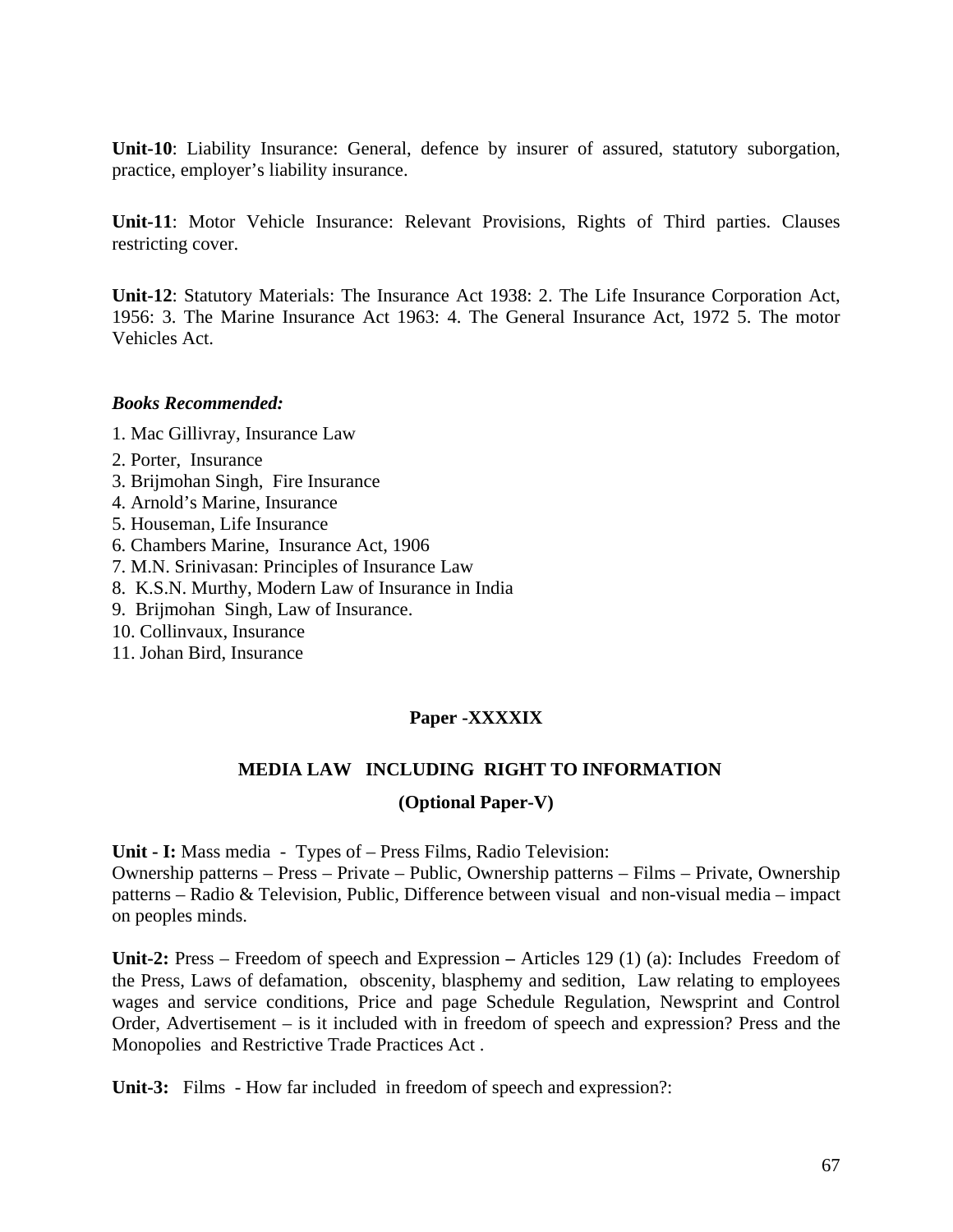**Unit-10**: Liability Insurance: General, defence by insurer of assured, statutory suborgation, practice, employer's liability insurance.

**Unit-11**: Motor Vehicle Insurance: Relevant Provisions, Rights of Third parties. Clauses restricting cover.

**Unit-12**: Statutory Materials: The Insurance Act 1938: 2. The Life Insurance Corporation Act, 1956: 3. The Marine Insurance Act 1963: 4. The General Insurance Act, 1972 5. The motor Vehicles Act.

***Books Recommended:***

1. Mac Gillivray, Insurance Law
2. Porter, Insurance
3. Brijmohan Singh, Fire Insurance
4. Arnold's Marine, Insurance
5. Houseman, Life Insurance
6. Chambers Marine, Insurance Act, 1906
7. M.N. Srinivasan: Principles of Insurance Law
8. K.S.N. Murthy, Modern Law of Insurance in India
9. Brijmohan Singh, Law of Insurance.
10. Collinvaux, Insurance
11. Johan Bird, Insurance

## Paper -XXXXIX

## MEDIA LAW INCLUDING RIGHT TO INFORMATION

### (Optional Paper-V)

**Unit - I:** Mass media - Types of – Press Films, Radio Television:
Ownership patterns – Press – Private – Public, Ownership patterns – Films – Private, Ownership patterns – Radio & Television, Public, Difference between visual and non-visual media – impact on peoples minds.

**Unit-2:** Press – Freedom of speech and Expression **–** Articles 129 (1) (a): Includes Freedom of the Press, Laws of defamation, obscenity, blasphemy and sedition, Law relating to employees wages and service conditions, Price and page Schedule Regulation, Newsprint and Control Order, Advertisement – is it included with in freedom of speech and expression? Press and the Monopolies and Restrictive Trade Practices Act .

**Unit-3:** Films - How far included in freedom of speech and expression?: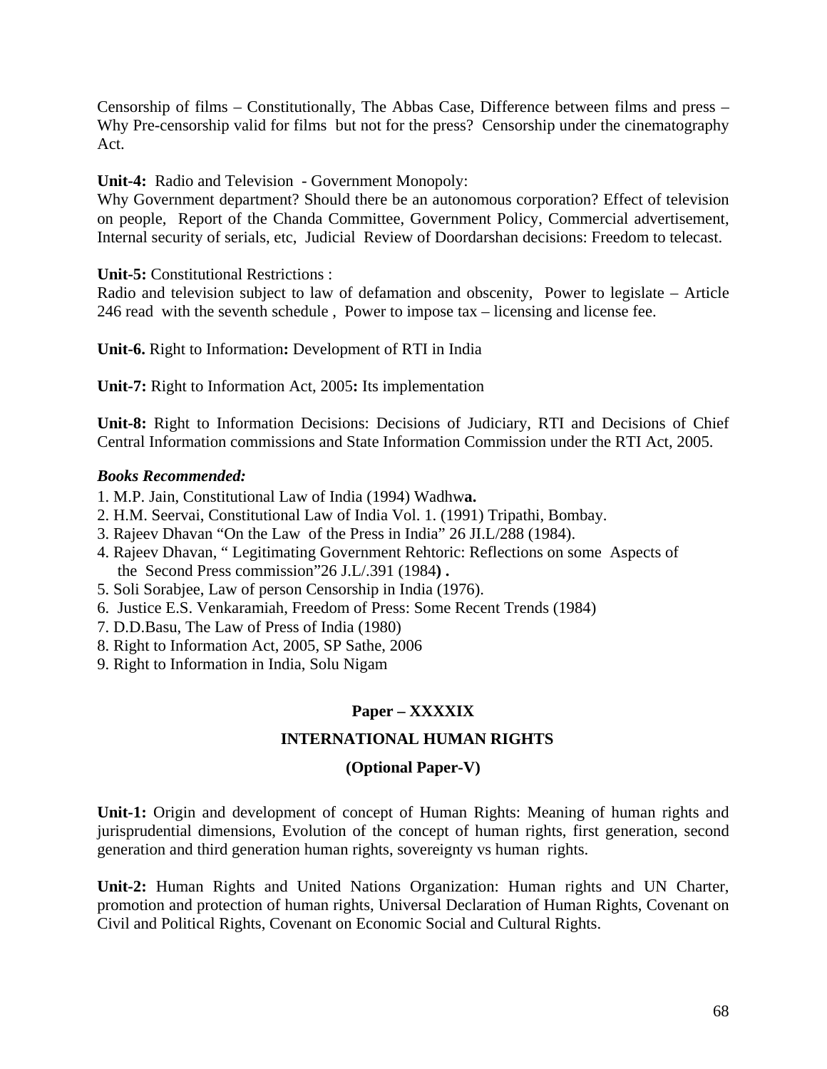Censorship of films – Constitutionally, The Abbas Case, Difference between films and press – Why Pre-censorship valid for films but not for the press? Censorship under the cinematography Act.

**Unit-4:** Radio and Television - Government Monopoly:
Why Government department? Should there be an autonomous corporation? Effect of television on people, Report of the Chanda Committee, Government Policy, Commercial advertisement, Internal security of serials, etc, Judicial Review of Doordarshan decisions: Freedom to telecast.

**Unit-5:** Constitutional Restrictions :
Radio and television subject to law of defamation and obscenity, Power to legislate – Article 246 read with the seventh schedule , Power to impose tax – licensing and license fee.

**Unit-6.** Right to Information**:** Development of RTI in India

**Unit-7:** Right to Information Act, 2005**:** Its implementation

**Unit-8:** Right to Information Decisions: Decisions of Judiciary, RTI and Decisions of Chief Central Information commissions and State Information Commission under the RTI Act, 2005.

***Books Recommended:***

1. M.P. Jain, Constitutional Law of India (1994) Wadhw**a.**
2. H.M. Seervai, Constitutional Law of India Vol. 1. (1991) Tripathi, Bombay.
3. Rajeev Dhavan "On the Law of the Press in India" 26 JI.L/288 (1984).
4. Rajeev Dhavan, " Legitimating Government Rehtoric: Reflections on some Aspects of the Second Press commission"26 J.L/.391 (1984**) .**
5. Soli Sorabjee, Law of person Censorship in India (1976).
6. Justice E.S. Venkaramiah, Freedom of Press: Some Recent Trends (1984)
7. D.D.Basu, The Law of Press of India (1980)
8. Right to Information Act, 2005, SP Sathe, 2006
9. Right to Information in India, Solu Nigam

## Paper – XXXXIX

## INTERNATIONAL HUMAN RIGHTS

### (Optional Paper-V)

**Unit-1:** Origin and development of concept of Human Rights: Meaning of human rights and jurisprudential dimensions, Evolution of the concept of human rights, first generation, second generation and third generation human rights, sovereignty vs human rights.

**Unit-2:** Human Rights and United Nations Organization: Human rights and UN Charter, promotion and protection of human rights, Universal Declaration of Human Rights, Covenant on Civil and Political Rights, Covenant on Economic Social and Cultural Rights.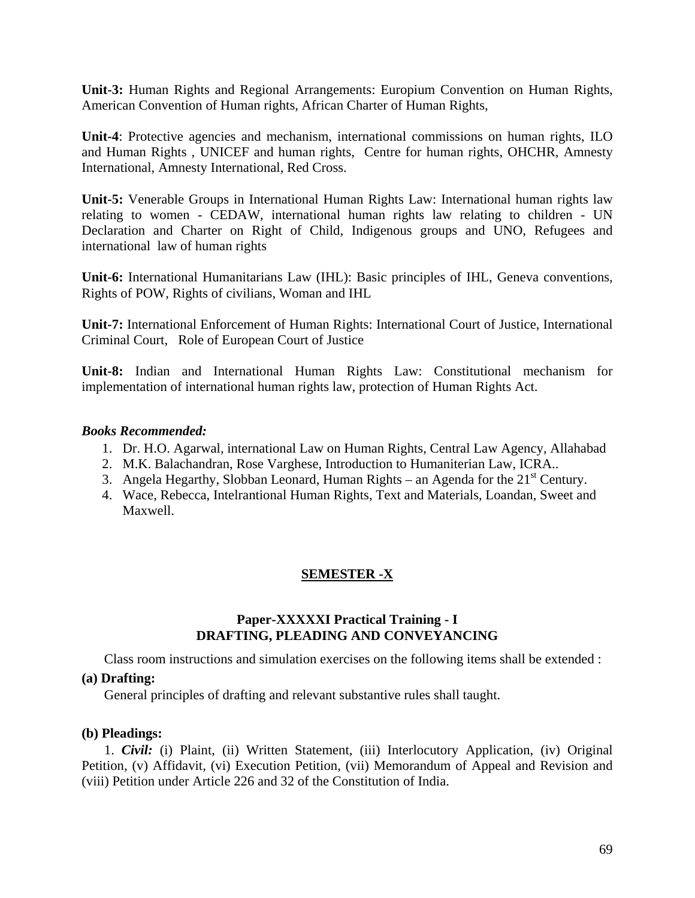**Unit-3:** Human Rights and Regional Arrangements: Europium Convention on Human Rights, American Convention of Human rights, African Charter of Human Rights,

**Unit-4**: Protective agencies and mechanism, international commissions on human rights, ILO and Human Rights , UNICEF and human rights, Centre for human rights, OHCHR, Amnesty International, Amnesty International, Red Cross.

**Unit-5:** Venerable Groups in International Human Rights Law: International human rights law relating to women - CEDAW, international human rights law relating to children - UN Declaration and Charter on Right of Child, Indigenous groups and UNO, Refugees and international law of human rights

**Unit-6:** International Humanitarians Law (IHL): Basic principles of IHL, Geneva conventions, Rights of POW, Rights of civilians, Woman and IHL

**Unit-7:** International Enforcement of Human Rights: International Court of Justice, International Criminal Court, Role of European Court of Justice

**Unit-8:** Indian and International Human Rights Law: Constitutional mechanism for implementation of international human rights law, protection of Human Rights Act.

***Books Recommended:***

1. Dr. H.O. Agarwal, international Law on Human Rights, Central Law Agency, Allahabad
2. M.K. Balachandran, Rose Varghese, Introduction to Humaniterian Law, ICRA..
3. Angela Hegarthy, Slobban Leonard, Human Rights – an Agenda for the 21st Century.
4. Wace, Rebecca, Intelrantional Human Rights, Text and Materials, Loandan, Sweet and Maxwell.

## SEMESTER -X

### Paper-XXXXXI Practical Training - I
### DRAFTING, PLEADING AND CONVEYANCING

Class room instructions and simulation exercises on the following items shall be extended :

**(a) Drafting:**

General principles of drafting and relevant substantive rules shall taught.

**(b) Pleadings:**

1. ***Civil:*** (i) Plaint, (ii) Written Statement, (iii) Interlocutory Application, (iv) Original Petition, (v) Affidavit, (vi) Execution Petition, (vii) Memorandum of Appeal and Revision and (viii) Petition under Article 226 and 32 of the Constitution of India.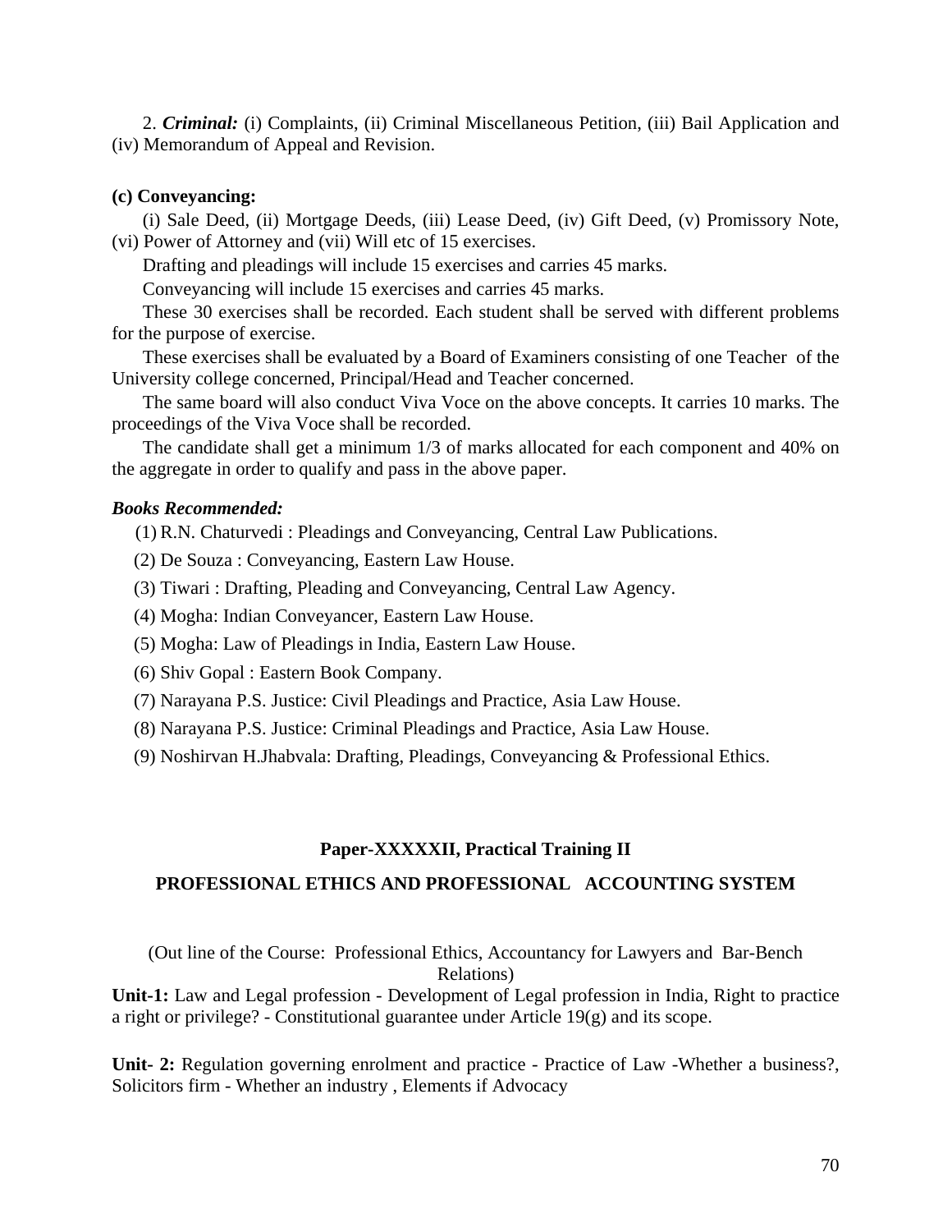2. ***Criminal:*** (i) Complaints, (ii) Criminal Miscellaneous Petition, (iii) Bail Application and (iv) Memorandum of Appeal and Revision.

**(c) Conveyancing:**

(i) Sale Deed, (ii) Mortgage Deeds, (iii) Lease Deed, (iv) Gift Deed, (v) Promissory Note, (vi) Power of Attorney and (vii) Will etc of 15 exercises.

Drafting and pleadings will include 15 exercises and carries 45 marks.

Conveyancing will include 15 exercises and carries 45 marks.

These 30 exercises shall be recorded. Each student shall be served with different problems for the purpose of exercise.

These exercises shall be evaluated by a Board of Examiners consisting of one Teacher of the University college concerned, Principal/Head and Teacher concerned.

The same board will also conduct Viva Voce on the above concepts. It carries 10 marks. The proceedings of the Viva Voce shall be recorded.

The candidate shall get a minimum 1/3 of marks allocated for each component and 40% on the aggregate in order to qualify and pass in the above paper.

***Books Recommended:***

(1) R.N. Chaturvedi : Pleadings and Conveyancing, Central Law Publications.

(2) De Souza : Conveyancing, Eastern Law House.

(3) Tiwari : Drafting, Pleading and Conveyancing, Central Law Agency.

(4) Mogha: Indian Conveyancer, Eastern Law House.

(5) Mogha: Law of Pleadings in India, Eastern Law House.

(6) Shiv Gopal : Eastern Book Company.

(7) Narayana P.S. Justice: Civil Pleadings and Practice, Asia Law House.

(8) Narayana P.S. Justice: Criminal Pleadings and Practice, Asia Law House.

(9) Noshirvan H.Jhabvala: Drafting, Pleadings, Conveyancing & Professional Ethics.

## Paper-XXXXXII, Practical Training II

## PROFESSIONAL ETHICS AND PROFESSIONAL ACCOUNTING SYSTEM

(Out line of the Course: Professional Ethics, Accountancy for Lawyers and Bar-Bench Relations)

**Unit-1:** Law and Legal profession - Development of Legal profession in India, Right to practice a right or privilege? - Constitutional guarantee under Article 19(g) and its scope.

**Unit- 2:** Regulation governing enrolment and practice - Practice of Law -Whether a business?, Solicitors firm - Whether an industry , Elements if Advocacy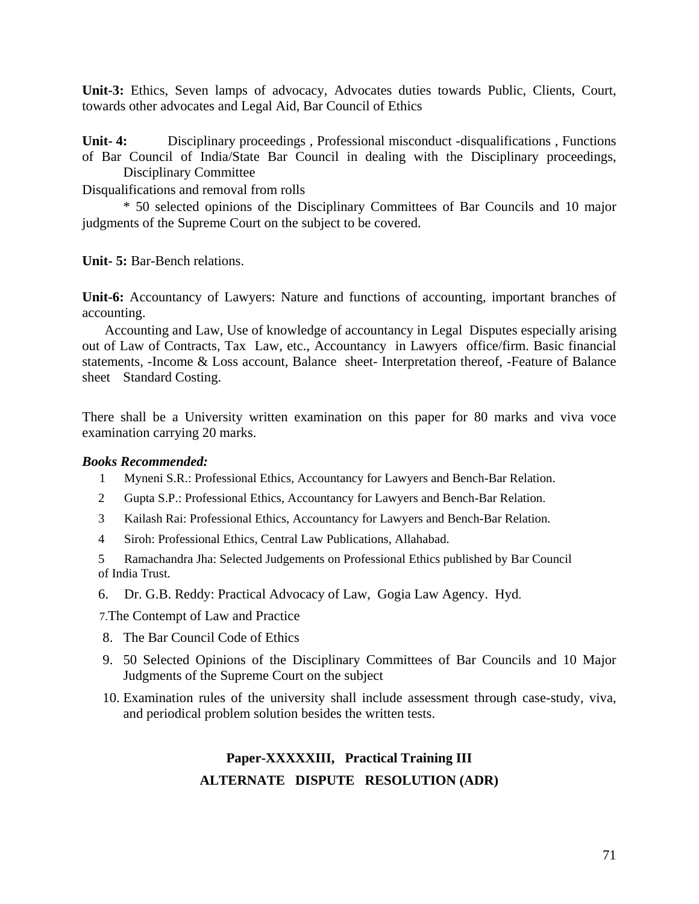**Unit-3:** Ethics, Seven lamps of advocacy, Advocates duties towards Public, Clients, Court, towards other advocates and Legal Aid, Bar Council of Ethics

**Unit- 4:** Disciplinary proceedings , Professional misconduct -disqualifications , Functions of Bar Council of India/State Bar Council in dealing with the Disciplinary proceedings, Disciplinary Committee

Disqualifications and removal from rolls

* 50 selected opinions of the Disciplinary Committees of Bar Councils and 10 major judgments of the Supreme Court on the subject to be covered.

**Unit- 5:** Bar-Bench relations.

**Unit-6:** Accountancy of Lawyers: Nature and functions of accounting, important branches of accounting.

Accounting and Law, Use of knowledge of accountancy in Legal Disputes especially arising out of Law of Contracts, Tax Law, etc., Accountancy in Lawyers office/firm. Basic financial statements, -Income & Loss account, Balance sheet- Interpretation thereof, -Feature of Balance sheet Standard Costing.

There shall be a University written examination on this paper for 80 marks and viva voce examination carrying 20 marks.

***Books Recommended:***

1. Myneni S.R.: Professional Ethics, Accountancy for Lawyers and Bench-Bar Relation.
2. Gupta S.P.: Professional Ethics, Accountancy for Lawyers and Bench-Bar Relation.
3. Kailash Rai: Professional Ethics, Accountancy for Lawyers and Bench-Bar Relation.
4. Siroh: Professional Ethics, Central Law Publications, Allahabad.
5. Ramachandra Jha: Selected Judgements on Professional Ethics published by Bar Council of India Trust.
6. Dr. G.B. Reddy: Practical Advocacy of Law, Gogia Law Agency. Hyd.
7. The Contempt of Law and Practice
8. The Bar Council Code of Ethics
9. 50 Selected Opinions of the Disciplinary Committees of Bar Councils and 10 Major Judgments of the Supreme Court on the subject
10. Examination rules of the university shall include assessment through case-study, viva, and periodical problem solution besides the written tests.

## Paper-XXXXXIII, Practical Training III

## ALTERNATE DISPUTE RESOLUTION (ADR)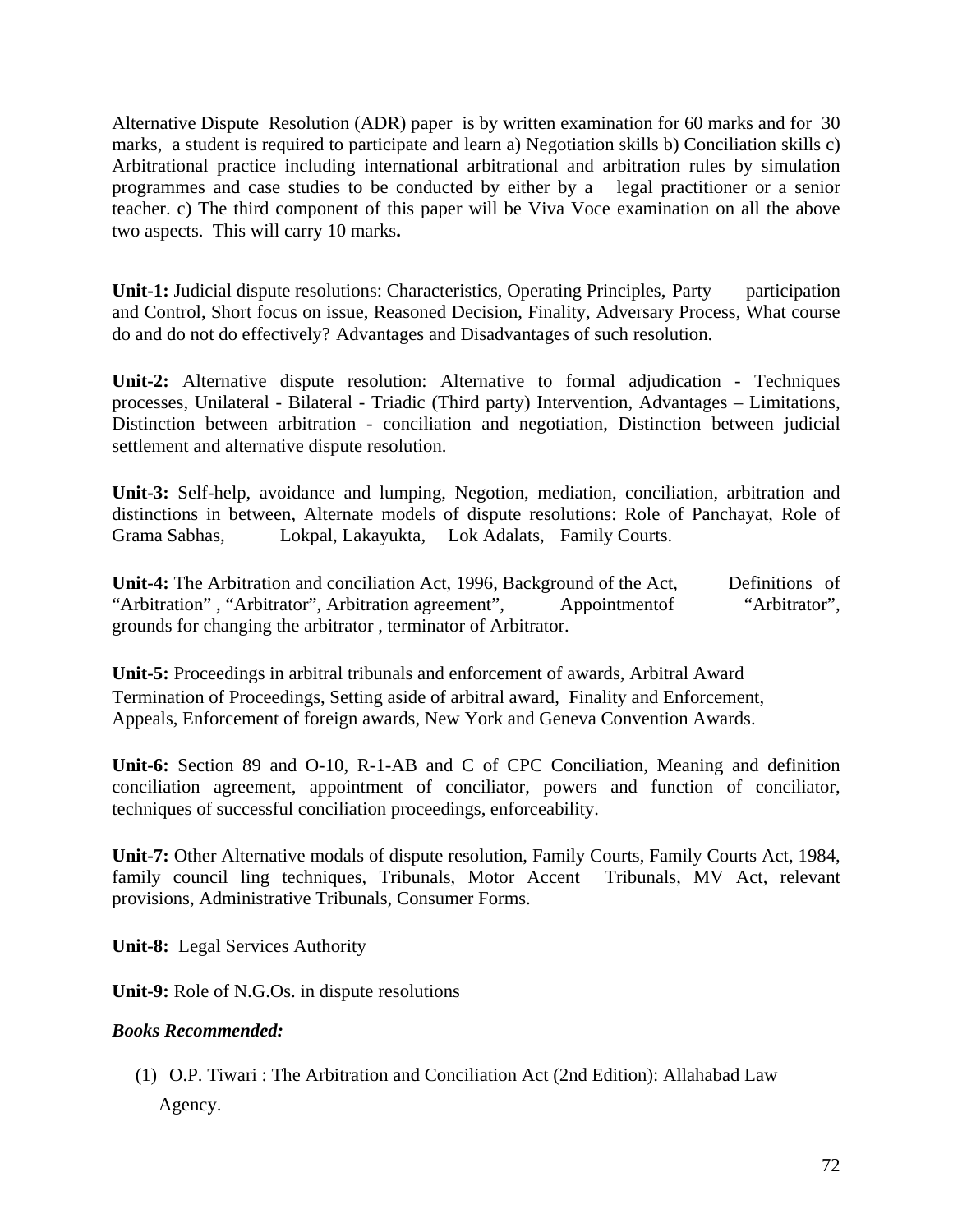Alternative Dispute Resolution (ADR) paper is by written examination for 60 marks and for 30 marks, a student is required to participate and learn a) Negotiation skills b) Conciliation skills c) Arbitrational practice including international arbitrational and arbitration rules by simulation programmes and case studies to be conducted by either by a legal practitioner or a senior teacher. c) The third component of this paper will be Viva Voce examination on all the above two aspects. This will carry 10 marks**.**

**Unit-1:** Judicial dispute resolutions: Characteristics, Operating Principles, Party participation and Control, Short focus on issue, Reasoned Decision, Finality, Adversary Process, What course do and do not do effectively? Advantages and Disadvantages of such resolution.

**Unit-2:** Alternative dispute resolution: Alternative to formal adjudication - Techniques processes, Unilateral - Bilateral - Triadic (Third party) Intervention, Advantages – Limitations, Distinction between arbitration - conciliation and negotiation, Distinction between judicial settlement and alternative dispute resolution.

**Unit-3:** Self-help, avoidance and lumping, Negotion, mediation, conciliation, arbitration and distinctions in between, Alternate models of dispute resolutions: Role of Panchayat, Role of Grama Sabhas, Lokpal, Lakayukta, Lok Adalats, Family Courts.

**Unit-4:** The Arbitration and conciliation Act, 1996, Background of the Act, Definitions of "Arbitration" , "Arbitrator", Arbitration agreement", Appointmentof "Arbitrator", grounds for changing the arbitrator , terminator of Arbitrator.

**Unit-5:** Proceedings in arbitral tribunals and enforcement of awards, Arbitral Award Termination of Proceedings, Setting aside of arbitral award, Finality and Enforcement, Appeals, Enforcement of foreign awards, New York and Geneva Convention Awards.

**Unit-6:** Section 89 and O-10, R-1-AB and C of CPC Conciliation, Meaning and definition conciliation agreement, appointment of conciliator, powers and function of conciliator, techniques of successful conciliation proceedings, enforceability.

**Unit-7:** Other Alternative modals of dispute resolution, Family Courts, Family Courts Act, 1984, family council ling techniques, Tribunals, Motor Accent Tribunals, MV Act, relevant provisions, Administrative Tribunals, Consumer Forms.

**Unit-8:** Legal Services Authority

**Unit-9:** Role of N.G.Os. in dispute resolutions

***Books Recommended:***

(1) O.P. Tiwari : The Arbitration and Conciliation Act (2nd Edition): Allahabad Law Agency.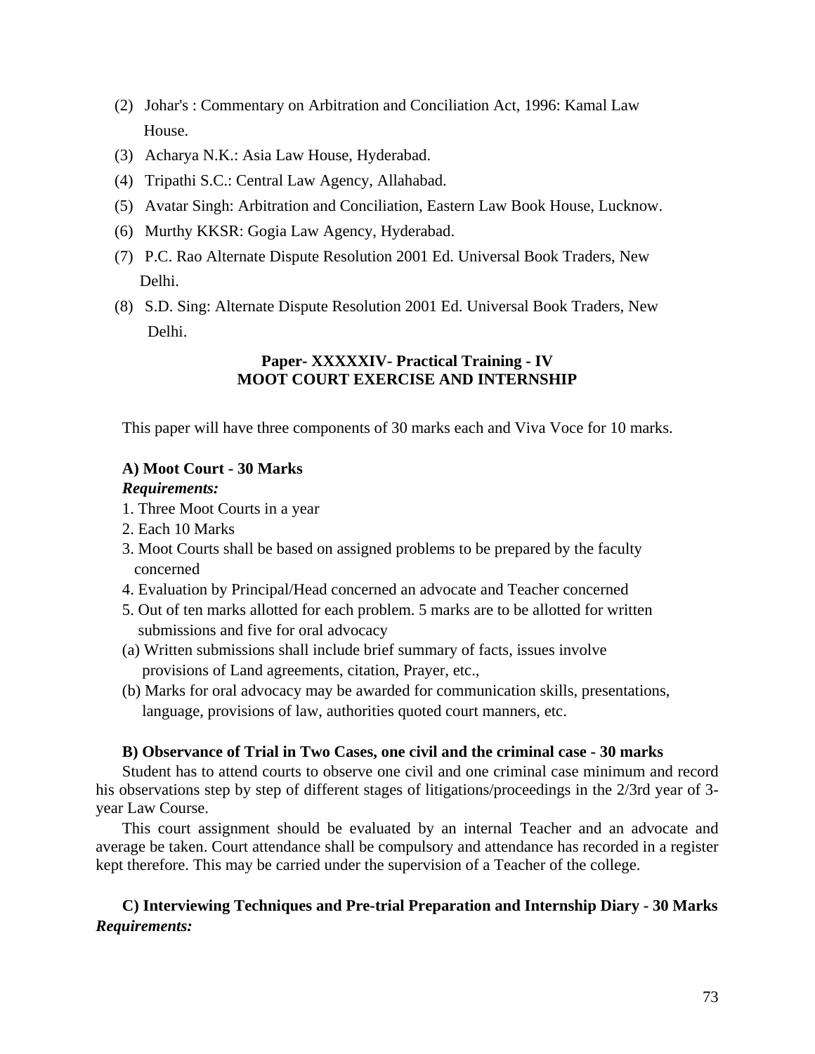(2) Johar's : Commentary on Arbitration and Conciliation Act, 1996: Kamal Law House.
(3) Acharya N.K.: Asia Law House, Hyderabad.
(4) Tripathi S.C.: Central Law Agency, Allahabad.
(5) Avatar Singh: Arbitration and Conciliation, Eastern Law Book House, Lucknow.
(6) Murthy KKSR: Gogia Law Agency, Hyderabad.
(7) P.C. Rao Alternate Dispute Resolution 2001 Ed. Universal Book Traders, New Delhi.
(8) S.D. Sing: Alternate Dispute Resolution 2001 Ed. Universal Book Traders, New Delhi.

## Paper- XXXXXIV- Practical Training - IV
## MOOT COURT EXERCISE AND INTERNSHIP

This paper will have three components of 30 marks each and Viva Voce for 10 marks.

**A) Moot Court - 30 Marks**

***Requirements:***

1. Three Moot Courts in a year
2. Each 10 Marks
3. Moot Courts shall be based on assigned problems to be prepared by the faculty concerned
4. Evaluation by Principal/Head concerned an advocate and Teacher concerned
5. Out of ten marks allotted for each problem. 5 marks are to be allotted for written submissions and five for oral advocacy

(a) Written submissions shall include brief summary of facts, issues involve provisions of Land agreements, citation, Prayer, etc.,

(b) Marks for oral advocacy may be awarded for communication skills, presentations, language, provisions of law, authorities quoted court manners, etc.

**B) Observance of Trial in Two Cases, one civil and the criminal case - 30 marks**

Student has to attend courts to observe one civil and one criminal case minimum and record his observations step by step of different stages of litigations/proceedings in the 2/3rd year of 3-year Law Course.

This court assignment should be evaluated by an internal Teacher and an advocate and average be taken. Court attendance shall be compulsory and attendance has recorded in a register kept therefore. This may be carried under the supervision of a Teacher of the college.

**C) Interviewing Techniques and Pre-trial Preparation and Internship Diary - 30 Marks**

***Requirements:***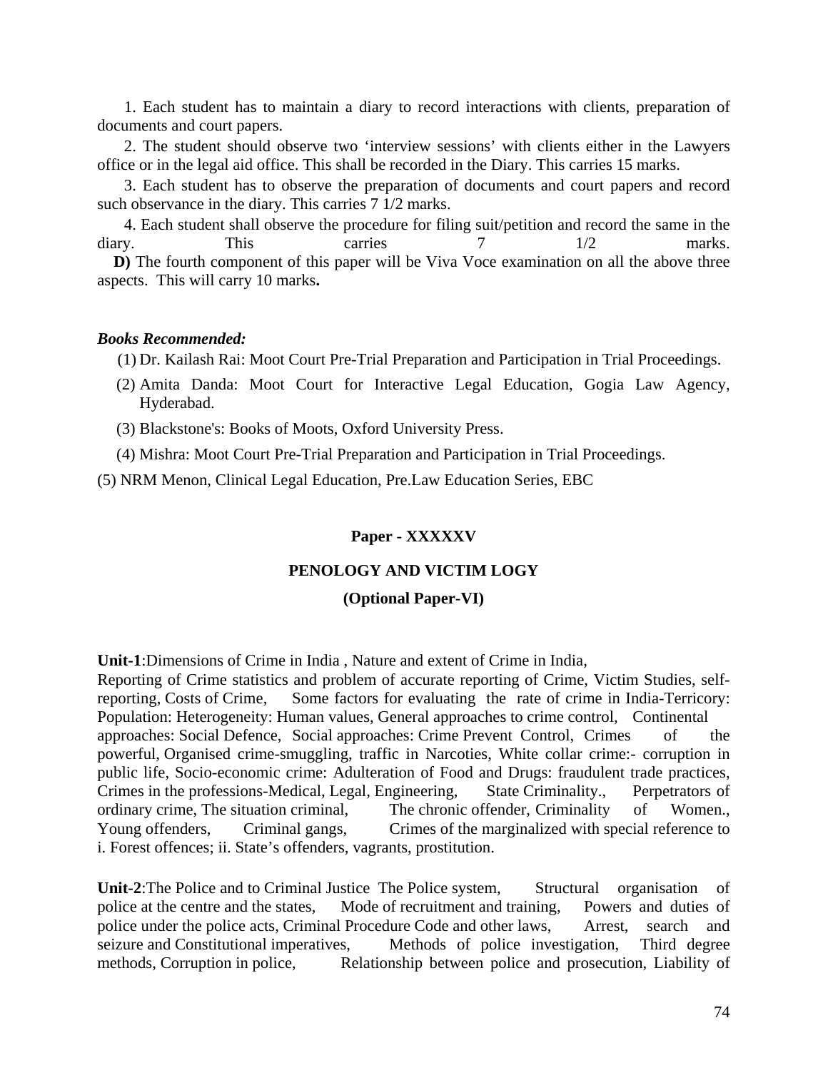1. Each student has to maintain a diary to record interactions with clients, preparation of documents and court papers.

2. The student should observe two 'interview sessions' with clients either in the Lawyers office or in the legal aid office. This shall be recorded in the Diary. This carries 15 marks.

3. Each student has to observe the preparation of documents and court papers and record such observance in the diary. This carries 7 1/2 marks.

4. Each student shall observe the procedure for filing suit/petition and record the same in the diary. This carries 7 1/2 marks.

**D)** The fourth component of this paper will be Viva Voce examination on all the above three aspects. This will carry 10 marks**.**

***Books Recommended:***

(1) Dr. Kailash Rai: Moot Court Pre-Trial Preparation and Participation in Trial Proceedings.

(2) Amita Danda: Moot Court for Interactive Legal Education, Gogia Law Agency, Hyderabad.

(3) Blackstone's: Books of Moots, Oxford University Press.

(4) Mishra: Moot Court Pre-Trial Preparation and Participation in Trial Proceedings.

(5) NRM Menon, Clinical Legal Education, Pre.Law Education Series, EBC

## Paper - XXXXXV

## PENOLOGY AND VICTIM LOGY

### (Optional Paper-VI)

**Unit-1**:Dimensions of Crime in India , Nature and extent of Crime in India, Reporting of Crime statistics and problem of accurate reporting of Crime, Victim Studies, self-reporting, Costs of Crime, Some factors for evaluating the rate of crime in India-Terricory: Population: Heterogeneity: Human values, General approaches to crime control, Continental approaches: Social Defence, Social approaches: Crime Prevent Control, Crimes of the powerful, Organised crime-smuggling, traffic in Narcoties, White collar crime:- corruption in public life, Socio-economic crime: Adulteration of Food and Drugs: fraudulent trade practices, Crimes in the professions-Medical, Legal, Engineering, State Criminality., Perpetrators of ordinary crime, The situation criminal, The chronic offender, Criminality of Women., Young offenders, Criminal gangs, Crimes of the marginalized with special reference to i. Forest offences; ii. State's offenders, vagrants, prostitution.

**Unit-2**:The Police and to Criminal Justice The Police system, Structural organisation of police at the centre and the states, Mode of recruitment and training, Powers and duties of police under the police acts, Criminal Procedure Code and other laws, Arrest, search and seizure and Constitutional imperatives, Methods of police investigation, Third degree methods, Corruption in police, Relationship between police and prosecution, Liability of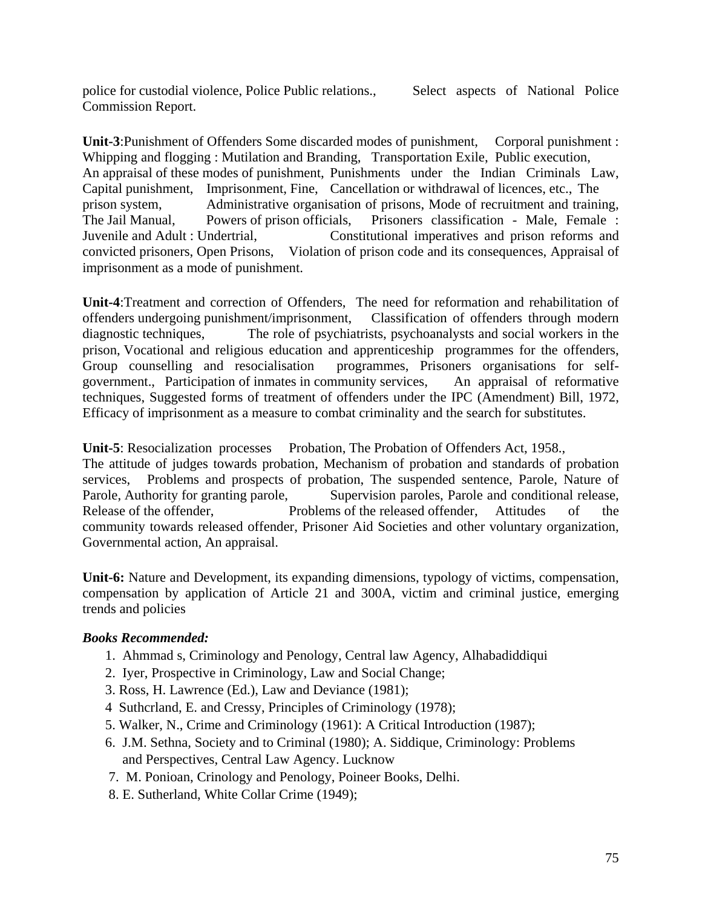police for custodial violence, Police Public relations., Select aspects of National Police Commission Report.

**Unit-3**:Punishment of Offenders Some discarded modes of punishment, Corporal punishment : Whipping and flogging : Mutilation and Branding, Transportation Exile, Public execution, An appraisal of these modes of punishment, Punishments under the Indian Criminals Law, Capital punishment, Imprisonment, Fine, Cancellation or withdrawal of licences, etc., The prison system, Administrative organisation of prisons, Mode of recruitment and training, The Jail Manual, Powers of prison officials, Prisoners classification - Male, Female : Juvenile and Adult : Undertrial, Constitutional imperatives and prison reforms and convicted prisoners, Open Prisons, Violation of prison code and its consequences, Appraisal of imprisonment as a mode of punishment.

**Unit-4**:Treatment and correction of Offenders, The need for reformation and rehabilitation of offenders undergoing punishment/imprisonment, Classification of offenders through modern diagnostic techniques, The role of psychiatrists, psychoanalysts and social workers in the prison, Vocational and religious education and apprenticeship programmes for the offenders, Group counselling and resocialisation programmes, Prisoners organisations for self-government., Participation of inmates in community services, An appraisal of reformative techniques, Suggested forms of treatment of offenders under the IPC (Amendment) Bill, 1972, Efficacy of imprisonment as a measure to combat criminality and the search for substitutes.

**Unit-5**: Resocialization processes Probation, The Probation of Offenders Act, 1958., The attitude of judges towards probation, Mechanism of probation and standards of probation services, Problems and prospects of probation, The suspended sentence, Parole, Nature of Parole, Authority for granting parole, Supervision paroles, Parole and conditional release, Release of the offender, Problems of the released offender, Attitudes of the community towards released offender, Prisoner Aid Societies and other voluntary organization, Governmental action, An appraisal.

**Unit-6:** Nature and Development, its expanding dimensions, typology of victims, compensation, compensation by application of Article 21 and 300A, victim and criminal justice, emerging trends and policies

***Books Recommended:***

1. Ahmmad s, Criminology and Penology, Central law Agency, Alhabadiddiqui
2. Iyer, Prospective in Criminology, Law and Social Change;
3. Ross, H. Lawrence (Ed.), Law and Deviance (1981);
4. Suthcrland, E. and Cressy, Principles of Criminology (1978);
5. Walker, N., Crime and Criminology (1961): A Critical Introduction (1987);
6. J.M. Sethna, Society and to Criminal (1980); A. Siddique, Criminology: Problems and Perspectives, Central Law Agency. Lucknow
7. M. Ponioan, Crinology and Penology, Poineer Books, Delhi.
8. E. Sutherland, White Collar Crime (1949);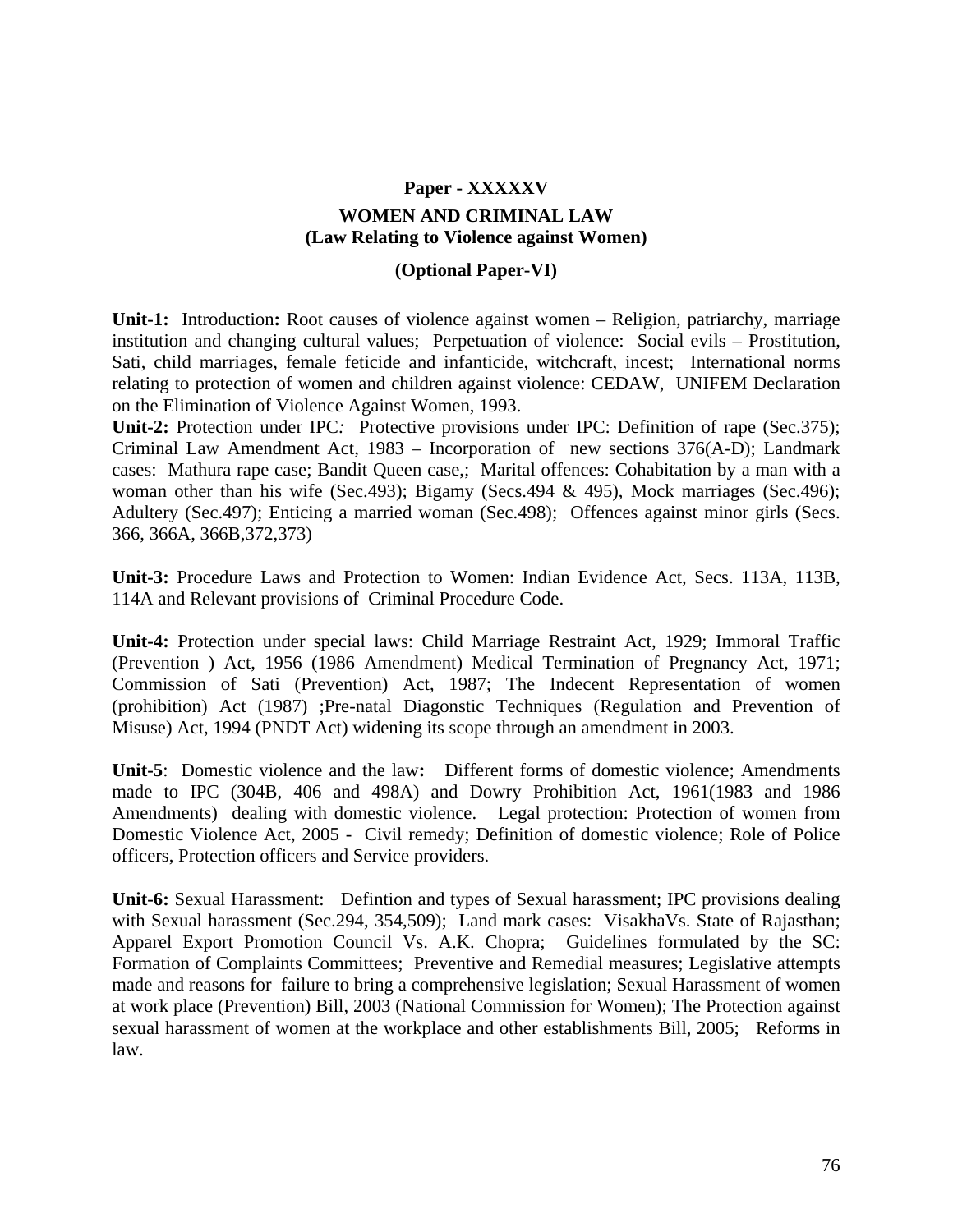## Paper - XXXXXV

### WOMEN AND CRIMINAL LAW
### (Law Relating to Violence against Women)

### (Optional Paper-VI)

**Unit-1:** Introduction**:** Root causes of violence against women – Religion, patriarchy, marriage institution and changing cultural values; Perpetuation of violence: Social evils – Prostitution, Sati, child marriages, female feticide and infanticide, witchcraft, incest; International norms relating to protection of women and children against violence: CEDAW, UNIFEM Declaration on the Elimination of Violence Against Women, 1993.

**Unit-2:** Protection under IPC*:* Protective provisions under IPC: Definition of rape (Sec.375); Criminal Law Amendment Act, 1983 – Incorporation of new sections 376(A-D); Landmark cases: Mathura rape case; Bandit Queen case,; Marital offences: Cohabitation by a man with a woman other than his wife (Sec.493); Bigamy (Secs.494 & 495), Mock marriages (Sec.496); Adultery (Sec.497); Enticing a married woman (Sec.498); Offences against minor girls (Secs. 366, 366A, 366B,372,373)

**Unit-3:** Procedure Laws and Protection to Women: Indian Evidence Act, Secs. 113A, 113B, 114A and Relevant provisions of Criminal Procedure Code.

**Unit-4:** Protection under special laws: Child Marriage Restraint Act, 1929; Immoral Traffic (Prevention ) Act, 1956 (1986 Amendment) Medical Termination of Pregnancy Act, 1971; Commission of Sati (Prevention) Act, 1987; The Indecent Representation of women (prohibition) Act (1987) ;Pre-natal Diagonstic Techniques (Regulation and Prevention of Misuse) Act, 1994 (PNDT Act) widening its scope through an amendment in 2003.

**Unit-5**: Domestic violence and the law**:** Different forms of domestic violence; Amendments made to IPC (304B, 406 and 498A) and Dowry Prohibition Act, 1961(1983 and 1986 Amendments) dealing with domestic violence. Legal protection: Protection of women from Domestic Violence Act, 2005 - Civil remedy; Definition of domestic violence; Role of Police officers, Protection officers and Service providers.

**Unit-6:** Sexual Harassment: Defintion and types of Sexual harassment; IPC provisions dealing with Sexual harassment (Sec.294, 354,509); Land mark cases: VisakhaVs. State of Rajasthan; Apparel Export Promotion Council Vs. A.K. Chopra; Guidelines formulated by the SC: Formation of Complaints Committees; Preventive and Remedial measures; Legislative attempts made and reasons for failure to bring a comprehensive legislation; Sexual Harassment of women at work place (Prevention) Bill, 2003 (National Commission for Women); The Protection against sexual harassment of women at the workplace and other establishments Bill, 2005; Reforms in law.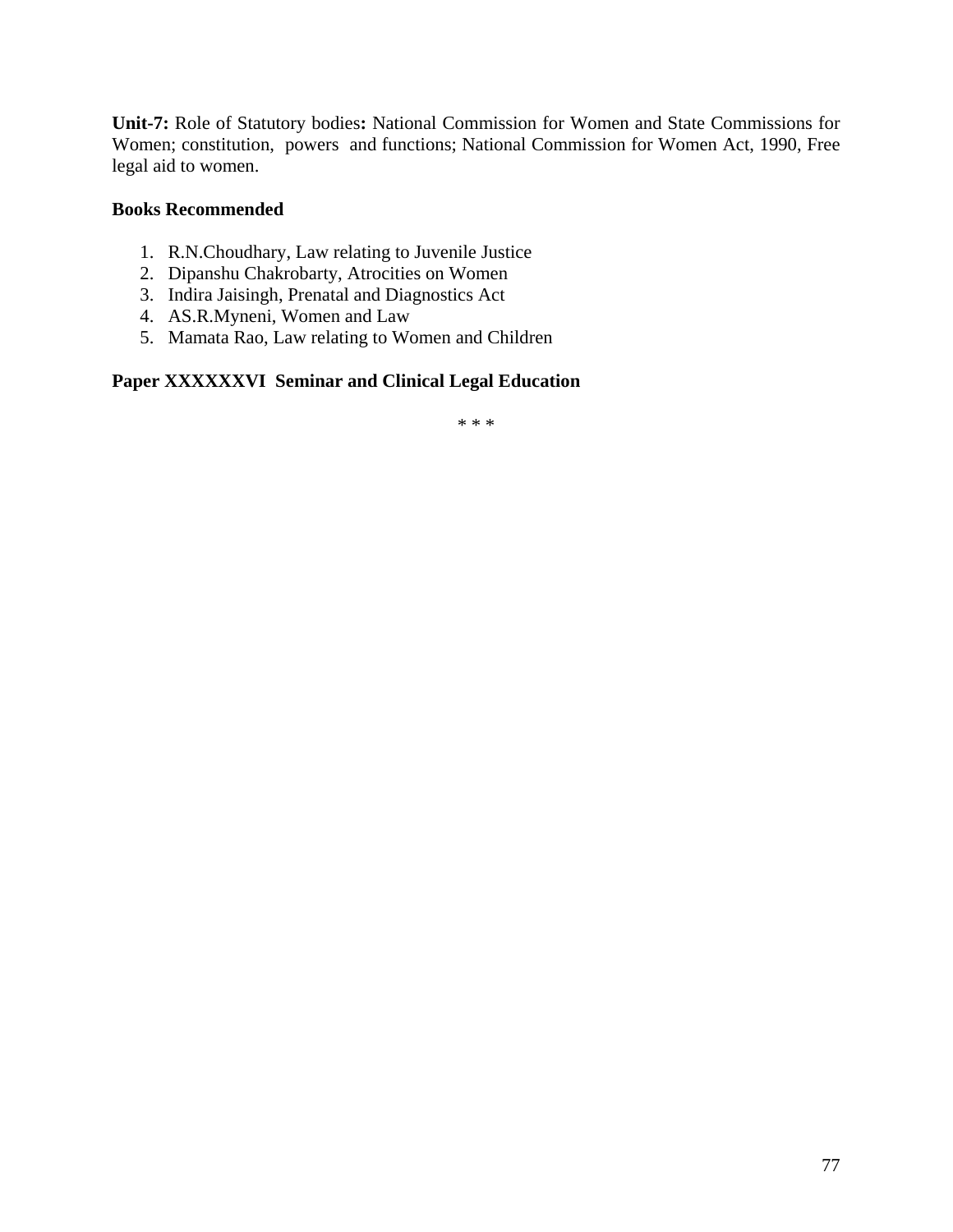**Unit-7:** Role of Statutory bodies**:** National Commission for Women and State Commissions for Women; constitution, powers and functions; National Commission for Women Act, 1990, Free legal aid to women.

**Books Recommended**

1. R.N.Choudhary, Law relating to Juvenile Justice
2. Dipanshu Chakrobarty, Atrocities on Women
3. Indira Jaisingh, Prenatal and Diagnostics Act
4. AS.R.Myneni, Women and Law
5. Mamata Rao, Law relating to Women and Children

**Paper XXXXXXVI Seminar and Clinical Legal Education**

* * *